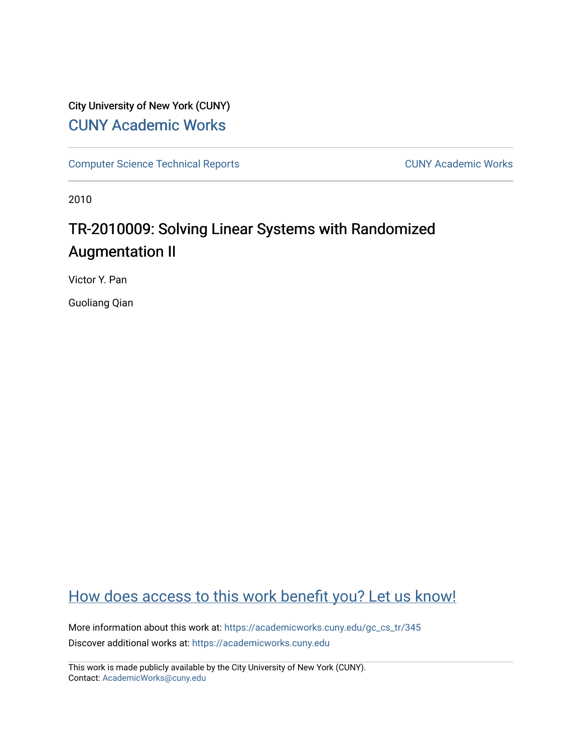City University of New York (CUNY)

CUNY Academic Works

Computer Science Technical Reports

CUNY Academic Works

2010

# TR-2010009: Solving Linear Systems with Randomized Augmentation II

Victor Y. Pan

Guoliang Qian

How does access to this work benefit you? Let us know!

More information about this work at: https://academicworks.cuny.edu/gc_cs_tr/345

Discover additional works at: https://academicworks.cuny.edu

This work is made publicly available by the City University of New York (CUNY).
Contact: AcademicWorks@cuny.edu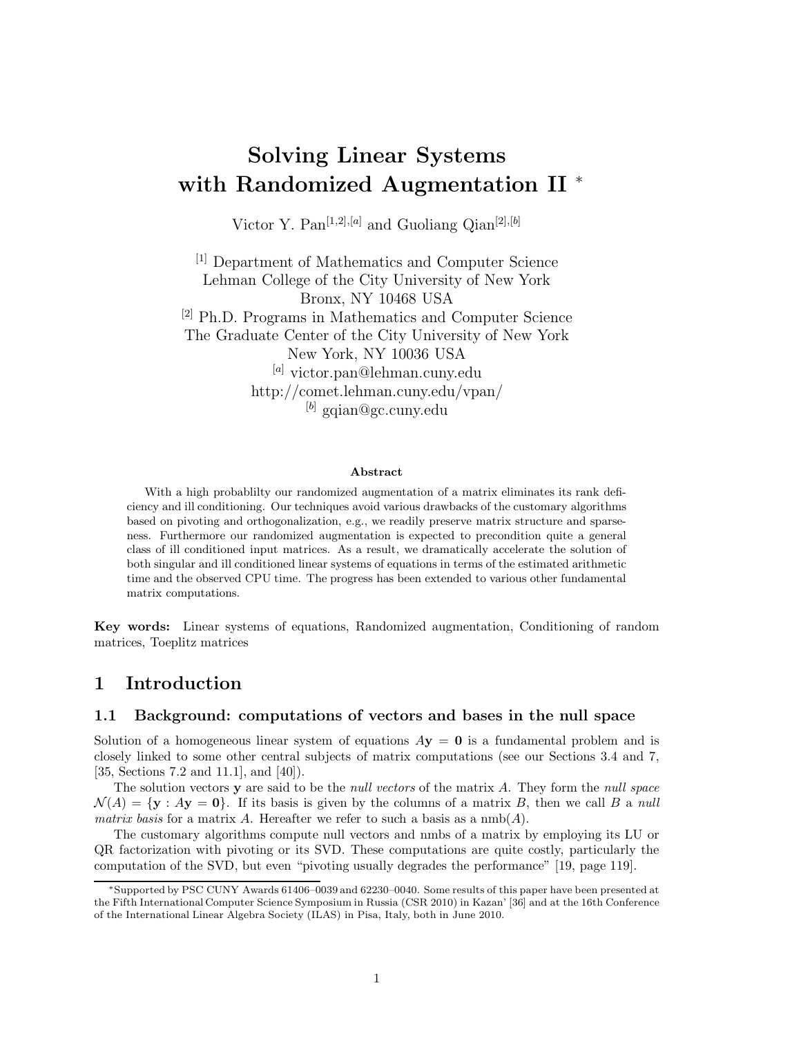# Solving Linear Systems with Randomized Augmentation II *

Victor Y. Pan[1,2],[a] and Guoliang Qian[2],[b]

[1] Department of Mathematics and Computer Science
Lehman College of the City University of New York
Bronx, NY 10468 USA

[2] Ph.D. Programs in Mathematics and Computer Science
The Graduate Center of the City University of New York
New York, NY 10036 USA

[a] victor.pan@lehman.cuny.edu
http://comet.lehman.cuny.edu/vpan/

[b] gqian@gc.cuny.edu

**Abstract**

With a high probablilty our randomized augmentation of a matrix eliminates its rank deficiency and ill conditioning. Our techniques avoid various drawbacks of the customary algorithms based on pivoting and orthogonalization, e.g., we readily preserve matrix structure and sparseness. Furthermore our randomized augmentation is expected to precondition quite a general class of ill conditioned input matrices. As a result, we dramatically accelerate the solution of both singular and ill conditioned linear systems of equations in terms of the estimated arithmetic time and the observed CPU time. The progress has been extended to various other fundamental matrix computations.

**Key words:** Linear systems of equations, Randomized augmentation, Conditioning of random matrices, Toeplitz matrices

## 1 Introduction

### 1.1 Background: computations of vectors and bases in the null space

Solution of a homogeneous linear system of equations $A\mathbf{y} = \mathbf{0}$ is a fundamental problem and is closely linked to some other central subjects of matrix computations (see our Sections 3.4 and 7, [35, Sections 7.2 and 11.1], and [40]).

The solution vectors $\mathbf{y}$ are said to be the *null vectors* of the matrix $A$. They form the *null space* $\mathcal{N}(A) = \{\mathbf{y} : A\mathbf{y} = \mathbf{0}\}$. If its basis is given by the columns of a matrix $B$, then we call $B$ a *null matrix basis* for a matrix $A$. Hereafter we refer to such a basis as a nmb($A$).

The customary algorithms compute null vectors and nmbs of a matrix by employing its LU or QR factorization with pivoting or its SVD. These computations are quite costly, particularly the computation of the SVD, but even "pivoting usually degrades the performance" [19, page 119].

*Supported by PSC CUNY Awards 61406–0039 and 62230–0040. Some results of this paper have been presented at the Fifth International Computer Science Symposium in Russia (CSR 2010) in Kazan' [36] and at the 16th Conference of the International Linear Algebra Society (ILAS) in Pisa, Italy, both in June 2010.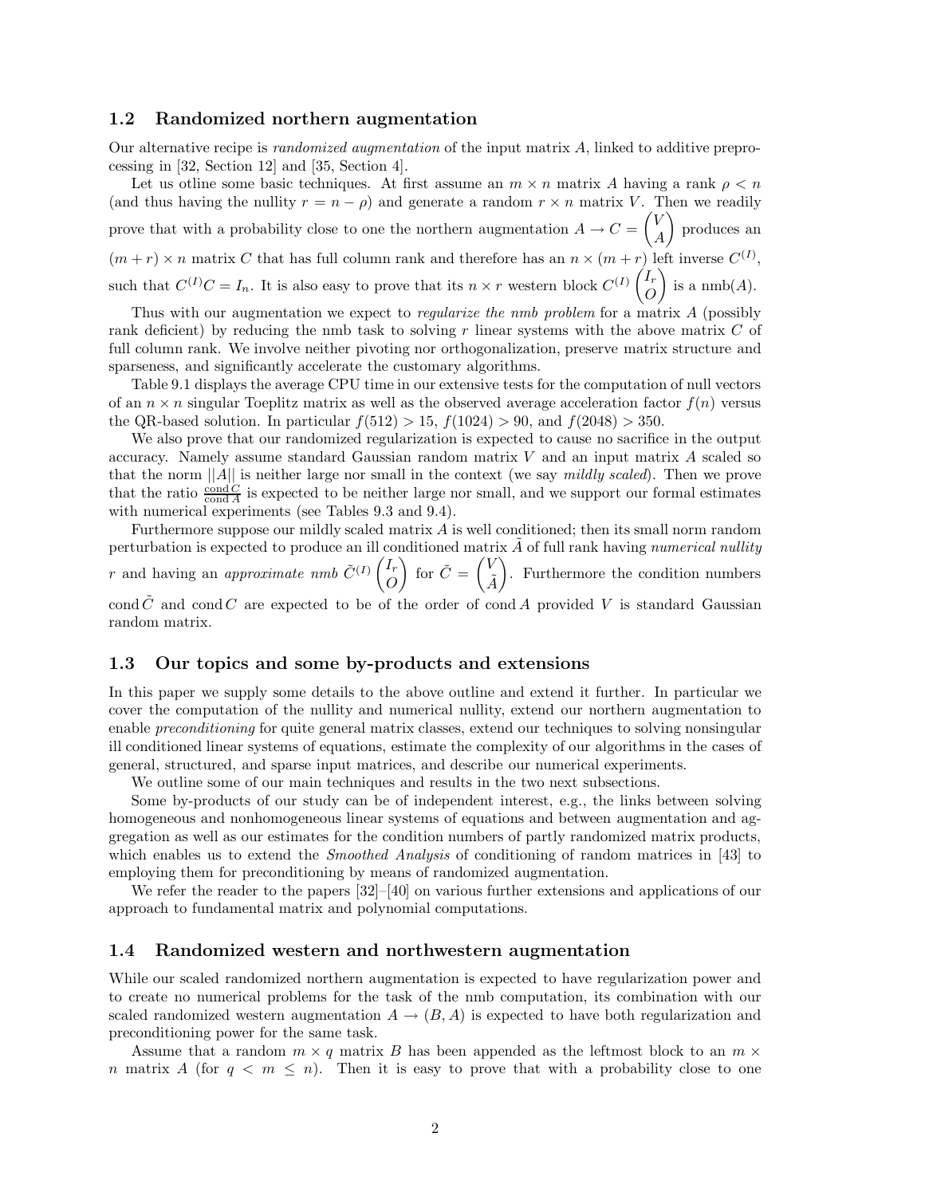### 1.2 Randomized northern augmentation

Our alternative recipe is *randomized augmentation* of the input matrix $A$, linked to additive preprocessing in [32, Section 12] and [35, Section 4].

Let us otline some basic techniques. At first assume an $m \times n$ matrix $A$ having a rank $\rho < n$ (and thus having the nullity $r = n - \rho$) and generate a random $r \times n$ matrix $V$. Then we readily prove that with a probability close to one the northern augmentation $A \rightarrow C = \begin{pmatrix} V \\ A \end{pmatrix}$ produces an $(m + r) \times n$ matrix $C$ that has full column rank and therefore has an $n \times (m + r)$ left inverse $C^{(I)}$, such that $C^{(I)}C = I_n$. It is also easy to prove that its $n \times r$ western block $C^{(I)} \begin{pmatrix} I_r \\ O \end{pmatrix}$ is a nmb($A$).

Thus with our augmentation we expect to *regularize the nmb problem* for a matrix $A$ (possibly rank deficient) by reducing the nmb task to solving $r$ linear systems with the above matrix $C$ of full column rank. We involve neither pivoting nor orthogonalization, preserve matrix structure and sparseness, and significantly accelerate the customary algorithms.

Table 9.1 displays the average CPU time in our extensive tests for the computation of null vectors of an $n \times n$ singular Toeplitz matrix as well as the observed average acceleration factor $f(n)$ versus the QR-based solution. In particular $f(512) > 15$, $f(1024) > 90$, and $f(2048) > 350$.

We also prove that our randomized regularization is expected to cause no sacrifice in the output accuracy. Namely assume standard Gaussian random matrix $V$ and an input matrix $A$ scaled so that the norm $||A||$ is neither large nor small in the context (we say *mildly scaled*). Then we prove that the ratio $\frac{\text{cond}\, C}{\text{cond}\, A}$ is expected to be neither large nor small, and we support our formal estimates with numerical experiments (see Tables 9.3 and 9.4).

Furthermore suppose our mildly scaled matrix $A$ is well conditioned; then its small norm random perturbation is expected to produce an ill conditioned matrix $\tilde{A}$ of full rank having *numerical nullity* $r$ and having an *approximate nmb* $\tilde{C}^{(I)} \begin{pmatrix} I_r \\ O \end{pmatrix}$ for $\tilde{C} = \begin{pmatrix} V \\ \tilde{A} \end{pmatrix}$. Furthermore the condition numbers $\text{cond}\, \tilde{C}$ and $\text{cond}\, C$ are expected to be of the order of $\text{cond}\, A$ provided $V$ is standard Gaussian random matrix.

### 1.3 Our topics and some by-products and extensions

In this paper we supply some details to the above outline and extend it further. In particular we cover the computation of the nullity and numerical nullity, extend our northern augmentation to enable *preconditioning* for quite general matrix classes, extend our techniques to solving nonsingular ill conditioned linear systems of equations, estimate the complexity of our algorithms in the cases of general, structured, and sparse input matrices, and describe our numerical experiments.

We outline some of our main techniques and results in the two next subsections.

Some by-products of our study can be of independent interest, e.g., the links between solving homogeneous and nonhomogeneous linear systems of equations and between augmentation and aggregation as well as our estimates for the condition numbers of partly randomized matrix products, which enables us to extend the *Smoothed Analysis* of conditioning of random matrices in [43] to employing them for preconditioning by means of randomized augmentation.

We refer the reader to the papers [32]–[40] on various further extensions and applications of our approach to fundamental matrix and polynomial computations.

### 1.4 Randomized western and northwestern augmentation

While our scaled randomized northern augmentation is expected to have regularization power and to create no numerical problems for the task of the nmb computation, its combination with our scaled randomized western augmentation $A \rightarrow (B, A)$ is expected to have both regularization and preconditioning power for the same task.

Assume that a random $m \times q$ matrix $B$ has been appended as the leftmost block to an $m \times n$ matrix $A$ (for $q < m \leq n$). Then it is easy to prove that with a probability close to one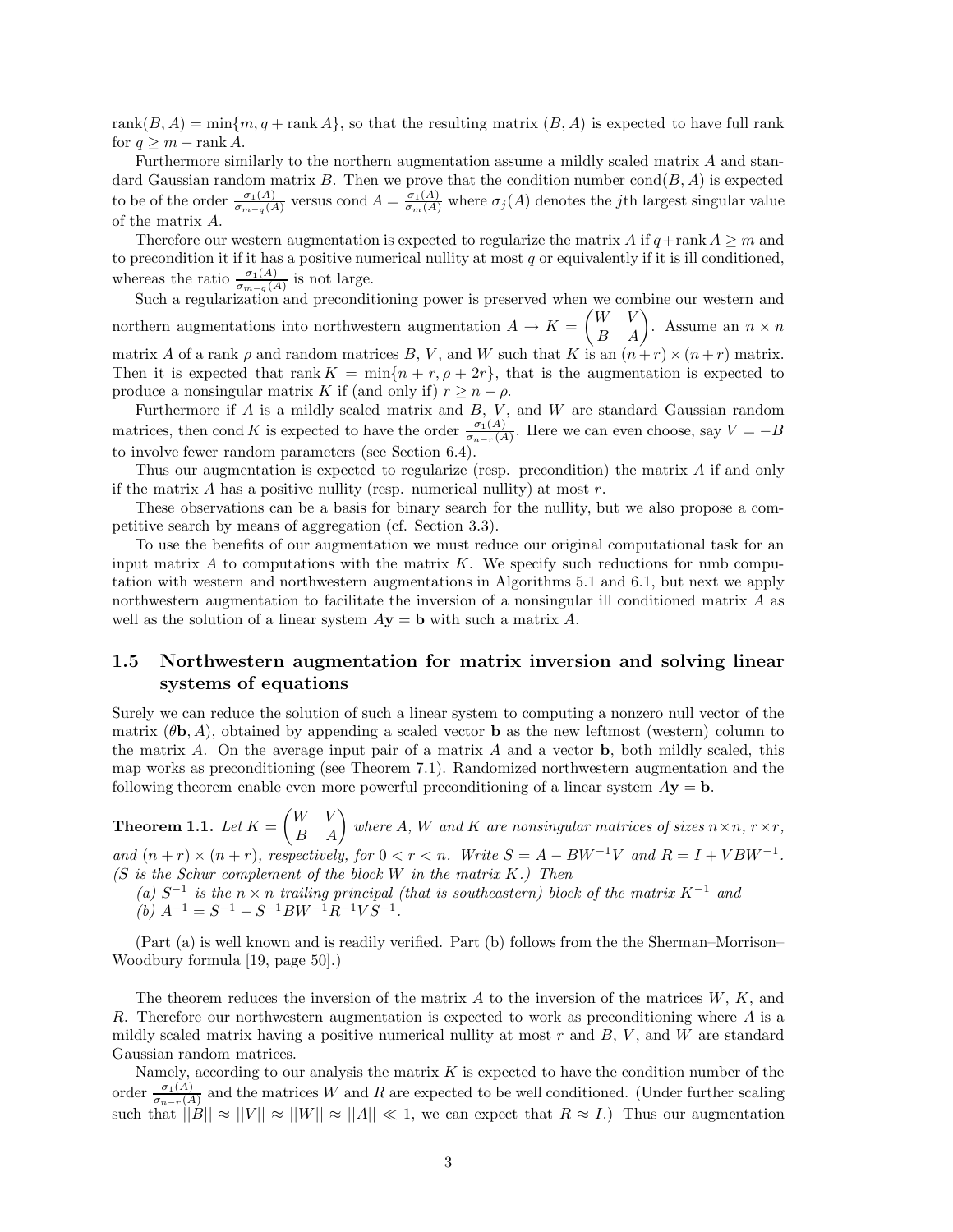$\operatorname{rank}(B, A) = \min\{m, q + \operatorname{rank} A\}$, so that the resulting matrix $(B, A)$ is expected to have full rank for $q \geq m - \operatorname{rank} A$.

Furthermore similarly to the northern augmentation assume a mildly scaled matrix $A$ and standard Gaussian random matrix $B$. Then we prove that the condition number $\operatorname{cond}(B, A)$ is expected to be of the order $\frac{\sigma_1(A)}{\sigma_{m-q}(A)}$ versus $\operatorname{cond} A = \frac{\sigma_1(A)}{\sigma_m(A)}$ where $\sigma_j(A)$ denotes the $j$th largest singular value of the matrix $A$.

Therefore our western augmentation is expected to regularize the matrix $A$ if $q + \operatorname{rank} A \geq m$ and to precondition it if it has a positive numerical nullity at most $q$ or equivalently if it is ill conditioned, whereas the ratio $\frac{\sigma_1(A)}{\sigma_{m-q}(A)}$ is not large.

Such a regularization and preconditioning power is preserved when we combine our western and northern augmentations into northwestern augmentation $A \rightarrow K = \begin{pmatrix} W & V \\ B & A \end{pmatrix}$. Assume an $n \times n$ matrix $A$ of a rank $\rho$ and random matrices $B$, $V$, and $W$ such that $K$ is an $(n+r) \times (n+r)$ matrix. Then it is expected that $\operatorname{rank} K = \min\{n + r, \rho + 2r\}$, that is the augmentation is expected to produce a nonsingular matrix $K$ if (and only if) $r \geq n - \rho$.

Furthermore if $A$ is a mildly scaled matrix and $B$, $V$, and $W$ are standard Gaussian random matrices, then $\operatorname{cond} K$ is expected to have the order $\frac{\sigma_1(A)}{\sigma_{n-r}(A)}$. Here we can even choose, say $V = -B$ to involve fewer random parameters (see Section 6.4).

Thus our augmentation is expected to regularize (resp. precondition) the matrix $A$ if and only if the matrix $A$ has a positive nullity (resp. numerical nullity) at most $r$.

These observations can be a basis for binary search for the nullity, but we also propose a competitive search by means of aggregation (cf. Section 3.3).

To use the benefits of our augmentation we must reduce our original computational task for an input matrix $A$ to computations with the matrix $K$. We specify such reductions for nmb computation with western and northwestern augmentations in Algorithms 5.1 and 6.1, but next we apply northwestern augmentation to facilitate the inversion of a nonsingular ill conditioned matrix $A$ as well as the solution of a linear system $A\mathbf{y} = \mathbf{b}$ with such a matrix $A$.

## 1.5 Northwestern augmentation for matrix inversion and solving linear systems of equations

Surely we can reduce the solution of such a linear system to computing a nonzero null vector of the matrix $(\theta\mathbf{b}, A)$, obtained by appending a scaled vector $\mathbf{b}$ as the new leftmost (western) column to the matrix $A$. On the average input pair of a matrix $A$ and a vector $\mathbf{b}$, both mildly scaled, this map works as preconditioning (see Theorem 7.1). Randomized northwestern augmentation and the following theorem enable even more powerful preconditioning of a linear system $A\mathbf{y} = \mathbf{b}$.

**Theorem 1.1.** *Let $K = \begin{pmatrix} W & V \\ B & A \end{pmatrix}$ where $A$, $W$ and $K$ are nonsingular matrices of sizes $n \times n$, $r \times r$, and $(n+r) \times (n+r)$, respectively, for $0 < r < n$. Write $S = A - BW^{-1}V$ and $R = I + VBW^{-1}$. ($S$ is the Schur complement of the block $W$ in the matrix $K$.) Then*

*(a) $S^{-1}$ is the $n \times n$ trailing principal (that is southeastern) block of the matrix $K^{-1}$ and*
*(b) $A^{-1} = S^{-1} - S^{-1}BW^{-1}R^{-1}VS^{-1}$.*

(Part (a) is well known and is readily verified. Part (b) follows from the the Sherman–Morrison–Woodbury formula [19, page 50].)

The theorem reduces the inversion of the matrix $A$ to the inversion of the matrices $W$, $K$, and $R$. Therefore our northwestern augmentation is expected to work as preconditioning where $A$ is a mildly scaled matrix having a positive numerical nullity at most $r$ and $B$, $V$, and $W$ are standard Gaussian random matrices.

Namely, according to our analysis the matrix $K$ is expected to have the condition number of the order $\frac{\sigma_1(A)}{\sigma_{n-r}(A)}$ and the matrices $W$ and $R$ are expected to be well conditioned. (Under further scaling such that $||B|| \approx ||V|| \approx ||W|| \approx ||A|| \ll 1$, we can expect that $R \approx I$.) Thus our augmentation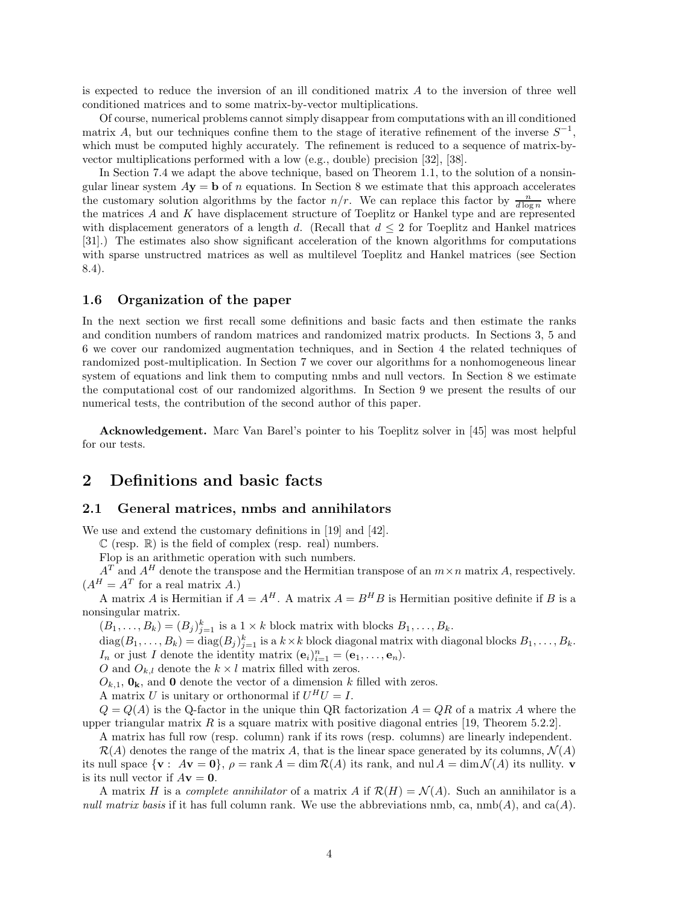is expected to reduce the inversion of an ill conditioned matrix $A$ to the inversion of three well conditioned matrices and to some matrix-by-vector multiplications.

Of course, numerical problems cannot simply disappear from computations with an ill conditioned matrix $A$, but our techniques confine them to the stage of iterative refinement of the inverse $S^{-1}$, which must be computed highly accurately. The refinement is reduced to a sequence of matrix-by-vector multiplications performed with a low (e.g., double) precision [32], [38].

In Section 7.4 we adapt the above technique, based on Theorem 1.1, to the solution of a nonsingular linear system $A\mathbf{y} = \mathbf{b}$ of $n$ equations. In Section 8 we estimate that this approach accelerates the customary solution algorithms by the factor $n/r$. We can replace this factor by $\frac{n}{d \log n}$ where the matrices $A$ and $K$ have displacement structure of Toeplitz or Hankel type and are represented with displacement generators of a length $d$. (Recall that $d \leq 2$ for Toeplitz and Hankel matrices [31].) The estimates also show significant acceleration of the known algorithms for computations with sparse unstructred matrices as well as multilevel Toeplitz and Hankel matrices (see Section 8.4).

### 1.6 Organization of the paper

In the next section we first recall some definitions and basic facts and then estimate the ranks and condition numbers of random matrices and randomized matrix products. In Sections 3, 5 and 6 we cover our randomized augmentation techniques, and in Section 4 the related techniques of randomized post-multiplication. In Section 7 we cover our algorithms for a nonhomogeneous linear system of equations and link them to computing nmbs and null vectors. In Section 8 we estimate the computational cost of our randomized algorithms. In Section 9 we present the results of our numerical tests, the contribution of the second author of this paper.

**Acknowledgement.** Marc Van Barel's pointer to his Toeplitz solver in [45] was most helpful for our tests.

## 2 Definitions and basic facts

### 2.1 General matrices, nmbs and annihilators

We use and extend the customary definitions in [19] and [42].

$\mathbb{C}$ (resp. $\mathbb{R}$) is the field of complex (resp. real) numbers.

Flop is an arithmetic operation with such numbers.

$A^T$ and $A^H$ denote the transpose and the Hermitian transpose of an $m \times n$ matrix $A$, respectively. ($A^H = A^T$ for a real matrix $A$.)

A matrix $A$ is Hermitian if $A = A^H$. A matrix $A = B^H B$ is Hermitian positive definite if $B$ is a nonsingular matrix.

$(B_1, \ldots, B_k) = (B_j)_{j=1}^k$ is a $1 \times k$ block matrix with blocks $B_1, \ldots, B_k$.

$\operatorname{diag}(B_1, \ldots, B_k) = \operatorname{diag}(B_j)_{j=1}^k$ is a $k \times k$ block diagonal matrix with diagonal blocks $B_1, \ldots, B_k$.

$I_n$ or just $I$ denote the identity matrix $(\mathbf{e}_i)_{i=1}^n = (\mathbf{e}_1, \ldots, \mathbf{e}_n)$.

$O$ and $O_{k,l}$ denote the $k \times l$ matrix filled with zeros.

$O_{k,1}$, $\mathbf{0_k}$, and $\mathbf{0}$ denote the vector of a dimension $k$ filled with zeros.

A matrix $U$ is unitary or orthonormal if $U^H U = I$.

$Q = Q(A)$ is the Q-factor in the unique thin QR factorization $A = QR$ of a matrix $A$ where the upper triangular matrix $R$ is a square matrix with positive diagonal entries [19, Theorem 5.2.2].

A matrix has full row (resp. column) rank if its rows (resp. columns) are linearly independent.

$\mathcal{R}(A)$ denotes the range of the matrix $A$, that is the linear space generated by its columns, $\mathcal{N}(A)$ its null space $\{\mathbf{v} : A\mathbf{v} = \mathbf{0}\}$, $\rho = \operatorname{rank} A = \dim \mathcal{R}(A)$ its rank, and $\operatorname{nul} A = \dim \mathcal{N}(A)$ its nullity. $\mathbf{v}$ is its null vector if $A\mathbf{v} = \mathbf{0}$.

A matrix $H$ is a *complete annihilator* of a matrix $A$ if $\mathcal{R}(H) = \mathcal{N}(A)$. Such an annihilator is a *null matrix basis* if it has full column rank. We use the abbreviations nmb, ca, nmb($A$), and ca($A$).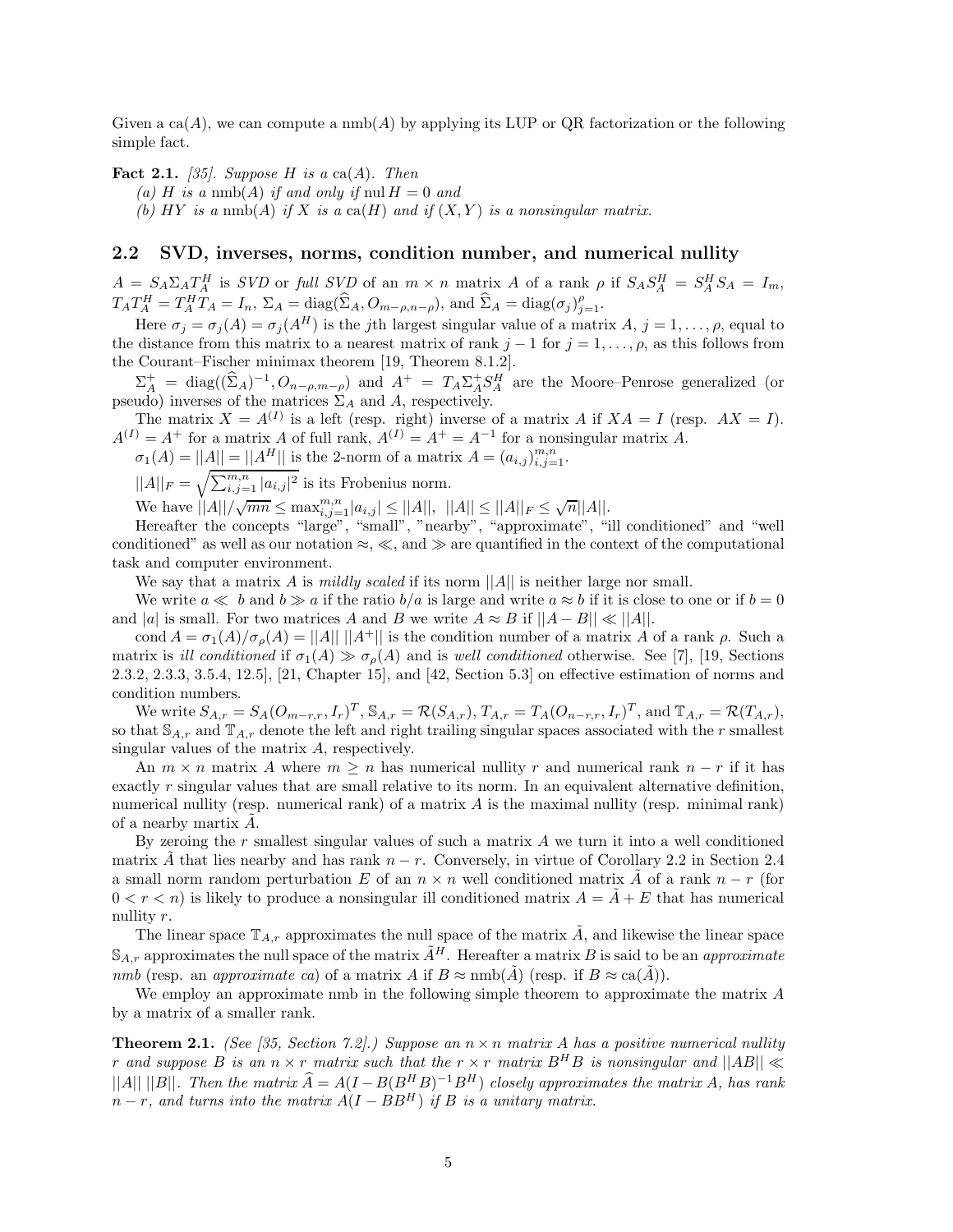Given a $\text{ca}(A)$, we can compute a $\text{nmb}(A)$ by applying its LUP or QR factorization or the following simple fact.

**Fact 2.1.** *[35]. Suppose $H$ is a $\text{ca}(A)$. Then*

*(a) $H$ is a $\text{nmb}(A)$ if and only if $\text{nul}\, H = 0$ and*

*(b) $HY$ is a $\text{nmb}(A)$ if $X$ is a $\text{ca}(H)$ and if $(X, Y)$ is a nonsingular matrix.*

## 2.2 SVD, inverses, norms, condition number, and numerical nullity

$A = S_A \Sigma_A T_A^H$ is *SVD* or *full SVD* of an $m \times n$ matrix $A$ of a rank $\rho$ if $S_A S_A^H = S_A^H S_A = I_m$, $T_A T_A^H = T_A^H T_A = I_n$, $\Sigma_A = \text{diag}(\widehat{\Sigma}_A, O_{m-\rho,n-\rho})$, and $\widehat{\Sigma}_A = \text{diag}(\sigma_j)_{j=1}^{\rho}$.

Here $\sigma_j = \sigma_j(A) = \sigma_j(A^H)$ is the $j$th largest singular value of a matrix $A$, $j = 1, \ldots, \rho$, equal to the distance from this matrix to a nearest matrix of rank $j-1$ for $j = 1, \ldots, \rho$, as this follows from the Courant–Fischer minimax theorem [19, Theorem 8.1.2].

$\Sigma_A^+ = \text{diag}((\widehat{\Sigma}_A)^{-1}, O_{n-\rho,m-\rho})$ and $A^+ = T_A \Sigma_A^+ S_A^H$ are the Moore–Penrose generalized (or pseudo) inverses of the matrices $\Sigma_A$ and $A$, respectively.

The matrix $X = A^{(I)}$ is a left (resp. right) inverse of a matrix $A$ if $XA = I$ (resp. $AX = I$). $A^{(I)} = A^+$ for a matrix $A$ of full rank, $A^{(I)} = A^+ = A^{-1}$ for a nonsingular matrix $A$.

$\sigma_1(A) = ||A|| = ||A^H||$ is the 2-norm of a matrix $A = (a_{i,j})_{i,j=1}^{m,n}$.

$||A||_F = \sqrt{\sum_{i,j=1}^{m,n} |a_{i,j}|^2}$ is its Frobenius norm.

We have $||A||/\sqrt{mn} \le \max_{i,j=1}^{m,n} |a_{i,j}| \le ||A||$, $\;||A|| \le ||A||_F \le \sqrt{n}||A||$.

Hereafter the concepts "large", "small", "nearby", "approximate", "ill conditioned" and "well conditioned" as well as our notation $\approx$, $\ll$, and $\gg$ are quantified in the context of the computational task and computer environment.

We say that a matrix $A$ is *mildly scaled* if its norm $||A||$ is neither large nor small.

We write $a \ll b$ and $b \gg a$ if the ratio $b/a$ is large and write $a \approx b$ if it is close to one or if $b = 0$ and $|a|$ is small. For two matrices $A$ and $B$ we write $A \approx B$ if $||A - B|| \ll ||A||$.

$\text{cond}\, A = \sigma_1(A)/\sigma_\rho(A) = ||A||\, ||A^+||$ is the condition number of a matrix $A$ of a rank $\rho$. Such a matrix is *ill conditioned* if $\sigma_1(A) \gg \sigma_\rho(A)$ and is *well conditioned* otherwise. See [7], [19, Sections 2.3.2, 2.3.3, 3.5.4, 12.5], [21, Chapter 15], and [42, Section 5.3] on effective estimation of norms and condition numbers.

We write $S_{A,r} = S_A(O_{m-r,r}, I_r)^T$, $\mathbb{S}_{A,r} = \mathcal{R}(S_{A,r})$, $T_{A,r} = T_A(O_{n-r,r}, I_r)^T$, and $\mathbb{T}_{A,r} = \mathcal{R}(T_{A,r})$, so that $\mathbb{S}_{A,r}$ and $\mathbb{T}_{A,r}$ denote the left and right trailing singular spaces associated with the $r$ smallest singular values of the matrix $A$, respectively.

An $m \times n$ matrix $A$ where $m \ge n$ has numerical nullity $r$ and numerical rank $n - r$ if it has exactly $r$ singular values that are small relative to its norm. In an equivalent alternative definition, numerical nullity (resp. numerical rank) of a matrix $A$ is the maximal nullity (resp. minimal rank) of a nearby martix $\tilde{A}$.

By zeroing the $r$ smallest singular values of such a matrix $A$ we turn it into a well conditioned matrix $\tilde{A}$ that lies nearby and has rank $n - r$. Conversely, in virtue of Corollary 2.2 in Section 2.4 a small norm random perturbation $E$ of an $n \times n$ well conditioned matrix $\tilde{A}$ of a rank $n - r$ (for $0 < r < n$) is likely to produce a nonsingular ill conditioned matrix $A = \tilde{A} + E$ that has numerical nullity $r$.

The linear space $\mathbb{T}_{A,r}$ approximates the null space of the matrix $\tilde{A}$, and likewise the linear space $\mathbb{S}_{A,r}$ approximates the null space of the matrix $\tilde{A}^H$. Hereafter a matrix $B$ is said to be an *approximate nmb* (resp. an *approximate ca*) of a matrix $A$ if $B \approx \text{nmb}(\tilde{A})$ (resp. if $B \approx \text{ca}(\tilde{A})$).

We employ an approximate nmb in the following simple theorem to approximate the matrix $A$ by a matrix of a smaller rank.

**Theorem 2.1.** *(See [35, Section 7.2].) Suppose an $n \times n$ matrix $A$ has a positive numerical nullity $r$ and suppose $B$ is an $n \times r$ matrix such that the $r \times r$ matrix $B^H B$ is nonsingular and $||AB|| \ll ||A||\, ||B||$. Then the matrix $\widehat{A} = A(I - B(B^H B)^{-1} B^H)$ closely approximates the matrix $A$, has rank $n - r$, and turns into the matrix $A(I - BB^H)$ if $B$ is a unitary matrix.*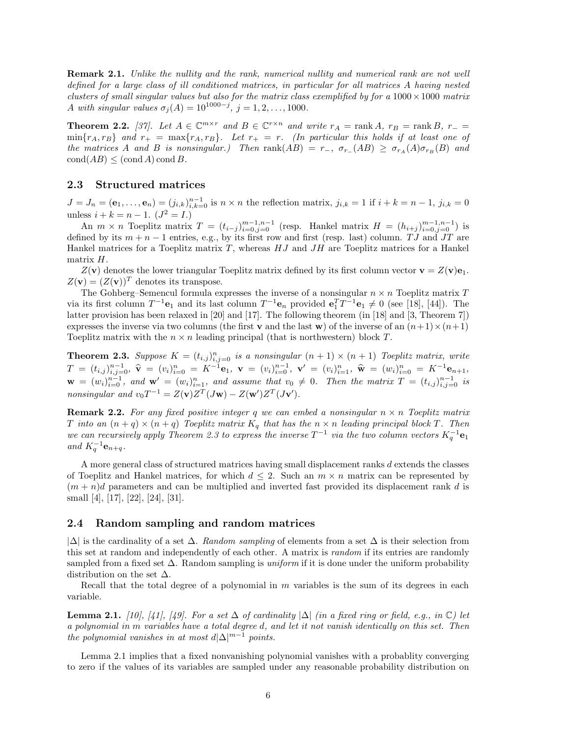**Remark 2.1.** *Unlike the nullity and the rank, numerical nullity and numerical rank are not well defined for a large class of ill conditioned matrices, in particular for all matrices $A$ having nested clusters of small singular values but also for the matrix class exemplified by for a $1000 \times 1000$ matrix $A$ with singular values $\sigma_j(A) = 10^{1000-j}$, $j = 1, 2, \ldots, 1000$.*

**Theorem 2.2.** [37]. *Let $A \in \mathbb{C}^{m\times r}$ and $B \in \mathbb{C}^{r\times n}$ and write $r_A = \operatorname{rank} A$, $r_B = \operatorname{rank} B$, $r_- = \min\{r_A, r_B\}$ and $r_+ = \max\{r_A, r_B\}$. Let $r_+ = r$. (In particular this holds if at least one of the matrices $A$ and $B$ is nonsingular.) Then $\operatorname{rank}(AB) = r_-$, $\sigma_{r_-}(AB) \geq \sigma_{r_A}(A)\sigma_{r_B}(B)$ and $\operatorname{cond}(AB) \leq (\operatorname{cond} A) \operatorname{cond} B$.*

## 2.3 Structured matrices

$J = J_n = (\mathbf{e}_1, \ldots, \mathbf{e}_n) = (j_{i,k})_{i,k=0}^{n-1}$ is $n \times n$ the reflection matrix, $j_{i,k} = 1$ if $i + k = n - 1$, $j_{i,k} = 0$ unless $i + k = n - 1$. ($J^2 = I$.)

An $m \times n$ Toeplitz matrix $T = (t_{i-j})_{i=0,j=0}^{m-1,n-1}$ (resp. Hankel matrix $H = (h_{i+j})_{i=0,j=0}^{m-1,n-1}$) is defined by its $m + n - 1$ entries, e.g., by its first row and first (resp. last) column. $TJ$ and $JT$ are Hankel matrices for a Toeplitz matrix $T$, whereas $HJ$ and $JH$ are Toeplitz matrices for a Hankel matrix $H$.

$Z(\mathbf{v})$ denotes the lower triangular Toeplitz matrix defined by its first column vector $\mathbf{v} = Z(\mathbf{v})\mathbf{e}_1$. $Z(\mathbf{v}) = (Z(\mathbf{v}))^T$ denotes its transpose.

The Gohberg–Semencul formula expresses the inverse of a nonsingular $n \times n$ Toeplitz matrix $T$ via its first column $T^{-1}\mathbf{e}_1$ and its last column $T^{-1}\mathbf{e}_n$ provided $\mathbf{e}_1^T T^{-1}\mathbf{e}_1 \neq 0$ (see [18], [44]). The latter provision has been relaxed in [20] and [17]. The following theorem (in [18] and [3, Theorem 7]) expresses the inverse via two columns (the first $\mathbf{v}$ and the last $\mathbf{w}$) of the inverse of an $(n+1)\times(n+1)$ Toeplitz matrix with the $n \times n$ leading principal (that is northwestern) block $T$.

**Theorem 2.3.** *Suppose $K = (t_{i,j})_{i,j=0}^{n}$ is a nonsingular $(n + 1) \times (n + 1)$ Toeplitz matrix, write $T = (t_{i,j})_{i,j=0}^{n-1}$, $\widehat{\mathbf{v}} = (v_i)_{i=0}^{n} = K^{-1}\mathbf{e}_1$, $\mathbf{v} = (v_i)_{i=0}^{n-1}$, $\mathbf{v}' = (v_i)_{i=1}^{n}$, $\widehat{\mathbf{w}} = (w_i)_{i=0}^{n} = K^{-1}\mathbf{e}_{n+1}$, $\mathbf{w} = (w_i)_{i=0}^{n-1}$, and $\mathbf{w}' = (w_i)_{i=1}^{n}$, and assume that $v_0 \neq 0$. Then the matrix $T = (t_{i,j})_{i,j=0}^{n-1}$ is nonsingular and $v_0 T^{-1} = Z(\mathbf{v})Z^T(J\mathbf{w}) - Z(\mathbf{w}')Z^T(J\mathbf{v}')$.*

**Remark 2.2.** *For any fixed positive integer $q$ we can embed a nonsingular $n \times n$ Toeplitz matrix $T$ into an $(n + q) \times (n + q)$ Toeplitz matrix $K_q$ that has the $n \times n$ leading principal block $T$. Then we can recursively apply Theorem 2.3 to express the inverse $T^{-1}$ via the two column vectors $K_q^{-1}\mathbf{e}_1$ and $K_q^{-1}\mathbf{e}_{n+q}$.*

A more general class of structured matrices having small displacement ranks $d$ extends the classes of Toeplitz and Hankel matrices, for which $d \leq 2$. Such an $m \times n$ matrix can be represented by $(m + n)d$ parameters and can be multiplied and inverted fast provided its displacement rank $d$ is small [4], [17], [22], [24], [31].

## 2.4 Random sampling and random matrices

$|\Delta|$ is the cardinality of a set $\Delta$. *Random sampling* of elements from a set $\Delta$ is their selection from this set at random and independently of each other. A matrix is *random* if its entries are randomly sampled from a fixed set $\Delta$. Random sampling is *uniform* if it is done under the uniform probability distribution on the set $\Delta$.

Recall that the total degree of a polynomial in $m$ variables is the sum of its degrees in each variable.

**Lemma 2.1.** [10], [41], [49]. *For a set $\Delta$ of cardinality $|\Delta|$ (in a fixed ring or field, e.g., in $\mathbb{C}$) let a polynomial in $m$ variables have a total degree $d$, and let it not vanish identically on this set. Then the polynomial vanishes in at most $d|\Delta|^{m-1}$ points.*

Lemma 2.1 implies that a fixed nonvanishing polynomial vanishes with a probablity converging to zero if the values of its variables are sampled under any reasonable probability distribution on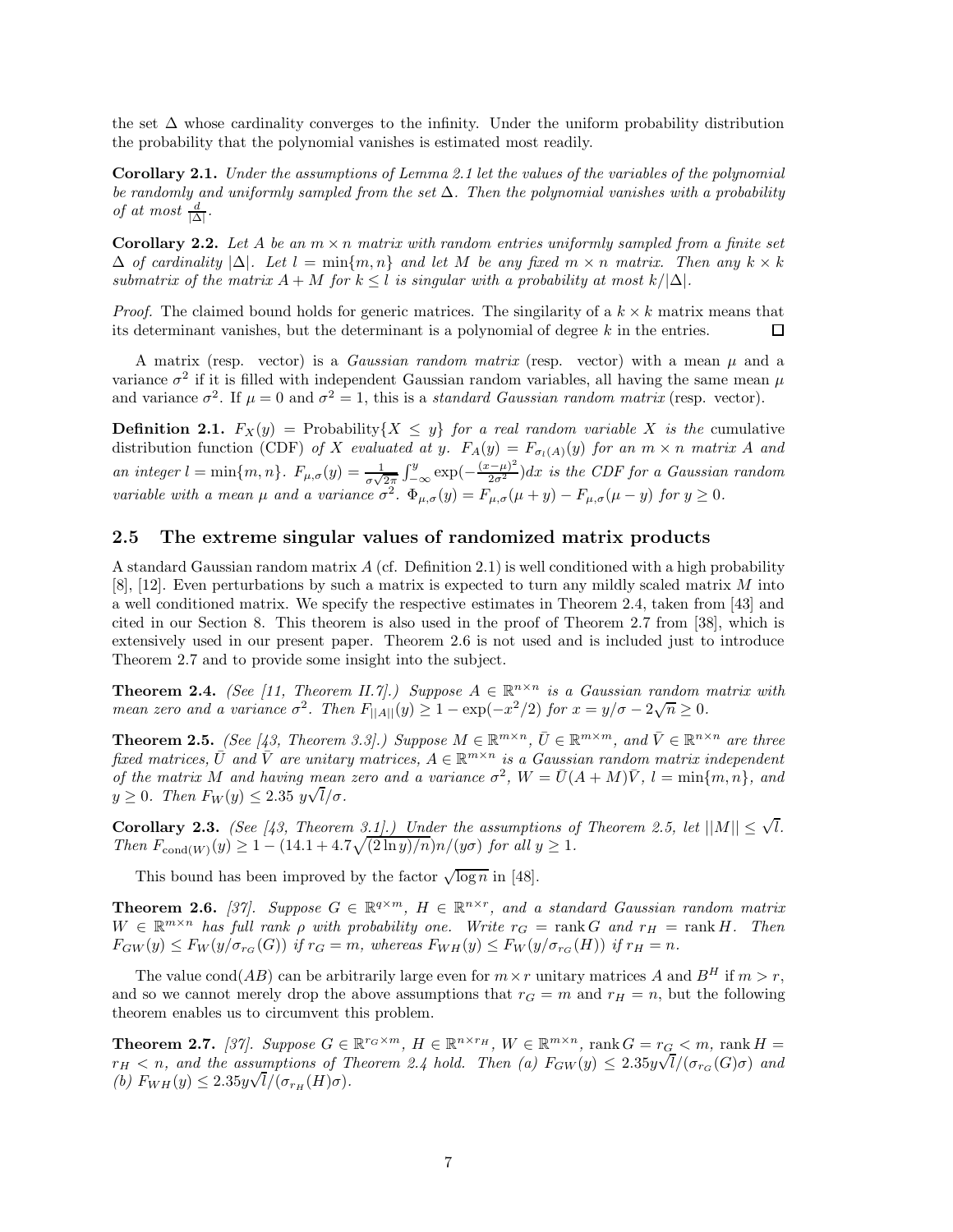the set $\Delta$ whose cardinality converges to the infinity. Under the uniform probability distribution the probability that the polynomial vanishes is estimated most readily.

**Corollary 2.1.** *Under the assumptions of Lemma 2.1 let the values of the variables of the polynomial be randomly and uniformly sampled from the set $\Delta$. Then the polynomial vanishes with a probability of at most $\frac{d}{|\Delta|}$.*

**Corollary 2.2.** *Let $A$ be an $m \times n$ matrix with random entries uniformly sampled from a finite set $\Delta$ of cardinality $|\Delta|$. Let $l = \min\{m, n\}$ and let $M$ be any fixed $m \times n$ matrix. Then any $k \times k$ submatrix of the matrix $A + M$ for $k \leq l$ is singular with a probability at most $k/|\Delta|$.*

*Proof.* The claimed bound holds for generic matrices. The singilarity of a $k \times k$ matrix means that its determinant vanishes, but the determinant is a polynomial of degree $k$ in the entries. □

A matrix (resp. vector) is a *Gaussian random matrix* (resp. vector) with a mean $\mu$ and a variance $\sigma^2$ if it is filled with independent Gaussian random variables, all having the same mean $\mu$ and variance $\sigma^2$. If $\mu = 0$ and $\sigma^2 = 1$, this is a *standard Gaussian random matrix* (resp. vector).

**Definition 2.1.** $F_X(y) = \text{Probability}\{X \leq y\}$ *for a real random variable $X$ is the* cumulative distribution function (CDF) *of $X$ evaluated at $y$. $F_A(y) = F_{\sigma_l(A)}(y)$ for an $m \times n$ matrix $A$ and an integer $l = \min\{m, n\}$. $F_{\mu,\sigma}(y) = \frac{1}{\sigma\sqrt{2\pi}} \int_{-\infty}^{y} \exp(-\frac{(x-\mu)^2}{2\sigma^2})dx$ is the CDF for a Gaussian random variable with a mean $\mu$ and a variance $\sigma^2$. $\Phi_{\mu,\sigma}(y) = F_{\mu,\sigma}(\mu + y) - F_{\mu,\sigma}(\mu - y)$ for $y \geq 0$.*

## 2.5 The extreme singular values of randomized matrix products

A standard Gaussian random matrix $A$ (cf. Definition 2.1) is well conditioned with a high probability [8], [12]. Even perturbations by such a matrix is expected to turn any mildly scaled matrix $M$ into a well conditioned matrix. We specify the respective estimates in Theorem 2.4, taken from [43] and cited in our Section 8. This theorem is also used in the proof of Theorem 2.7 from [38], which is extensively used in our present paper. Theorem 2.6 is not used and is included just to introduce Theorem 2.7 and to provide some insight into the subject.

**Theorem 2.4.** *(See [11, Theorem II.7].) Suppose $A \in \mathbb{R}^{n\times n}$ is a Gaussian random matrix with mean zero and a variance $\sigma^2$. Then $F_{||A||}(y) \geq 1 - \exp(-x^2/2)$ for $x = y/\sigma - 2\sqrt{n} \geq 0$.*

**Theorem 2.5.** *(See [43, Theorem 3.3].) Suppose $M \in \mathbb{R}^{m\times n}$, $\bar{U} \in \mathbb{R}^{m\times m}$, and $\bar{V} \in \mathbb{R}^{n\times n}$ are three fixed matrices, $\bar{U}$ and $\bar{V}$ are unitary matrices, $A \in \mathbb{R}^{m\times n}$ is a Gaussian random matrix independent of the matrix $M$ and having mean zero and a variance $\sigma^2$, $W = \bar{U}(A + M)\bar{V}$, $l = \min\{m, n\}$, and $y \geq 0$. Then $F_W(y) \leq 2.35\ y\sqrt{l}/\sigma$.*

**Corollary 2.3.** *(See [43, Theorem 3.1].) Under the assumptions of Theorem 2.5, let $||M|| \leq \sqrt{l}$. Then $F_{\text{cond}(W)}(y) \geq 1 - (14.1 + 4.7\sqrt{(2 \ln y)/n})n/(y\sigma)$ for all $y \geq 1$.*

This bound has been improved by the factor $\sqrt{\log n}$ in [48].

**Theorem 2.6.** *[37]. Suppose $G \in \mathbb{R}^{q\times m}$, $H \in \mathbb{R}^{n\times r}$, and a standard Gaussian random matrix $W \in \mathbb{R}^{m\times n}$ has full rank $\rho$ with probability one. Write $r_G = \text{rank}\, G$ and $r_H = \text{rank}\, H$. Then $F_{GW}(y) \leq F_W(y/\sigma_{r_G}(G))$ if $r_G = m$, whereas $F_{WH}(y) \leq F_W(y/\sigma_{r_G}(H))$ if $r_H = n$.*

The value cond$(AB)$ can be arbitrarily large even for $m \times r$ unitary matrices $A$ and $B^H$ if $m > r$, and so we cannot merely drop the above assumptions that $r_G = m$ and $r_H = n$, but the following theorem enables us to circumvent this problem.

**Theorem 2.7.** *[37]. Suppose $G \in \mathbb{R}^{r_G\times m}$, $H \in \mathbb{R}^{n\times r_H}$, $W \in \mathbb{R}^{m\times n}$, $\text{rank}\, G = r_G < m$, $\text{rank}\, H = r_H < n$, and the assumptions of Theorem 2.4 hold. Then (a) $F_{GW}(y) \leq 2.35y\sqrt{l}/(\sigma_{r_G}(G)\sigma)$ and (b) $F_{WH}(y) \leq 2.35y\sqrt{l}/(\sigma_{r_H}(H)\sigma)$.*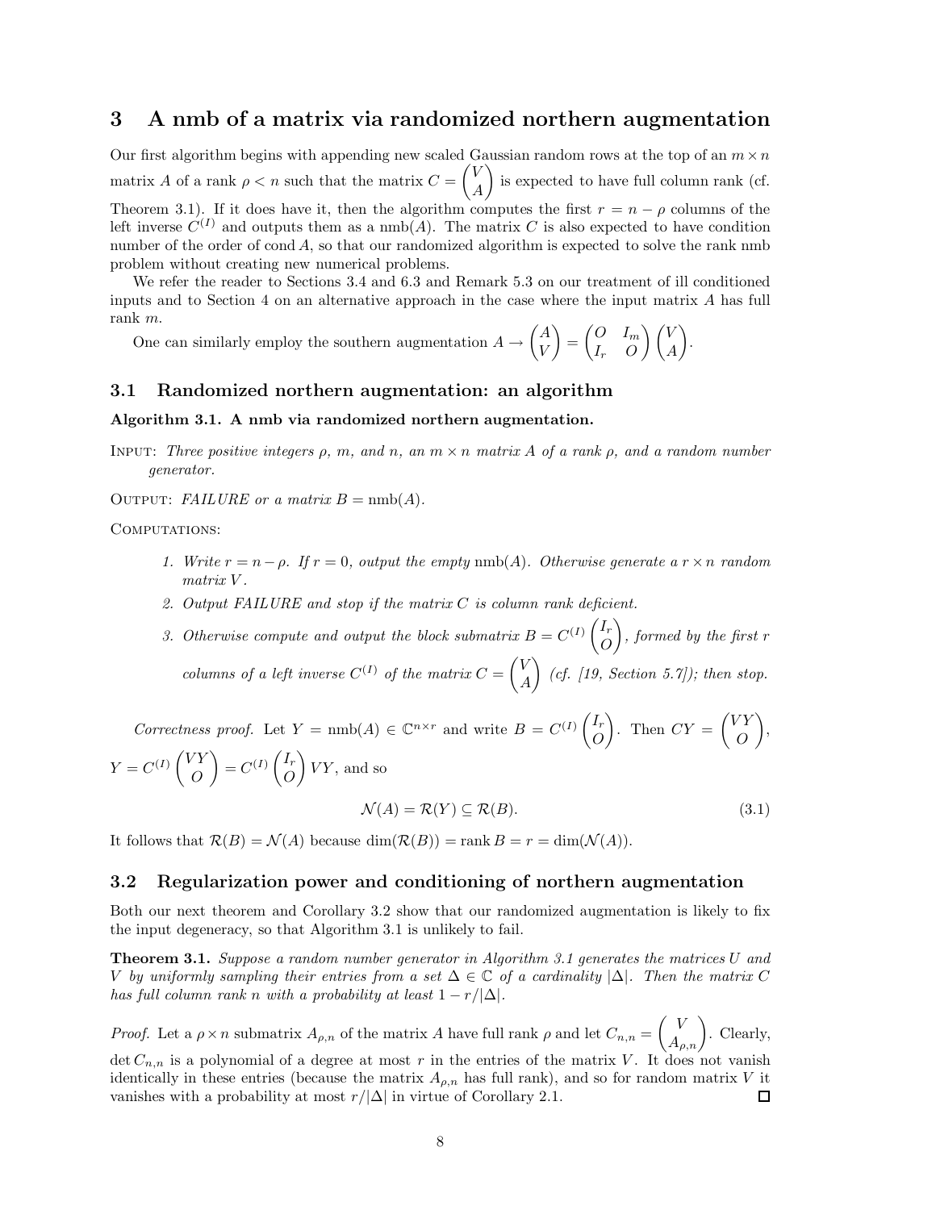# 3 A nmb of a matrix via randomized northern augmentation

Our first algorithm begins with appending new scaled Gaussian random rows at the top of an $m \times n$ matrix $A$ of a rank $\rho < n$ such that the matrix $C = \begin{pmatrix} V \\ A \end{pmatrix}$ is expected to have full column rank (cf. Theorem 3.1). If it does have it, then the algorithm computes the first $r = n - \rho$ columns of the left inverse $C^{(I)}$ and outputs them as a nmb$(A)$. The matrix $C$ is also expected to have condition number of the order of cond $A$, so that our randomized algorithm is expected to solve the rank nmb problem without creating new numerical problems.

We refer the reader to Sections 3.4 and 6.3 and Remark 5.3 on our treatment of ill conditioned inputs and to Section 4 on an alternative approach in the case where the input matrix $A$ has full rank $m$.

One can similarly employ the southern augmentation $A \rightarrow \begin{pmatrix} A \\ V \end{pmatrix} = \begin{pmatrix} O & I_m \\ I_r & O \end{pmatrix} \begin{pmatrix} V \\ A \end{pmatrix}$.

## 3.1 Randomized northern augmentation: an algorithm

**Algorithm 3.1. A nmb via randomized northern augmentation.**

INPUT: *Three positive integers $\rho$, $m$, and $n$, an $m \times n$ matrix $A$ of a rank $\rho$, and a random number generator.*

OUTPUT: *FAILURE or a matrix $B = \text{nmb}(A)$.*

COMPUTATIONS:

1. *Write $r = n - \rho$. If $r = 0$, output the empty* nmb$(A)$*. Otherwise generate a $r \times n$ random matrix $V$.*
2. *Output FAILURE and stop if the matrix $C$ is column rank deficient.*
3. *Otherwise compute and output the block submatrix $B = C^{(I)} \begin{pmatrix} I_r \\ O \end{pmatrix}$, formed by the first $r$ columns of a left inverse $C^{(I)}$ of the matrix $C = \begin{pmatrix} V \\ A \end{pmatrix}$ (cf. [19, Section 5.7]); then stop.*

*Correctness proof.* Let $Y = \text{nmb}(A) \in \mathbb{C}^{n \times r}$ and write $B = C^{(I)} \begin{pmatrix} I_r \\ O \end{pmatrix}$. Then $CY = \begin{pmatrix} VY \\ O \end{pmatrix}$, $Y = C^{(I)} \begin{pmatrix} VY \\ O \end{pmatrix} = C^{(I)} \begin{pmatrix} I_r \\ O \end{pmatrix} VY$, and so

$$\mathcal{N}(A) = \mathcal{R}(Y) \subseteq \mathcal{R}(B). \tag{3.1}$$

It follows that $\mathcal{R}(B) = \mathcal{N}(A)$ because $\dim(\mathcal{R}(B)) = \text{rank}\, B = r = \dim(\mathcal{N}(A))$.

## 3.2 Regularization power and conditioning of northern augmentation

Both our next theorem and Corollary 3.2 show that our randomized augmentation is likely to fix the input degeneracy, so that Algorithm 3.1 is unlikely to fail.

**Theorem 3.1.** *Suppose a random number generator in Algorithm 3.1 generates the matrices $U$ and $V$ by uniformly sampling their entries from a set $\Delta \in \mathbb{C}$ of a cardinality $|\Delta|$. Then the matrix $C$ has full column rank $n$ with a probability at least $1 - r/|\Delta|$.*

*Proof.* Let a $\rho \times n$ submatrix $A_{\rho,n}$ of the matrix $A$ have full rank $\rho$ and let $C_{n,n} = \begin{pmatrix} V \\ A_{\rho,n} \end{pmatrix}$. Clearly, $\det C_{n,n}$ is a polynomial of a degree at most $r$ in the entries of the matrix $V$. It does not vanish identically in these entries (because the matrix $A_{\rho,n}$ has full rank), and so for random matrix $V$ it vanishes with a probability at most $r/|\Delta|$ in virtue of Corollary 2.1. $\square$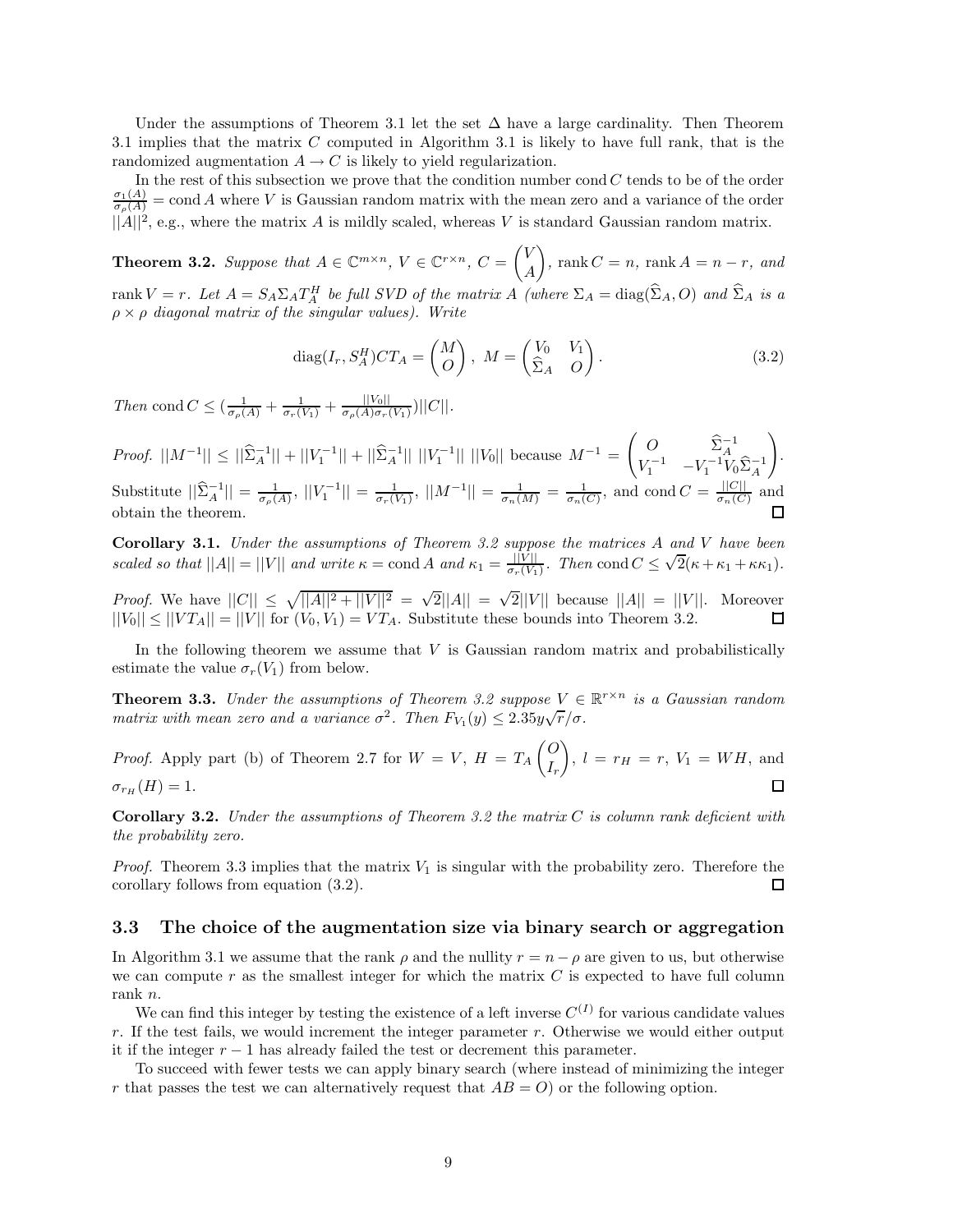Under the assumptions of Theorem 3.1 let the set $\Delta$ have a large cardinality. Then Theorem 3.1 implies that the matrix $C$ computed in Algorithm 3.1 is likely to have full rank, that is the randomized augmentation $A \to C$ is likely to yield regularization.

In the rest of this subsection we prove that the condition number $\text{cond}\, C$ tends to be of the order $\frac{\sigma_1(A)}{\sigma_\rho(A)} = \text{cond}\, A$ where $V$ is Gaussian random matrix with the mean zero and a variance of the order $||A||^2$, e.g., where the matrix $A$ is mildly scaled, whereas $V$ is standard Gaussian random matrix.

**Theorem 3.2.** *Suppose that $A \in \mathbb{C}^{m\times n}$, $V \in \mathbb{C}^{r\times n}$, $C = \begin{pmatrix} V \\ A \end{pmatrix}$, $\text{rank}\, C = n$, $\text{rank}\, A = n - r$, and $\text{rank}\, V = r$. Let $A = S_A \Sigma_A T_A^H$ be full SVD of the matrix $A$ (where $\Sigma_A = \text{diag}(\widehat{\Sigma}_A, O)$ and $\widehat{\Sigma}_A$ is a $\rho \times \rho$ diagonal matrix of the singular values). Write*

$$\text{diag}(I_r, S_A^H) C T_A = \begin{pmatrix} M \\ O \end{pmatrix},\ M = \begin{pmatrix} V_0 & V_1 \\ \widehat{\Sigma}_A & O \end{pmatrix}. \tag{3.2}$$

*Then* $\text{cond}\, C \le (\frac{1}{\sigma_\rho(A)} + \frac{1}{\sigma_r(V_1)} + \frac{||V_0||}{\sigma_\rho(A)\sigma_r(V_1)})||C||$.

*Proof.* $||M^{-1}|| \le ||\widehat{\Sigma}_A^{-1}|| + ||V_1^{-1}|| + ||\widehat{\Sigma}_A^{-1}||\ ||V_1^{-1}||\ ||V_0||$ because $M^{-1} = \begin{pmatrix} O & \widehat{\Sigma}_A^{-1} \\ V_1^{-1} & -V_1^{-1} V_0 \widehat{\Sigma}_A^{-1} \end{pmatrix}$. Substitute $||\widehat{\Sigma}_A^{-1}|| = \frac{1}{\sigma_\rho(A)}$, $||V_1^{-1}|| = \frac{1}{\sigma_r(V_1)}$, $||M^{-1}|| = \frac{1}{\sigma_n(M)} = \frac{1}{\sigma_n(C)}$, and $\text{cond}\, C = \frac{||C||}{\sigma_n(C)}$ and obtain the theorem. □

**Corollary 3.1.** *Under the assumptions of Theorem 3.2 suppose the matrices $A$ and $V$ have been scaled so that $||A|| = ||V||$ and write $\kappa = \text{cond}\, A$ and $\kappa_1 = \frac{||V||}{\sigma_r(V_1)}$. Then $\text{cond}\, C \le \sqrt{2}(\kappa + \kappa_1 + \kappa\kappa_1)$.*

*Proof.* We have $||C|| \le \sqrt{||A||^2 + ||V||^2} = \sqrt{2}||A|| = \sqrt{2}||V||$ because $||A|| = ||V||$. Moreover $||V_0|| \le ||VT_A|| = ||V||$ for $(V_0, V_1) = VT_A$. Substitute these bounds into Theorem 3.2. □

In the following theorem we assume that $V$ is Gaussian random matrix and probabilistically estimate the value $\sigma_r(V_1)$ from below.

**Theorem 3.3.** *Under the assumptions of Theorem 3.2 suppose $V \in \mathbb{R}^{r\times n}$ is a Gaussian random matrix with mean zero and a variance $\sigma^2$. Then $F_{V_1}(y) \le 2.35 y\sqrt{r}/\sigma$.*

*Proof.* Apply part (b) of Theorem 2.7 for $W = V$, $H = T_A \begin{pmatrix} O \\ I_r \end{pmatrix}$, $l = r_H = r$, $V_1 = WH$, and $\sigma_{r_H}(H) = 1$. □

**Corollary 3.2.** *Under the assumptions of Theorem 3.2 the matrix $C$ is column rank deficient with the probability zero.*

*Proof.* Theorem 3.3 implies that the matrix $V_1$ is singular with the probability zero. Therefore the corollary follows from equation (3.2). □

### 3.3 The choice of the augmentation size via binary search or aggregation

In Algorithm 3.1 we assume that the rank $\rho$ and the nullity $r = n - \rho$ are given to us, but otherwise we can compute $r$ as the smallest integer for which the matrix $C$ is expected to have full column rank $n$.

We can find this integer by testing the existence of a left inverse $C^{(I)}$ for various candidate values $r$. If the test fails, we would increment the integer parameter $r$. Otherwise we would either output it if the integer $r - 1$ has already failed the test or decrement this parameter.

To succeed with fewer tests we can apply binary search (where instead of minimizing the integer $r$ that passes the test we can alternatively request that $AB = O$) or the following option.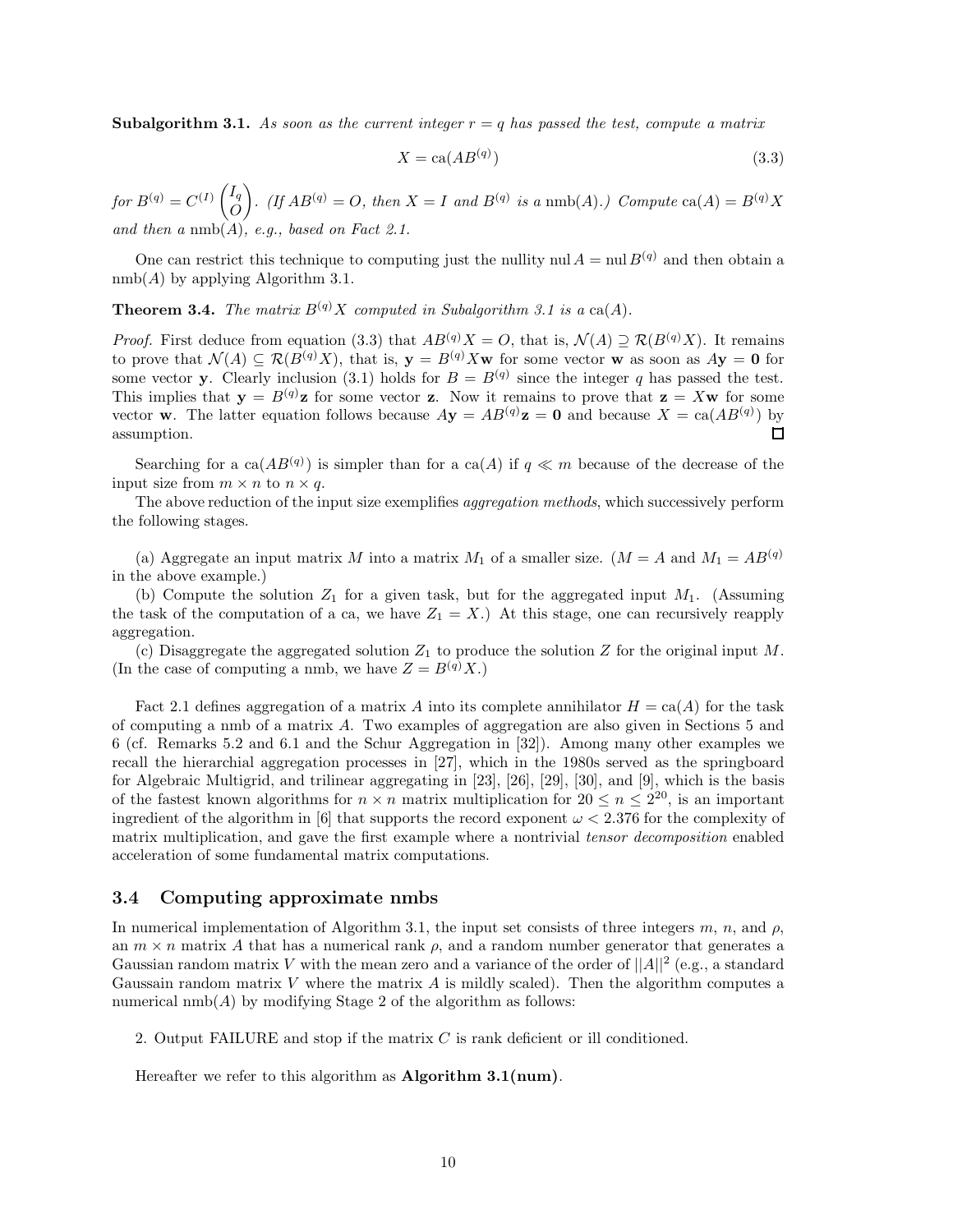**Subalgorithm 3.1.** *As soon as the current integer $r = q$ has passed the test, compute a matrix*

$$X = \mathrm{ca}(AB^{(q)}) \tag{3.3}$$

*for $B^{(q)} = C^{(I)} \begin{pmatrix} I_q \\ O \end{pmatrix}$. (If $AB^{(q)} = O$, then $X = I$ and $B^{(q)}$ is a $\mathrm{nmb}(A)$.) Compute $\mathrm{ca}(A) = B^{(q)}X$ and then a $\mathrm{nmb}(A)$, e.g., based on Fact 2.1.*

One can restrict this technique to computing just the nullity $\mathrm{nul}\, A = \mathrm{nul}\, B^{(q)}$ and then obtain a $\mathrm{nmb}(A)$ by applying Algorithm 3.1.

**Theorem 3.4.** *The matrix $B^{(q)}X$ computed in Subalgorithm 3.1 is a $\mathrm{ca}(A)$.*

*Proof.* First deduce from equation (3.3) that $AB^{(q)}X = O$, that is, $\mathcal{N}(A) \supseteq \mathcal{R}(B^{(q)}X)$. It remains to prove that $\mathcal{N}(A) \subseteq \mathcal{R}(B^{(q)}X)$, that is, $\mathbf{y} = B^{(q)}X\mathbf{w}$ for some vector $\mathbf{w}$ as soon as $A\mathbf{y} = \mathbf{0}$ for some vector $\mathbf{y}$. Clearly inclusion (3.1) holds for $B = B^{(q)}$ since the integer $q$ has passed the test. This implies that $\mathbf{y} = B^{(q)}\mathbf{z}$ for some vector $\mathbf{z}$. Now it remains to prove that $\mathbf{z} = X\mathbf{w}$ for some vector $\mathbf{w}$. The latter equation follows because $A\mathbf{y} = AB^{(q)}\mathbf{z} = \mathbf{0}$ and because $X = \mathrm{ca}(AB^{(q)})$ by assumption. $\square$

Searching for a $\mathrm{ca}(AB^{(q)})$ is simpler than for a $\mathrm{ca}(A)$ if $q \ll m$ because of the decrease of the input size from $m \times n$ to $n \times q$.

The above reduction of the input size exemplifies *aggregation methods*, which successively perform the following stages.

(a) Aggregate an input matrix $M$ into a matrix $M_1$ of a smaller size. ($M = A$ and $M_1 = AB^{(q)}$ in the above example.)

(b) Compute the solution $Z_1$ for a given task, but for the aggregated input $M_1$. (Assuming the task of the computation of a ca, we have $Z_1 = X$.) At this stage, one can recursively reapply aggregation.

(c) Disaggregate the aggregated solution $Z_1$ to produce the solution $Z$ for the original input $M$. (In the case of computing a nmb, we have $Z = B^{(q)}X$.)

Fact 2.1 defines aggregation of a matrix $A$ into its complete annihilator $H = \mathrm{ca}(A)$ for the task of computing a nmb of a matrix $A$. Two examples of aggregation are also given in Sections 5 and 6 (cf. Remarks 5.2 and 6.1 and the Schur Aggregation in [32]). Among many other examples we recall the hierarchial aggregation processes in [27], which in the 1980s served as the springboard for Algebraic Multigrid, and trilinear aggregating in [23], [26], [29], [30], and [9], which is the basis of the fastest known algorithms for $n \times n$ matrix multiplication for $20 \leq n \leq 2^{20}$, is an important ingredient of the algorithm in [6] that supports the record exponent $\omega < 2.376$ for the complexity of matrix multiplication, and gave the first example where a nontrivial *tensor decomposition* enabled acceleration of some fundamental matrix computations.

### 3.4 Computing approximate nmbs

In numerical implementation of Algorithm 3.1, the input set consists of three integers $m$, $n$, and $\rho$, an $m \times n$ matrix $A$ that has a numerical rank $\rho$, and a random number generator that generates a Gaussian random matrix $V$ with the mean zero and a variance of the order of $||A||^2$ (e.g., a standard Gaussain random matrix $V$ where the matrix $A$ is mildly scaled). Then the algorithm computes a numerical $\mathrm{nmb}(A)$ by modifying Stage 2 of the algorithm as follows:

2. Output FAILURE and stop if the matrix $C$ is rank deficient or ill conditioned.

Hereafter we refer to this algorithm as **Algorithm 3.1(num)**.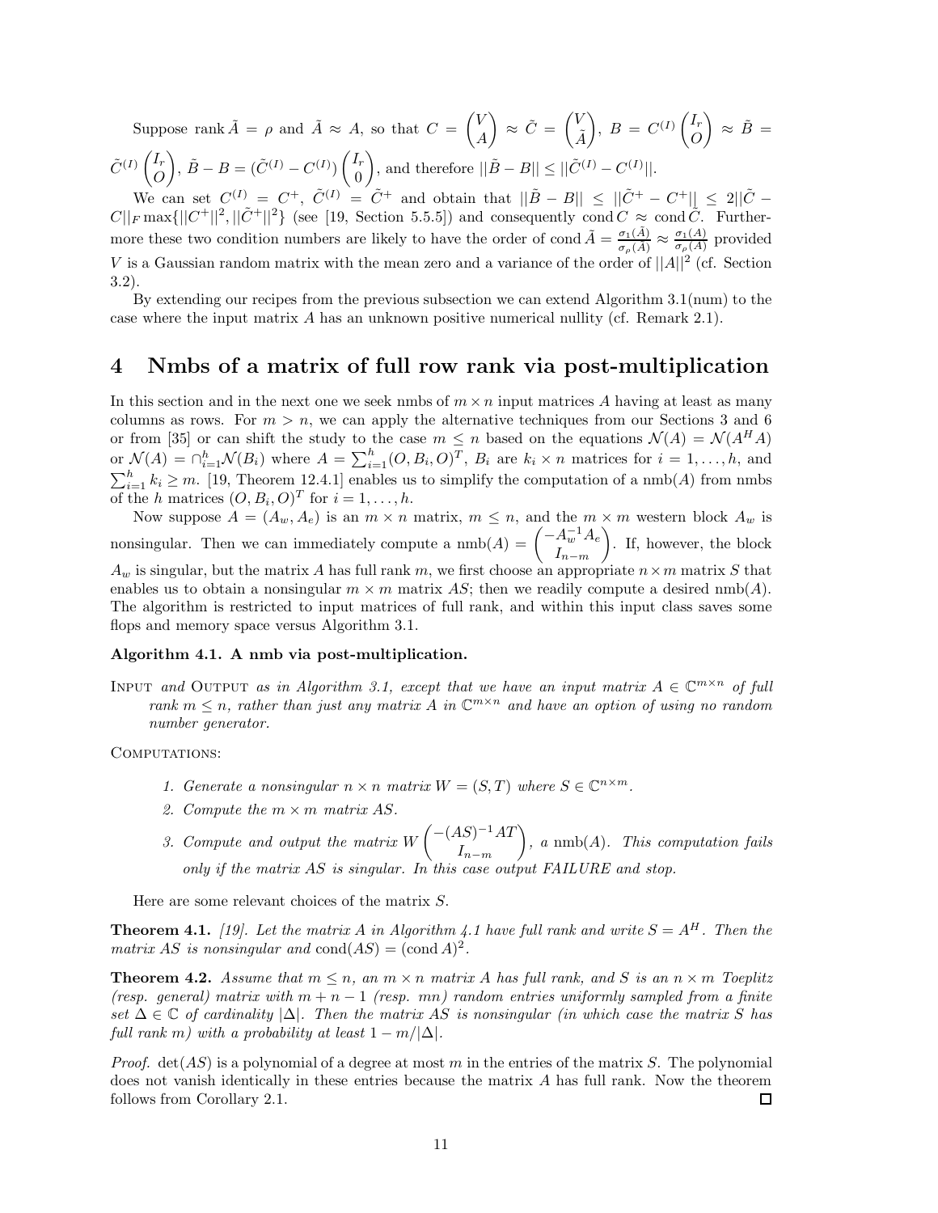Suppose rank $\tilde{A} = \rho$ and $\tilde{A} \approx A$, so that $C = \begin{pmatrix} V \\ A \end{pmatrix} \approx \tilde{C} = \begin{pmatrix} V \\ \tilde{A} \end{pmatrix}$, $B = C^{(I)} \begin{pmatrix} I_r \\ O \end{pmatrix} \approx \tilde{B} = \tilde{C}^{(I)} \begin{pmatrix} I_r \\ O \end{pmatrix}$, $\tilde{B} - B = (\tilde{C}^{(I)} - C^{(I)}) \begin{pmatrix} I_r \\ 0 \end{pmatrix}$, and therefore $||\tilde{B} - B|| \leq ||\tilde{C}^{(I)} - C^{(I)}||$.

We can set $C^{(I)} = C^+$, $\tilde{C}^{(I)} = \tilde{C}^+$ and obtain that $||\tilde{B} - B|| \leq ||\tilde{C}^+ - C^+|| \leq 2||\tilde{C} - C||_F \max\{||C^+||^2, ||\tilde{C}^+||^2\}$ (see [19, Section 5.5.5]) and consequently $\text{cond}\, C \approx \text{cond}\, \tilde{C}$. Furthermore these two condition numbers are likely to have the order of $\text{cond}\, \tilde{A} = \frac{\sigma_1(\tilde{A})}{\sigma_\rho(\tilde{A})} \approx \frac{\sigma_1(A)}{\sigma_\rho(A)}$ provided $V$ is a Gaussian random matrix with the mean zero and a variance of the order of $||A||^2$ (cf. Section 3.2).

By extending our recipes from the previous subsection we can extend Algorithm 3.1(num) to the case where the input matrix $A$ has an unknown positive numerical nullity (cf. Remark 2.1).

# 4 Nmbs of a matrix of full row rank via post-multiplication

In this section and in the next one we seek nmbs of $m \times n$ input matrices $A$ having at least as many columns as rows. For $m > n$, we can apply the alternative techniques from our Sections 3 and 6 or from [35] or can shift the study to the case $m \leq n$ based on the equations $\mathcal{N}(A) = \mathcal{N}(A^H A)$ or $\mathcal{N}(A) = \cap_{i=1}^h \mathcal{N}(B_i)$ where $A = \sum_{i=1}^h (O, B_i, O)^T$, $B_i$ are $k_i \times n$ matrices for $i = 1, \ldots, h$, and $\sum_{i=1}^h k_i \geq m$. [19, Theorem 12.4.1] enables us to simplify the computation of a nmb$(A)$ from nmbs of the $h$ matrices $(O, B_i, O)^T$ for $i = 1, \ldots, h$.

Now suppose $A = (A_w, A_e)$ is an $m \times n$ matrix, $m \leq n$, and the $m \times m$ western block $A_w$ is nonsingular. Then we can immediately compute a $\text{nmb}(A) = \begin{pmatrix} -A_w^{-1} A_e \\ I_{n-m} \end{pmatrix}$. If, however, the block $A_w$ is singular, but the matrix $A$ has full rank $m$, we first choose an appropriate $n \times m$ matrix $S$ that enables us to obtain a nonsingular $m \times m$ matrix $AS$; then we readily compute a desired nmb$(A)$. The algorithm is restricted to input matrices of full rank, and within this input class saves some flops and memory space versus Algorithm 3.1.

**Algorithm 4.1. A nmb via post-multiplication.**

Input *and* Output *as in Algorithm 3.1, except that we have an input matrix $A \in \mathbb{C}^{m \times n}$ of full rank $m \leq n$, rather than just any matrix $A$ in $\mathbb{C}^{m \times n}$ and have an option of using no random number generator.*

Computations:

1. *Generate a nonsingular $n \times n$ matrix $W = (S, T)$ where $S \in \mathbb{C}^{n \times m}$.*
2. *Compute the $m \times m$ matrix $AS$.*
3. *Compute and output the matrix $W \begin{pmatrix} -(AS)^{-1} AT \\ I_{n-m} \end{pmatrix}$, a nmb$(A)$. This computation fails only if the matrix $AS$ is singular. In this case output FAILURE and stop.*

Here are some relevant choices of the matrix $S$.

**Theorem 4.1.** *[19]. Let the matrix $A$ in Algorithm 4.1 have full rank and write $S = A^H$. Then the matrix $AS$ is nonsingular and $\text{cond}(AS) = (\text{cond}\, A)^2$.*

**Theorem 4.2.** *Assume that $m \leq n$, an $m \times n$ matrix $A$ has full rank, and $S$ is an $n \times m$ Toeplitz (resp. general) matrix with $m + n - 1$ (resp. $mn$) random entries uniformly sampled from a finite set $\Delta \in \mathbb{C}$ of cardinality $|\Delta|$. Then the matrix $AS$ is nonsingular (in which case the matrix $S$ has full rank $m$) with a probability at least $1 - m/|\Delta|$.*

*Proof.* $\det(AS)$ is a polynomial of a degree at most $m$ in the entries of the matrix $S$. The polynomial does not vanish identically in these entries because the matrix $A$ has full rank. Now the theorem follows from Corollary 2.1. $\square$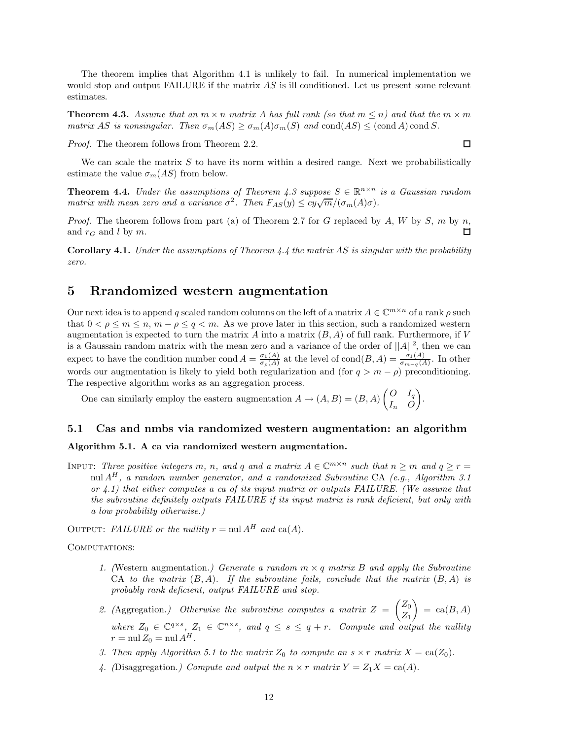The theorem implies that Algorithm 4.1 is unlikely to fail. In numerical implementation we would stop and output FAILURE if the matrix $AS$ is ill conditioned. Let us present some relevant estimates.

**Theorem 4.3.** *Assume that an $m \times n$ matrix $A$ has full rank (so that $m \le n$) and that the $m \times m$ matrix $AS$ is nonsingular. Then $\sigma_m(AS) \ge \sigma_m(A)\sigma_m(S)$ and $\operatorname{cond}(AS) \le (\operatorname{cond} A) \operatorname{cond} S$.*

*Proof.* The theorem follows from Theorem 2.2. □

We can scale the matrix $S$ to have its norm within a desired range. Next we probabilistically estimate the value $\sigma_m(AS)$ from below.

**Theorem 4.4.** *Under the assumptions of Theorem 4.3 suppose $S \in \mathbb{R}^{n \times n}$ is a Gaussian random matrix with mean zero and a variance $\sigma^2$. Then $F_{AS}(y) \le cy\sqrt{m}/(\sigma_m(A)\sigma)$.*

*Proof.* The theorem follows from part (a) of Theorem 2.7 for $G$ replaced by $A$, $W$ by $S$, $m$ by $n$, and $r_G$ and $l$ by $m$. □

**Corollary 4.1.** *Under the assumptions of Theorem 4.4 the matrix $AS$ is singular with the probability zero.*

# 5 Rrandomized western augmentation

Our next idea is to append $q$ scaled random columns on the left of a matrix $A \in \mathbb{C}^{m \times n}$ of a rank $\rho$ such that $0 < \rho \le m \le n$, $m - \rho \le q < m$. As we prove later in this section, such a randomized western augmentation is expected to turn the matrix $A$ into a matrix $(B, A)$ of full rank. Furthermore, if $V$ is a Gaussain random matrix with the mean zero and a variance of the order of $||A||^2$, then we can expect to have the condition number $\operatorname{cond} A = \frac{\sigma_1(A)}{\sigma_\rho(A)}$ at the level of $\operatorname{cond}(B, A) = \frac{\sigma_1(A)}{\sigma_{m-q}(A)}$. In other words our augmentation is likely to yield both regularization and (for $q > m - \rho$) preconditioning. The respective algorithm works as an aggregation process.

One can similarly employ the eastern augmentation $A \to (A, B) = (B, A)\begin{pmatrix} O & I_q \\ I_n & O \end{pmatrix}$.

## 5.1 Cas and nmbs via randomized western augmentation: an algorithm

**Algorithm 5.1. A ca via randomized western augmentation.**

INPUT: *Three positive integers $m$, $n$, and $q$ and a matrix $A \in \mathbb{C}^{m \times n}$ such that $n \ge m$ and $q \ge r = \operatorname{nul} A^H$, a random number generator, and a randomized Subroutine* CA *(e.g., Algorithm 3.1 or 4.1) that either computes a ca of its input matrix or outputs FAILURE. (We assume that the subroutine definitely outputs FAILURE if its input matrix is rank deficient, but only with a low probability otherwise.)*

OUTPUT: *FAILURE or the nullity $r = \operatorname{nul} A^H$ and $\operatorname{ca}(A)$.*

COMPUTATIONS:

1. *(*Western augmentation.*) Generate a random $m \times q$ matrix $B$ and apply the Subroutine* CA *to the matrix $(B, A)$. If the subroutine fails, conclude that the matrix $(B, A)$ is probably rank deficient, output FAILURE and stop.*
2. *(*Aggregation.*) Otherwise the subroutine computes a matrix $Z = \begin{pmatrix} Z_0 \\ Z_1 \end{pmatrix} = \operatorname{ca}(B, A)$ where $Z_0 \in \mathbb{C}^{q \times s}$, $Z_1 \in \mathbb{C}^{n \times s}$, and $q \le s \le q + r$. Compute and output the nullity $r = \operatorname{nul} Z_0 = \operatorname{nul} A^H$.*
3. *Then apply Algorithm 5.1 to the matrix $Z_0$ to compute an $s \times r$ matrix $X = \operatorname{ca}(Z_0)$.*
4. *(*Disaggregation.*) Compute and output the $n \times r$ matrix $Y = Z_1 X = \operatorname{ca}(A)$.*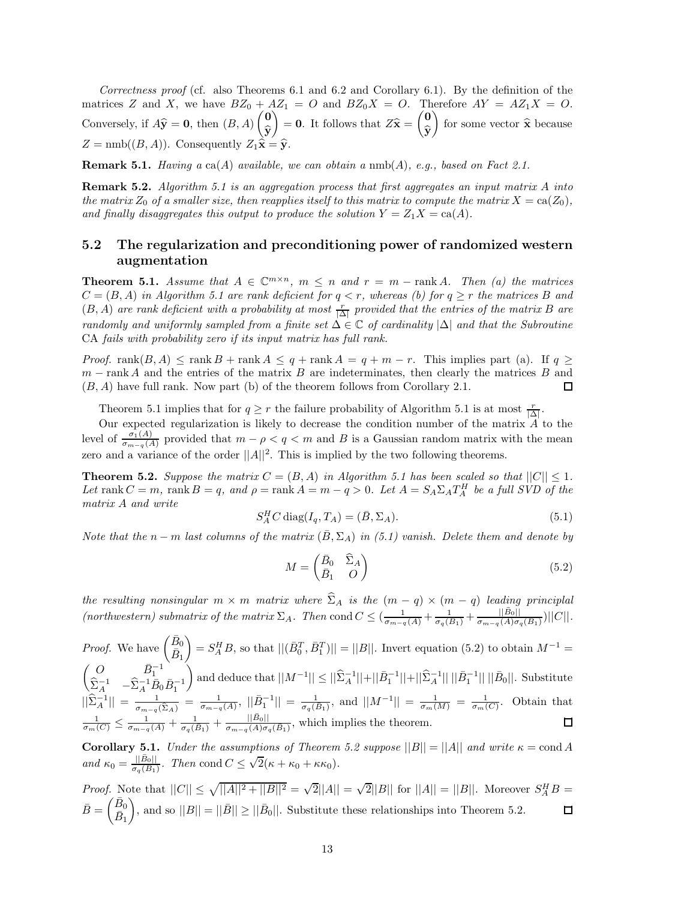*Correctness proof* (cf. also Theorems 6.1 and 6.2 and Corollary 6.1). By the definition of the matrices $Z$ and $X$, we have $BZ_0 + AZ_1 = O$ and $BZ_0X = O$. Therefore $AY = AZ_1X = O$. Conversely, if $A\widehat{\mathbf{y}} = \mathbf{0}$, then $(B, A)\begin{pmatrix}\mathbf{0}\\ \widehat{\mathbf{y}}\end{pmatrix} = \mathbf{0}$. It follows that $Z\widehat{\mathbf{x}} = \begin{pmatrix}\mathbf{0}\\ \widehat{\mathbf{y}}\end{pmatrix}$ for some vector $\widehat{\mathbf{x}}$ because $Z = \mathrm{nmb}((B, A))$. Consequently $Z_1\widehat{\mathbf{x}} = \widehat{\mathbf{y}}$.

**Remark 5.1.** *Having a* $\mathrm{ca}(A)$ *available, we can obtain a* $\mathrm{nmb}(A)$*, e.g., based on Fact 2.1.*

**Remark 5.2.** *Algorithm 5.1 is an aggregation process that first aggregates an input matrix $A$ into the matrix $Z_0$ of a smaller size, then reapplies itself to this matrix to compute the matrix $X = \mathrm{ca}(Z_0)$, and finally disaggregates this output to produce the solution $Y = Z_1X = \mathrm{ca}(A)$.*

## 5.2 The regularization and preconditioning power of randomized western augmentation

**Theorem 5.1.** *Assume that $A \in \mathbb{C}^{m\times n}$, $m \le n$ and $r = m - \mathrm{rank}\, A$. Then (a) the matrices $C = (B, A)$ in Algorithm 5.1 are rank deficient for $q < r$, whereas (b) for $q \ge r$ the matrices $B$ and $(B, A)$ are rank deficient with a probability at most $\frac{r}{|\Delta|}$ provided that the entries of the matrix $B$ are randomly and uniformly sampled from a finite set $\Delta \in \mathbb{C}$ of cardinality $|\Delta|$ and that the Subroutine* CA *fails with probability zero if its input matrix has full rank.*

*Proof.* $\mathrm{rank}(B, A) \le \mathrm{rank}\, B + \mathrm{rank}\, A \le q + \mathrm{rank}\, A = q + m - r$. This implies part (a). If $q \ge m - \mathrm{rank}\, A$ and the entries of the matrix $B$ are indeterminates, then clearly the matrices $B$ and $(B, A)$ have full rank. Now part (b) of the theorem follows from Corollary 2.1. $\square$

Theorem 5.1 implies that for $q \ge r$ the failure probability of Algorithm 5.1 is at most $\frac{r}{|\Delta|}$.

Our expected regularization is likely to decrease the condition number of the matrix $A$ to the level of $\frac{\sigma_1(A)}{\sigma_{m-q}(A)}$ provided that $m - \rho < q < m$ and $B$ is a Gaussian random matrix with the mean zero and a variance of the order $||A||^2$. This is implied by the two following theorems.

**Theorem 5.2.** *Suppose the matrix $C = (B, A)$ in Algorithm 5.1 has been scaled so that $||C|| \le 1$. Let $\mathrm{rank}\, C = m$, $\mathrm{rank}\, B = q$, and $\rho = \mathrm{rank}\, A = m - q > 0$. Let $A = S_A\Sigma_A T_A^H$ be a full SVD of the matrix $A$ and write*

$$S_A^H C\,\mathrm{diag}(I_q, T_A) = (\bar{B}, \Sigma_A). \tag{5.1}$$

*Note that the $n - m$ last columns of the matrix $(\bar{B}, \Sigma_A)$ in (5.1) vanish. Delete them and denote by*

$$M = \begin{pmatrix}\bar{B}_0 & \widehat{\Sigma}_A\\ \bar{B}_1 & O\end{pmatrix} \tag{5.2}$$

*the resulting nonsingular $m \times m$ matrix where $\widehat{\Sigma}_A$ is the $(m - q) \times (m - q)$ leading principal (northwestern) submatrix of the matrix $\Sigma_A$. Then $\mathrm{cond}\, C \le (\frac{1}{\sigma_{m-q}(A)} + \frac{1}{\sigma_q(\bar{B}_1)} + \frac{||\bar{B}_0||}{\sigma_{m-q}(A)\sigma_q(\bar{B}_1)})||C||$.*

*Proof.* We have $\begin{pmatrix}\bar{B}_0\\ \bar{B}_1\end{pmatrix} = S_A^H B$, so that $||(\bar{B}_0^T, \bar{B}_1^T)|| = ||B||$. Invert equation (5.2) to obtain $M^{-1} = \begin{pmatrix}O & \bar{B}_1^{-1}\\ \widehat{\Sigma}_A^{-1} & -\widehat{\Sigma}_A^{-1}\bar{B}_0\bar{B}_1^{-1}\end{pmatrix}$ and deduce that $||M^{-1}|| \le ||\widehat{\Sigma}_A^{-1}|| + ||\bar{B}_1^{-1}|| + ||\widehat{\Sigma}_A^{-1}||\,||\bar{B}_1^{-1}||\,||\bar{B}_0||$. Substitute $||\widehat{\Sigma}_A^{-1}|| = \frac{1}{\sigma_{m-q}(\widehat{\Sigma}_A)} = \frac{1}{\sigma_{m-q}(A)}$, $||\bar{B}_1^{-1}|| = \frac{1}{\sigma_q(\bar{B}_1)}$, and $||M^{-1}|| = \frac{1}{\sigma_m(M)} = \frac{1}{\sigma_m(C)}$. Obtain that $\frac{1}{\sigma_m(C)} \le \frac{1}{\sigma_{m-q}(A)} + \frac{1}{\sigma_q(\bar{B}_1)} + \frac{||\bar{B}_0||}{\sigma_{m-q}(A)\sigma_q(\bar{B}_1)}$, which implies the theorem. $\square$

**Corollary 5.1.** *Under the assumptions of Theorem 5.2 suppose $||B|| = ||A||$ and write $\kappa = \mathrm{cond}\, A$ and $\kappa_0 = \frac{||\bar{B}_0||}{\sigma_q(\bar{B}_1)}$. Then $\mathrm{cond}\, C \le \sqrt{2}(\kappa + \kappa_0 + \kappa\kappa_0)$.*

*Proof.* Note that $||C|| \le \sqrt{||A||^2 + ||B||^2} = \sqrt{2}||A|| = \sqrt{2}||B||$ for $||A|| = ||B||$. Moreover $S_A^H B = \bar{B} = \begin{pmatrix}\bar{B}_0\\ \bar{B}_1\end{pmatrix}$, and so $||B|| = ||\bar{B}|| \ge ||\bar{B}_0||$. Substitute these relationships into Theorem 5.2. $\square$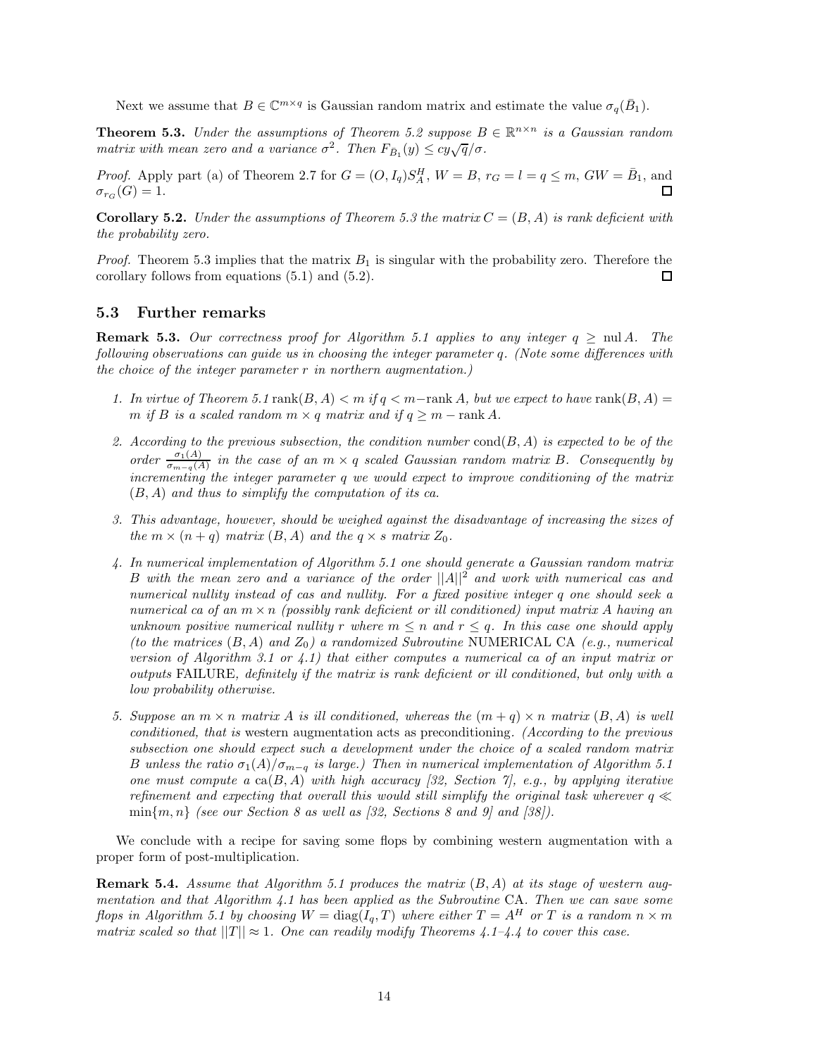Next we assume that $B \in \mathbb{C}^{m\times q}$ is Gaussian random matrix and estimate the value $\sigma_q(\bar{B}_1)$.

**Theorem 5.3.** *Under the assumptions of Theorem 5.2 suppose $B \in \mathbb{R}^{n\times n}$ is a Gaussian random matrix with mean zero and a variance $\sigma^2$. Then $F_{\bar{B}_1}(y) \le cy\sqrt{q}/\sigma$.*

*Proof.* Apply part (a) of Theorem 2.7 for $G = (O, I_q)S_A^H$, $W = B$, $r_G = l = q \le m$, $GW = \bar{B}_1$, and $\sigma_{r_G}(G) = 1$. □

**Corollary 5.2.** *Under the assumptions of Theorem 5.3 the matrix $C = (B, A)$ is rank deficient with the probability zero.*

*Proof.* Theorem 5.3 implies that the matrix $B_1$ is singular with the probability zero. Therefore the corollary follows from equations (5.1) and (5.2). □

### 5.3 Further remarks

**Remark 5.3.** *Our correctness proof for Algorithm 5.1 applies to any integer $q \ge \operatorname{nul} A$. The following observations can guide us in choosing the integer parameter $q$. (Note some differences with the choice of the integer parameter $r$ in northern augmentation.)*

1. *In virtue of Theorem 5.1* $\operatorname{rank}(B, A) < m$ *if* $q < m - \operatorname{rank} A$*, but we expect to have* $\operatorname{rank}(B, A) = m$ *if $B$ is a scaled random $m \times q$ matrix and if* $q \ge m - \operatorname{rank} A$.
2. *According to the previous subsection, the condition number $\operatorname{cond}(B, A)$ is expected to be of the order $\frac{\sigma_1(A)}{\sigma_{m-q}(A)}$ in the case of an $m \times q$ scaled Gaussian random matrix $B$. Consequently by incrementing the integer parameter $q$ we would expect to improve conditioning of the matrix $(B, A)$ and thus to simplify the computation of its ca.*
3. *This advantage, however, should be weighed against the disadvantage of increasing the sizes of the $m \times (n + q)$ matrix $(B, A)$ and the $q \times s$ matrix $Z_0$.*
4. *In numerical implementation of Algorithm 5.1 one should generate a Gaussian random matrix $B$ with the mean zero and a variance of the order $||A||^2$ and work with numerical cas and numerical nullity instead of cas and nullity. For a fixed positive integer $q$ one should seek a numerical ca of an $m \times n$ (possibly rank deficient or ill conditioned) input matrix $A$ having an unknown positive numerical nullity $r$ where $m \le n$ and $r \le q$. In this case one should apply (to the matrices $(B, A)$ and $Z_0$) a randomized Subroutine* NUMERICAL CA *(e.g., numerical version of Algorithm 3.1 or 4.1) that either computes a numerical ca of an input matrix or outputs* FAILURE*, definitely if the matrix is rank deficient or ill conditioned, but only with a low probability otherwise.*
5. *Suppose an $m \times n$ matrix $A$ is ill conditioned, whereas the $(m + q) \times n$ matrix $(B, A)$ is well conditioned, that is* western augmentation acts as preconditioning. *(According to the previous subsection one should expect such a development under the choice of a scaled random matrix $B$ unless the ratio $\sigma_1(A)/\sigma_{m-q}$ is large.) Then in numerical implementation of Algorithm 5.1 one must compute a* $\operatorname{ca}(B, A)$ *with high accuracy [32, Section 7], e.g., by applying iterative refinement and expecting that overall this would still simplify the original task wherever $q \ll \min\{m, n\}$ (see our Section 8 as well as [32, Sections 8 and 9] and [38]).*

We conclude with a recipe for saving some flops by combining western augmentation with a proper form of post-multiplication.

**Remark 5.4.** *Assume that Algorithm 5.1 produces the matrix $(B, A)$ at its stage of western augmentation and that Algorithm 4.1 has been applied as the Subroutine* CA*. Then we can save some flops in Algorithm 5.1 by choosing $W = \operatorname{diag}(I_q, T)$ where either $T = A^H$ or $T$ is a random $n \times m$ matrix scaled so that $||T|| \approx 1$. One can readily modify Theorems 4.1–4.4 to cover this case.*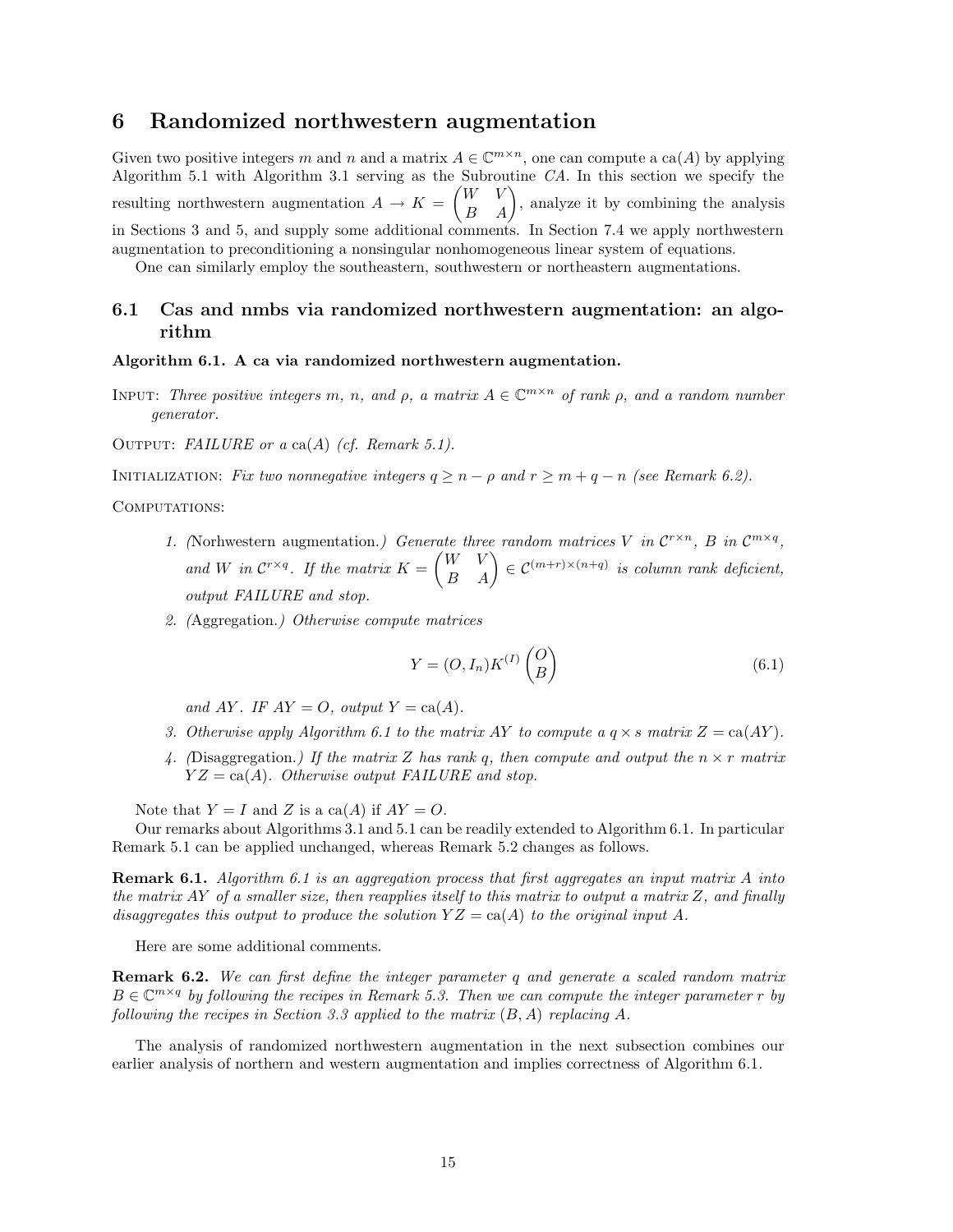# 6 Randomized northwestern augmentation

Given two positive integers $m$ and $n$ and a matrix $A \in \mathbb{C}^{m\times n}$, one can compute a $\mathrm{ca}(A)$ by applying Algorithm 5.1 with Algorithm 3.1 serving as the Subroutine *CA*. In this section we specify the resulting northwestern augmentation $A \rightarrow K = \begin{pmatrix} W & V \\ B & A \end{pmatrix}$, analyze it by combining the analysis in Sections 3 and 5, and supply some additional comments. In Section 7.4 we apply northwestern augmentation to preconditioning a nonsingular nonhomogeneous linear system of equations.

One can similarly employ the southeastern, southwestern or northeastern augmentations.

## 6.1 Cas and nmbs via randomized northwestern augmentation: an algorithm

**Algorithm 6.1. A ca via randomized northwestern augmentation.**

INPUT: *Three positive integers $m$, $n$, and $\rho$, a matrix $A \in \mathbb{C}^{m\times n}$ of rank $\rho$, and a random number generator.*

OUTPUT: *FAILURE or a $\mathrm{ca}(A)$ (cf. Remark 5.1).*

INITIALIZATION: *Fix two nonnegative integers $q \geq n - \rho$ and $r \geq m + q - n$ (see Remark 6.2).*

COMPUTATIONS:

1. *(*Norhwestern augmentation.*) Generate three random matrices $V$ in $\mathcal{C}^{r\times n}$, $B$ in $\mathcal{C}^{m\times q}$, and $W$ in $\mathcal{C}^{r\times q}$. If the matrix $K = \begin{pmatrix} W & V \\ B & A \end{pmatrix} \in \mathcal{C}^{(m+r)\times(n+q)}$ is column rank deficient, output FAILURE and stop.*
2. *(*Aggregation.*) Otherwise compute matrices*

$$Y = (O, I_n)K^{(I)} \begin{pmatrix} O \\ B \end{pmatrix} \tag{6.1}$$

   *and $AY$. IF $AY = O$, output $Y = \mathrm{ca}(A)$.*
3. *Otherwise apply Algorithm 6.1 to the matrix $AY$ to compute a $q \times s$ matrix $Z = \mathrm{ca}(AY)$.*
4. *(*Disaggregation.*) If the matrix $Z$ has rank $q$, then compute and output the $n \times r$ matrix $YZ = \mathrm{ca}(A)$. Otherwise output FAILURE and stop.*

Note that $Y = I$ and $Z$ is a $\mathrm{ca}(A)$ if $AY = O$.

Our remarks about Algorithms 3.1 and 5.1 can be readily extended to Algorithm 6.1. In particular Remark 5.1 can be applied unchanged, whereas Remark 5.2 changes as follows.

**Remark 6.1.** *Algorithm 6.1 is an aggregation process that first aggregates an input matrix $A$ into the matrix $AY$ of a smaller size, then reapplies itself to this matrix to output a matrix $Z$, and finally disaggregates this output to produce the solution $YZ = \mathrm{ca}(A)$ to the original input $A$.*

Here are some additional comments.

**Remark 6.2.** *We can first define the integer parameter $q$ and generate a scaled random matrix $B \in \mathbb{C}^{m\times q}$ by following the recipes in Remark 5.3. Then we can compute the integer parameter $r$ by following the recipes in Section 3.3 applied to the matrix $(B, A)$ replacing $A$.*

The analysis of randomized northwestern augmentation in the next subsection combines our earlier analysis of northern and western augmentation and implies correctness of Algorithm 6.1.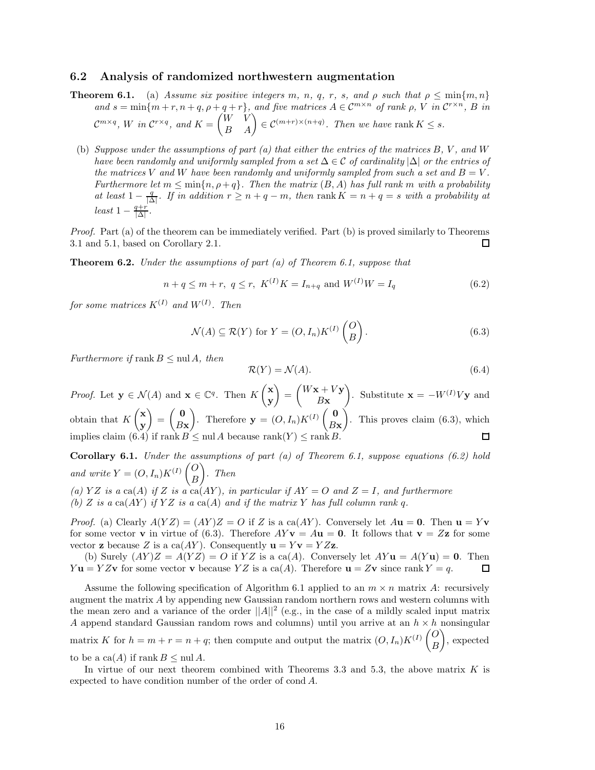### 6.2 Analysis of randomized northwestern augmentation

**Theorem 6.1.** (a) *Assume six positive integers $m$, $n$, $q$, $r$, $s$, and $\rho$ such that $\rho \leq \min\{m, n\}$ and $s = \min\{m+r, n+q, \rho+q+r\}$, and five matrices $A \in \mathcal{C}^{m\times n}$ of rank $\rho$, $V$ in $\mathcal{C}^{r\times n}$, $B$ in $\mathcal{C}^{m\times q}$, $W$ in $\mathcal{C}^{r\times q}$, and $K = \begin{pmatrix} W & V \\ B & A \end{pmatrix} \in \mathcal{C}^{(m+r)\times(n+q)}$. Then we have $\operatorname{rank} K \leq s$.*

(b) *Suppose under the assumptions of part (a) that either the entries of the matrices $B$, $V$, and $W$ have been randomly and uniformly sampled from a set $\Delta \in \mathcal{C}$ of cardinality $|\Delta|$ or the entries of the matrices $V$ and $W$ have been randomly and uniformly sampled from such a set and $B = V$. Furthermore let $m \leq \min\{n, \rho+q\}$. Then the matrix $(B, A)$ has full rank $m$ with a probability at least $1 - \frac{q}{|\Delta|}$. If in addition $r \geq n+q-m$, then $\operatorname{rank} K = n+q = s$ with a probability at least $1 - \frac{q+r}{|\Delta|}$.*

*Proof.* Part (a) of the theorem can be immediately verified. Part (b) is proved similarly to Theorems 3.1 and 5.1, based on Corollary 2.1. $\square$

**Theorem 6.2.** *Under the assumptions of part (a) of Theorem 6.1, suppose that*

$$n+q \leq m+r, \ q \leq r, \ K^{(I)}K = I_{n+q} \text{ and } W^{(I)}W = I_q \tag{6.2}$$

*for some matrices $K^{(I)}$ and $W^{(I)}$. Then*

$$\mathcal{N}(A) \subseteq \mathcal{R}(Y) \text{ for } Y = (O, I_n)K^{(I)}\begin{pmatrix} O \\ B \end{pmatrix}. \tag{6.3}$$

*Furthermore if $\operatorname{rank} B \leq \operatorname{nul} A$, then*

$$\mathcal{R}(Y) = \mathcal{N}(A). \tag{6.4}$$

*Proof.* Let $\mathbf{y} \in \mathcal{N}(A)$ and $\mathbf{x} \in \mathbb{C}^q$. Then $K\begin{pmatrix} \mathbf{x} \\ \mathbf{y} \end{pmatrix} = \begin{pmatrix} W\mathbf{x} + V\mathbf{y} \\ B\mathbf{x} \end{pmatrix}$. Substitute $\mathbf{x} = -W^{(I)}V\mathbf{y}$ and obtain that $K\begin{pmatrix} \mathbf{x} \\ \mathbf{y} \end{pmatrix} = \begin{pmatrix} \mathbf{0} \\ B\mathbf{x} \end{pmatrix}$. Therefore $\mathbf{y} = (O, I_n)K^{(I)}\begin{pmatrix} \mathbf{0} \\ B\mathbf{x} \end{pmatrix}$. This proves claim (6.3), which implies claim (6.4) if $\operatorname{rank} B \leq \operatorname{nul} A$ because $\operatorname{rank}(Y) \leq \operatorname{rank} B$. $\square$

**Corollary 6.1.** *Under the assumptions of part (a) of Theorem 6.1, suppose equations (6.2) hold and write $Y = (O, I_n)K^{(I)}\begin{pmatrix} O \\ B \end{pmatrix}$. Then*
*(a) $YZ$ is a $\operatorname{ca}(A)$ if $Z$ is a $\operatorname{ca}(AY)$, in particular if $AY = O$ and $Z = I$, and furthermore*
*(b) $Z$ is a $\operatorname{ca}(AY)$ if $YZ$ is a $\operatorname{ca}(A)$ and if the matrix $Y$ has full column rank $q$.*

*Proof.* (a) Clearly $A(YZ) = (AY)Z = O$ if $Z$ is a $\operatorname{ca}(AY)$. Conversely let $A\mathbf{u} = \mathbf{0}$. Then $\mathbf{u} = Y\mathbf{v}$ for some vector $\mathbf{v}$ in virtue of (6.3). Therefore $AY\mathbf{v} = A\mathbf{u} = \mathbf{0}$. It follows that $\mathbf{v} = Z\mathbf{z}$ for some vector $\mathbf{z}$ because $Z$ is a $\operatorname{ca}(AY)$. Consequently $\mathbf{u} = Y\mathbf{v} = YZ\mathbf{z}$.

(b) Surely $(AY)Z = A(YZ) = O$ if $YZ$ is a $\operatorname{ca}(A)$. Conversely let $AY\mathbf{u} = A(Y\mathbf{u}) = \mathbf{0}$. Then $Y\mathbf{u} = YZ\mathbf{v}$ for some vector $\mathbf{v}$ because $YZ$ is a $\operatorname{ca}(A)$. Therefore $\mathbf{u} = Z\mathbf{v}$ since $\operatorname{rank} Y = q$. $\square$

Assume the following specification of Algorithm 6.1 applied to an $m \times n$ matrix $A$: recursively augment the matrix $A$ by appending new Gaussian random northern rows and western columns with the mean zero and a variance of the order $||A||^2$ (e.g., in the case of a mildly scaled input matrix $A$ append standard Gaussian random rows and columns) until you arrive at an $h \times h$ nonsingular matrix $K$ for $h = m+r = n+q$; then compute and output the matrix $(O, I_n)K^{(I)}\begin{pmatrix} O \\ B \end{pmatrix}$, expected to be a $\operatorname{ca}(A)$ if $\operatorname{rank} B \leq \operatorname{nul} A$.

In virtue of our next theorem combined with Theorems 3.3 and 5.3, the above matrix $K$ is expected to have condition number of the order of $\operatorname{cond} A$.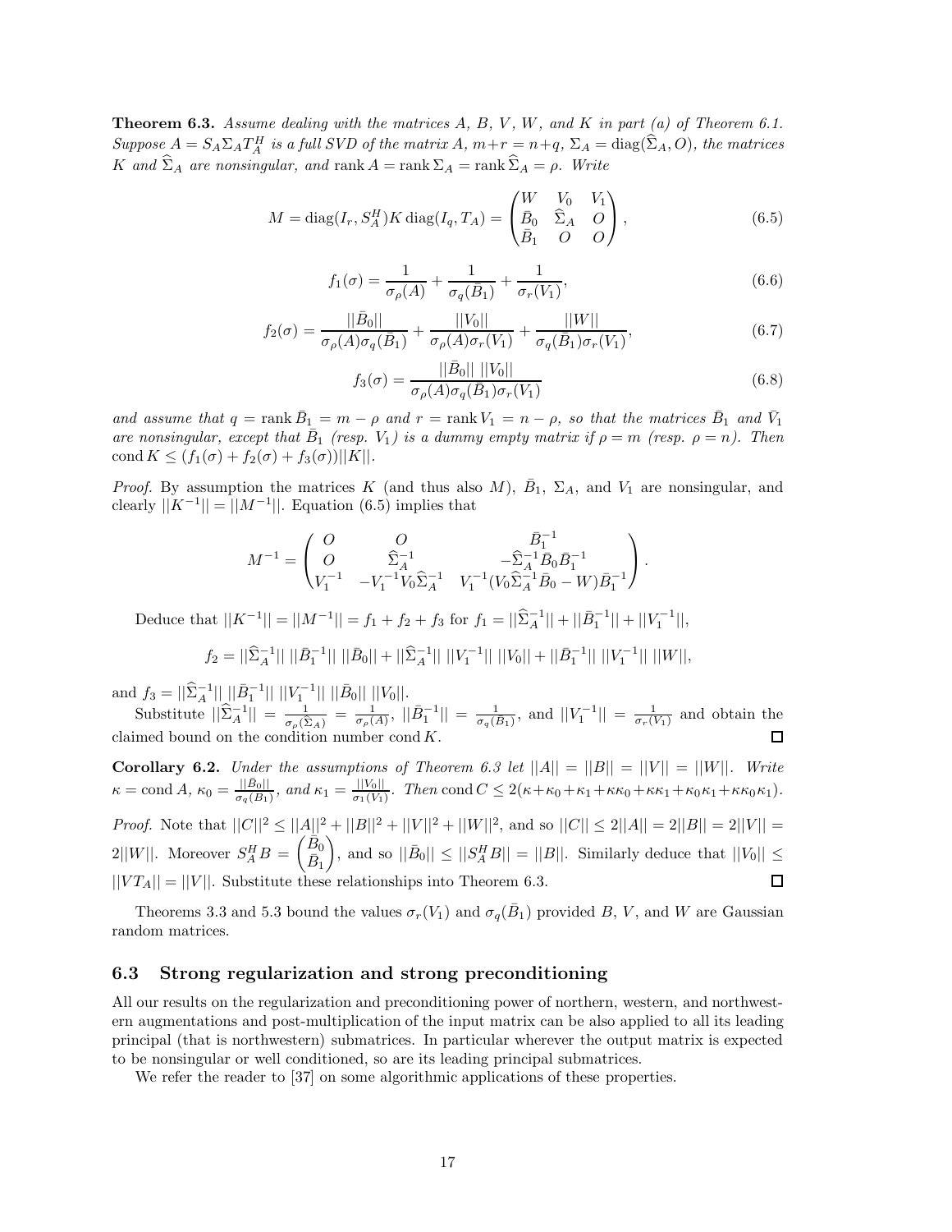**Theorem 6.3.** *Assume dealing with the matrices $A$, $B$, $V$, $W$, and $K$ in part (a) of Theorem 6.1. Suppose $A = S_A\Sigma_A T_A^H$ is a full SVD of the matrix $A$, $m+r = n+q$, $\Sigma_A = \operatorname{diag}(\widehat{\Sigma}_A, O)$, the matrices $K$ and $\widehat{\Sigma}_A$ are nonsingular, and $\operatorname{rank} A = \operatorname{rank} \Sigma_A = \operatorname{rank} \widehat{\Sigma}_A = \rho$. Write*

$$M = \operatorname{diag}(I_r, S_A^H) K \operatorname{diag}(I_q, T_A) = \begin{pmatrix} W & V_0 & V_1 \\ \bar{B}_0 & \widehat{\Sigma}_A & O \\ \bar{B}_1 & O & O \end{pmatrix}, \tag{6.5}$$

$$f_1(\sigma) = \frac{1}{\sigma_\rho(A)} + \frac{1}{\sigma_q(\bar{B}_1)} + \frac{1}{\sigma_r(V_1)}, \tag{6.6}$$

$$f_2(\sigma) = \frac{||\bar{B}_0||}{\sigma_\rho(A)\sigma_q(\bar{B}_1)} + \frac{||V_0||}{\sigma_\rho(A)\sigma_r(V_1)} + \frac{||W||}{\sigma_q(\bar{B}_1)\sigma_r(V_1)}, \tag{6.7}$$

$$f_3(\sigma) = \frac{||\bar{B}_0||\ ||V_0||}{\sigma_\rho(A)\sigma_q(\bar{B}_1)\sigma_r(V_1)} \tag{6.8}$$

*and assume that $q = \operatorname{rank} \bar{B}_1 = m - \rho$ and $r = \operatorname{rank} V_1 = n - \rho$, so that the matrices $\bar{B}_1$ and $\bar{V}_1$ are nonsingular, except that $\bar{B}_1$ (resp. $V_1$) is a dummy empty matrix if $\rho = m$ (resp. $\rho = n$). Then $\operatorname{cond} K \le (f_1(\sigma) + f_2(\sigma) + f_3(\sigma))||K||$.*

*Proof.* By assumption the matrices $K$ (and thus also $M$), $\bar{B}_1$, $\Sigma_A$, and $V_1$ are nonsingular, and clearly $||K^{-1}|| = ||M^{-1}||$. Equation (6.5) implies that

$$M^{-1} = \begin{pmatrix} O & O & \bar{B}_1^{-1} \\ O & \widehat{\Sigma}_A^{-1} & -\widehat{\Sigma}_A^{-1}\bar{B}_0\bar{B}_1^{-1} \\ V_1^{-1} & -V_1^{-1}V_0\widehat{\Sigma}_A^{-1} & V_1^{-1}(V_0\widehat{\Sigma}_A^{-1}\bar{B}_0 - W)\bar{B}_1^{-1} \end{pmatrix}.$$

Deduce that $||K^{-1}|| = ||M^{-1}|| = f_1 + f_2 + f_3$ for $f_1 = ||\widehat{\Sigma}_A^{-1}|| + ||\bar{B}_1^{-1}|| + ||V_1^{-1}||$,

$$f_2 = ||\widehat{\Sigma}_A^{-1}||\ ||\bar{B}_1^{-1}||\ ||\bar{B}_0|| + ||\widehat{\Sigma}_A^{-1}||\ ||V_1^{-1}||\ ||V_0|| + ||\bar{B}_1^{-1}||\ ||V_1^{-1}||\ ||W||,$$

and $f_3 = ||\widehat{\Sigma}_A^{-1}||\ ||\bar{B}_1^{-1}||\ ||V_1^{-1}||\ ||\bar{B}_0||\ ||V_0||$.

Substitute $||\widehat{\Sigma}_A^{-1}|| = \frac{1}{\sigma_\rho(\widehat{\Sigma}_A)} = \frac{1}{\sigma_\rho(A)}$, $||\bar{B}_1^{-1}|| = \frac{1}{\sigma_q(\bar{B}_1)}$, and $||V_1^{-1}|| = \frac{1}{\sigma_r(V_1)}$ and obtain the claimed bound on the condition number $\operatorname{cond} K$. $\square$

**Corollary 6.2.** *Under the assumptions of Theorem 6.3 let $||A|| = ||B|| = ||V|| = ||W||$. Write $\kappa = \operatorname{cond} A$, $\kappa_0 = \frac{||\bar{B}_0||}{\sigma_q(B_1)}$, and $\kappa_1 = \frac{||V_0||}{\sigma_1(V_1)}$. Then $\operatorname{cond} C \le 2(\kappa+\kappa_0+\kappa_1+\kappa\kappa_0+\kappa\kappa_1+\kappa_0\kappa_1+\kappa\kappa_0\kappa_1)$.*

*Proof.* Note that $||C||^2 \le ||A||^2 + ||B||^2 + ||V||^2 + ||W||^2$, and so $||C|| \le 2||A|| = 2||B|| = 2||V|| = 2||W||$. Moreover $S_A^H B = \begin{pmatrix} \bar{B}_0 \\ \bar{B}_1 \end{pmatrix}$, and so $||\bar{B}_0|| \le ||S_A^H B|| = ||B||$. Similarly deduce that $||V_0|| \le ||VT_A|| = ||V||$. Substitute these relationships into Theorem 6.3. $\square$

Theorems 3.3 and 5.3 bound the values $\sigma_r(V_1)$ and $\sigma_q(\bar{B}_1)$ provided $B$, $V$, and $W$ are Gaussian random matrices.

### 6.3 Strong regularization and strong preconditioning

All our results on the regularization and preconditioning power of northern, western, and northwestern augmentations and post-multiplication of the input matrix can be also applied to all its leading principal (that is northwestern) submatrices. In particular wherever the output matrix is expected to be nonsingular or well conditioned, so are its leading principal submatrices.

We refer the reader to [37] on some algorithmic applications of these properties.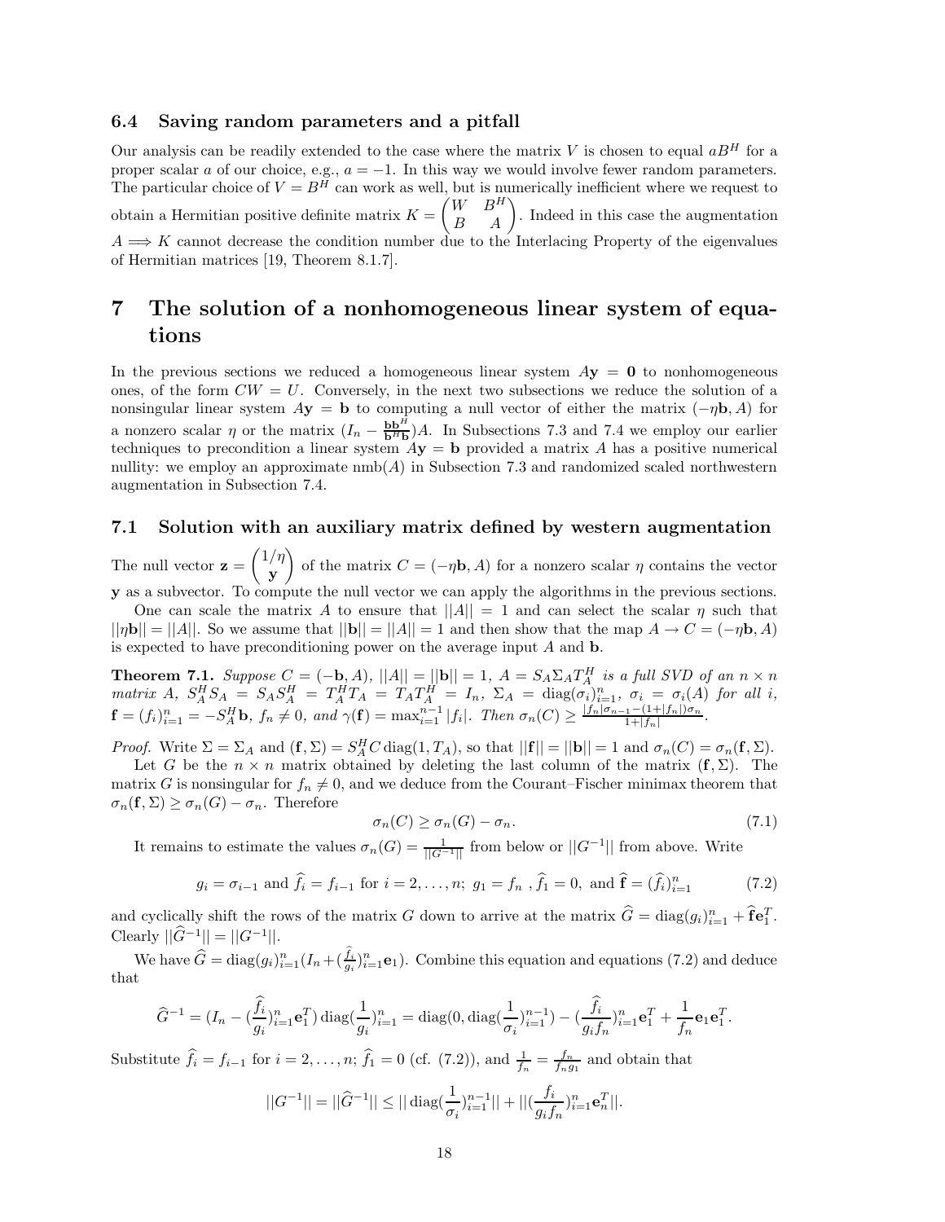### 6.4 Saving random parameters and a pitfall

Our analysis can be readily extended to the case where the matrix $V$ is chosen to equal $aB^H$ for a proper scalar $a$ of our choice, e.g., $a = -1$. In this way we would involve fewer random parameters. The particular choice of $V = B^H$ can work as well, but is numerically inefficient where we request to obtain a Hermitian positive definite matrix $K = \begin{pmatrix} W & B^H \\ B & A \end{pmatrix}$. Indeed in this case the augmentation $A \Longrightarrow K$ cannot decrease the condition number due to the Interlacing Property of the eigenvalues of Hermitian matrices [19, Theorem 8.1.7].

# 7 The solution of a nonhomogeneous linear system of equations

In the previous sections we reduced a homogeneous linear system $A\mathbf{y} = \mathbf{0}$ to nonhomogeneous ones, of the form $CW = U$. Conversely, in the next two subsections we reduce the solution of a nonsingular linear system $A\mathbf{y} = \mathbf{b}$ to computing a null vector of either the matrix $(-\eta\mathbf{b}, A)$ for a nonzero scalar $\eta$ or the matrix $(I_n - \frac{\mathbf{b}\mathbf{b}^H}{\mathbf{b}^H\mathbf{b}})A$. In Subsections 7.3 and 7.4 we employ our earlier techniques to precondition a linear system $A\mathbf{y} = \mathbf{b}$ provided a matrix $A$ has a positive numerical nullity: we employ an approximate $\mathrm{nmb}(A)$ in Subsection 7.3 and randomized scaled northwestern augmentation in Subsection 7.4.

## 7.1 Solution with an auxiliary matrix defined by western augmentation

The null vector $\mathbf{z} = \begin{pmatrix} 1/\eta \\ \mathbf{y} \end{pmatrix}$ of the matrix $C = (-\eta\mathbf{b}, A)$ for a nonzero scalar $\eta$ contains the vector $\mathbf{y}$ as a subvector. To compute the null vector we can apply the algorithms in the previous sections.

One can scale the matrix $A$ to ensure that $||A|| = 1$ and can select the scalar $\eta$ such that $||\eta\mathbf{b}|| = ||A||$. So we assume that $||\mathbf{b}|| = ||A|| = 1$ and then show that the map $A \to C = (-\eta\mathbf{b}, A)$ is expected to have preconditioning power on the average input $A$ and $\mathbf{b}$.

**Theorem 7.1.** *Suppose $C = (-\mathbf{b}, A)$, $||A|| = ||\mathbf{b}|| = 1$, $A = S_A\Sigma_A T_A^H$ is a full SVD of an $n \times n$ matrix $A$, $S_A^H S_A = S_A S_A^H = T_A^H T_A = T_A T_A^H = I_n$, $\Sigma_A = \mathrm{diag}(\sigma_i)_{i=1}^n$, $\sigma_i = \sigma_i(A)$ for all $i$, $\mathbf{f} = (f_i)_{i=1}^n = -S_A^H\mathbf{b}$, $f_n \neq 0$, and $\gamma(\mathbf{f}) = \max_{i=1}^{n-1} |f_i|$. Then $\sigma_n(C) \geq \frac{|f_n|\sigma_{n-1} - (1+|f_n|)\sigma_n}{1+|f_n|}$.*

*Proof.* Write $\Sigma = \Sigma_A$ and $(\mathbf{f}, \Sigma) = S_A^H C\,\mathrm{diag}(1, T_A)$, so that $||\mathbf{f}|| = ||\mathbf{b}|| = 1$ and $\sigma_n(C) = \sigma_n(\mathbf{f}, \Sigma)$.

Let $G$ be the $n \times n$ matrix obtained by deleting the last column of the matrix $(\mathbf{f}, \Sigma)$. The matrix $G$ is nonsingular for $f_n \neq 0$, and we deduce from the Courant–Fischer minimax theorem that $\sigma_n(\mathbf{f}, \Sigma) \geq \sigma_n(G) - \sigma_n$. Therefore

$$\sigma_n(C) \geq \sigma_n(G) - \sigma_n. \tag{7.1}$$

It remains to estimate the values $\sigma_n(G) = \frac{1}{||G^{-1}||}$ from below or $||G^{-1}||$ from above. Write

$$g_i = \sigma_{i-1} \text{ and } \widehat{f}_i = f_{i-1} \text{ for } i = 2, \ldots, n;\ g_1 = f_n\ ,\ \widehat{f}_1 = 0,\ \text{and } \widehat{\mathbf{f}} = (\widehat{f}_i)_{i=1}^n \tag{7.2}$$

and cyclically shift the rows of the matrix $G$ down to arrive at the matrix $\widehat{G} = \mathrm{diag}(g_i)_{i=1}^n + \widehat{\mathbf{f}}\mathbf{e}_1^T$. Clearly $||\widehat{G}^{-1}|| = ||G^{-1}||$.

We have $\widehat{G} = \mathrm{diag}(g_i)_{i=1}^n(I_n + (\frac{\widehat{f}_i}{g_i})_{i=1}^n\mathbf{e}_1)$. Combine this equation and equations (7.2) and deduce that

$$\widehat{G}^{-1} = (I_n - (\frac{\widehat{f}_i}{g_i})_{i=1}^n\mathbf{e}_1^T)\,\mathrm{diag}(\frac{1}{g_i})_{i=1}^n = \mathrm{diag}(0, \mathrm{diag}(\frac{1}{\sigma_i})_{i=1}^{n-1}) - (\frac{\widehat{f}_i}{g_i f_n})_{i=1}^n\mathbf{e}_1^T + \frac{1}{f_n}\mathbf{e}_1\mathbf{e}_1^T.$$

Substitute $\widehat{f}_i = f_{i-1}$ for $i = 2, \ldots, n$; $\widehat{f}_1 = 0$ (cf. (7.2)), and $\frac{1}{f_n} = \frac{f_n}{f_n g_1}$ and obtain that

$$||G^{-1}|| = ||\widehat{G}^{-1}|| \leq ||\,\mathrm{diag}(\frac{1}{\sigma_i})_{i=1}^{n-1}|| + ||(\frac{f_i}{g_i f_n})_{i=1}^n\mathbf{e}_n^T||.$$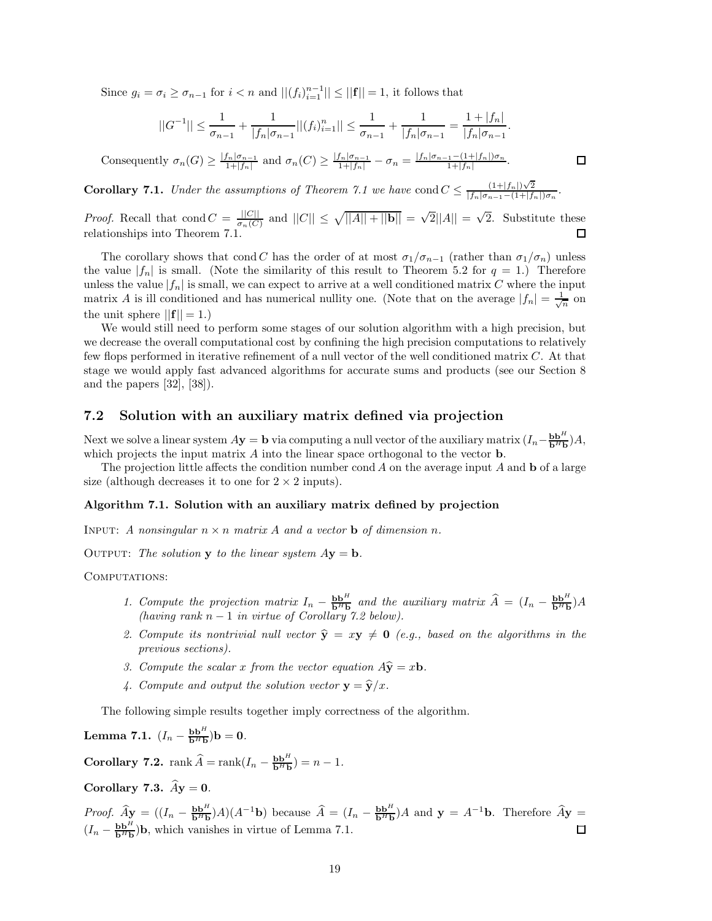Since $g_i = \sigma_i \geq \sigma_{n-1}$ for $i < n$ and $||(f_i)_{i=1}^{n-1}|| \leq ||\mathbf{f}|| = 1$, it follows that

$$||G^{-1}|| \leq \frac{1}{\sigma_{n-1}} + \frac{1}{|f_n|\sigma_{n-1}}||(f_i)_{i=1}^{n}|| \leq \frac{1}{\sigma_{n-1}} + \frac{1}{|f_n|\sigma_{n-1}} = \frac{1+|f_n|}{|f_n|\sigma_{n-1}}.$$

Consequently $\sigma_n(G) \geq \frac{|f_n|\sigma_{n-1}}{1+|f_n|}$ and $\sigma_n(C) \geq \frac{|f_n|\sigma_{n-1}}{1+|f_n|} - \sigma_n = \frac{|f_n|\sigma_{n-1}-(1+|f_n|)\sigma_n}{1+|f_n|}$. ☐

**Corollary 7.1.** *Under the assumptions of Theorem 7.1 we have* $\operatorname{cond} C \leq \frac{(1+|f_n|)\sqrt{2}}{|f_n|\sigma_{n-1}-(1+|f_n|)\sigma_n}$.

*Proof.* Recall that $\operatorname{cond} C = \frac{||C||}{\sigma_n(C)}$ and $||C|| \leq \sqrt{||A||+||\mathbf{b}||} = \sqrt{2}||A|| = \sqrt{2}$. Substitute these relationships into Theorem 7.1. ☐

The corollary shows that $\operatorname{cond} C$ has the order of at most $\sigma_1/\sigma_{n-1}$ (rather than $\sigma_1/\sigma_n$) unless the value $|f_n|$ is small. (Note the similarity of this result to Theorem 5.2 for $q = 1$.) Therefore unless the value $|f_n|$ is small, we can expect to arrive at a well conditioned matrix $C$ where the input matrix $A$ is ill conditioned and has numerical nullity one. (Note that on the average $|f_n| = \frac{1}{\sqrt{n}}$ on the unit sphere $||\mathbf{f}|| = 1$.)

We would still need to perform some stages of our solution algorithm with a high precision, but we decrease the overall computational cost by confining the high precision computations to relatively few flops performed in iterative refinement of a null vector of the well conditioned matrix $C$. At that stage we would apply fast advanced algorithms for accurate sums and products (see our Section 8 and the papers [32], [38]).

## 7.2 Solution with an auxiliary matrix defined via projection

Next we solve a linear system $A\mathbf{y} = \mathbf{b}$ via computing a null vector of the auxiliary matrix $(I_n - \frac{\mathbf{b}\mathbf{b}^H}{\mathbf{b}^H\mathbf{b}})A$, which projects the input matrix $A$ into the linear space orthogonal to the vector $\mathbf{b}$.

The projection little affects the condition number $\operatorname{cond} A$ on the average input $A$ and $\mathbf{b}$ of a large size (although decreases it to one for $2 \times 2$ inputs).

**Algorithm 7.1. Solution with an auxiliary matrix defined by projection**

Input: *A nonsingular $n \times n$ matrix $A$ and a vector $\mathbf{b}$ of dimension $n$.*

Output: *The solution $\mathbf{y}$ to the linear system $A\mathbf{y} = \mathbf{b}$.*

Computations:

1. *Compute the projection matrix $I_n - \frac{\mathbf{b}\mathbf{b}^H}{\mathbf{b}^H\mathbf{b}}$ and the auxiliary matrix $\widehat{A} = (I_n - \frac{\mathbf{b}\mathbf{b}^H}{\mathbf{b}^H\mathbf{b}})A$ (having rank $n-1$ in virtue of Corollary 7.2 below).*
2. *Compute its nontrivial null vector $\widehat{\mathbf{y}} = x\mathbf{y} \neq \mathbf{0}$ (e.g., based on the algorithms in the previous sections).*
3. *Compute the scalar $x$ from the vector equation $A\widehat{\mathbf{y}} = x\mathbf{b}$.*
4. *Compute and output the solution vector $\mathbf{y} = \widehat{\mathbf{y}}/x$.*

The following simple results together imply correctness of the algorithm.

**Lemma 7.1.** $(I_n - \frac{\mathbf{b}\mathbf{b}^H}{\mathbf{b}^H\mathbf{b}})\mathbf{b} = \mathbf{0}$.

**Corollary 7.2.** $\operatorname{rank} \widehat{A} = \operatorname{rank}(I_n - \frac{\mathbf{b}\mathbf{b}^H}{\mathbf{b}^H\mathbf{b}}) = n - 1$.

**Corollary 7.3.** $\widehat{A}\mathbf{y} = \mathbf{0}$.

*Proof.* $\widehat{A}\mathbf{y} = ((I_n - \frac{\mathbf{b}\mathbf{b}^H}{\mathbf{b}^H\mathbf{b}})A)(A^{-1}\mathbf{b})$ because $\widehat{A} = (I_n - \frac{\mathbf{b}\mathbf{b}^H}{\mathbf{b}^H\mathbf{b}})A$ and $\mathbf{y} = A^{-1}\mathbf{b}$. Therefore $\widehat{A}\mathbf{y} = (I_n - \frac{\mathbf{b}\mathbf{b}^H}{\mathbf{b}^H\mathbf{b}})\mathbf{b}$, which vanishes in virtue of Lemma 7.1. ☐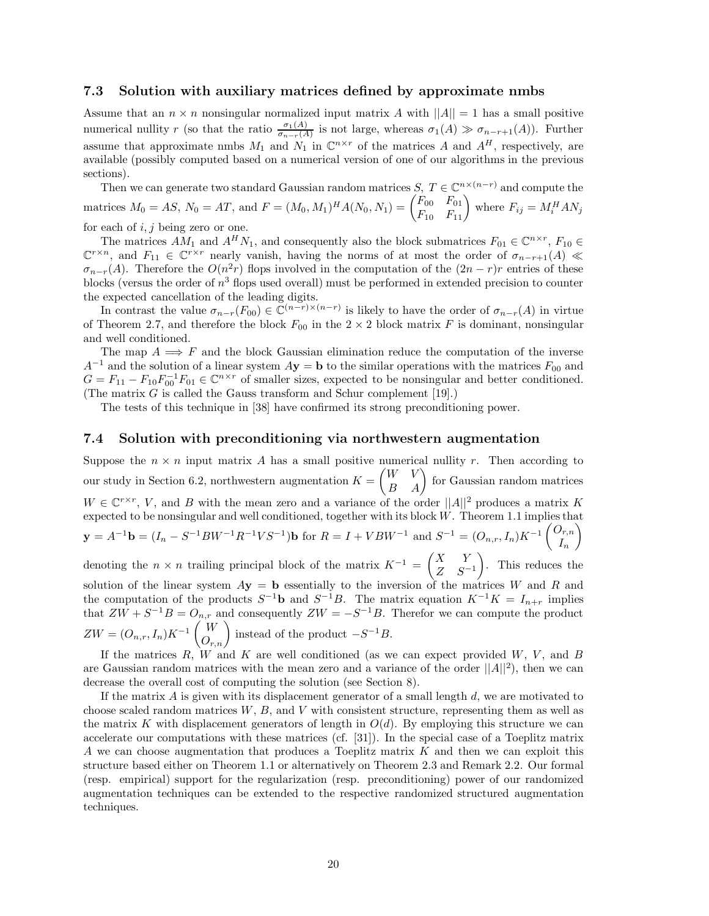### 7.3 Solution with auxiliary matrices defined by approximate nmbs

Assume that an $n \times n$ nonsingular normalized input matrix $A$ with $||A|| = 1$ has a small positive numerical nullity $r$ (so that the ratio $\frac{\sigma_1(A)}{\sigma_{n-r}(A)}$ is not large, whereas $\sigma_1(A) \gg \sigma_{n-r+1}(A)$). Further assume that approximate nmbs $M_1$ and $N_1$ in $\mathbb{C}^{n\times r}$ of the matrices $A$ and $A^H$, respectively, are available (possibly computed based on a numerical version of one of our algorithms in the previous sections).

Then we can generate two standard Gaussian random matrices $S$, $T \in \mathbb{C}^{n\times(n-r)}$ and compute the matrices $M_0 = AS$, $N_0 = AT$, and $F = (M_0, M_1)^H A(N_0, N_1) = \begin{pmatrix} F_{00} & F_{01} \\ F_{10} & F_{11} \end{pmatrix}$ where $F_{ij} = M_i^H A N_j$ for each of $i, j$ being zero or one.

The matrices $AM_1$ and $A^H N_1$, and consequently also the block submatrices $F_{01} \in \mathbb{C}^{n\times r}$, $F_{10} \in \mathbb{C}^{r\times n}$, and $F_{11} \in \mathbb{C}^{r\times r}$ nearly vanish, having the norms of at most the order of $\sigma_{n-r+1}(A) \ll \sigma_{n-r}(A)$. Therefore the $O(n^2 r)$ flops involved in the computation of the $(2n-r)r$ entries of these blocks (versus the order of $n^3$ flops used overall) must be performed in extended precision to counter the expected cancellation of the leading digits.

In contrast the value $\sigma_{n-r}(F_{00}) \in \mathbb{C}^{(n-r)\times(n-r)}$ is likely to have the order of $\sigma_{n-r}(A)$ in virtue of Theorem 2.7, and therefore the block $F_{00}$ in the $2 \times 2$ block matrix $F$ is dominant, nonsingular and well conditioned.

The map $A \Longrightarrow F$ and the block Gaussian elimination reduce the computation of the inverse $A^{-1}$ and the solution of a linear system $A\mathbf{y} = \mathbf{b}$ to the similar operations with the matrices $F_{00}$ and $G = F_{11} - F_{10}F_{00}^{-1}F_{01} \in \mathbb{C}^{n\times r}$ of smaller sizes, expected to be nonsingular and better conditioned. (The matrix $G$ is called the Gauss transform and Schur complement [19].)

The tests of this technique in [38] have confirmed its strong preconditioning power.

### 7.4 Solution with preconditioning via northwestern augmentation

Suppose the $n \times n$ input matrix $A$ has a small positive numerical nullity $r$. Then according to our study in Section 6.2, northwestern augmentation $K = \begin{pmatrix} W & V \\ B & A \end{pmatrix}$ for Gaussian random matrices $W \in \mathbb{C}^{r\times r}$, $V$, and $B$ with the mean zero and a variance of the order $||A||^2$ produces a matrix $K$ expected to be nonsingular and well conditioned, together with its block $W$. Theorem 1.1 implies that $\mathbf{y} = A^{-1}\mathbf{b} = (I_n - S^{-1}BW^{-1}R^{-1}VS^{-1})\mathbf{b}$ for $R = I + VBW^{-1}$ and $S^{-1} = (O_{n,r}, I_n)K^{-1}\begin{pmatrix} O_{r,n} \\ I_n \end{pmatrix}$ denoting the $n \times n$ trailing principal block of the matrix $K^{-1} = \begin{pmatrix} X & Y \\ Z & S^{-1} \end{pmatrix}$. This reduces the solution of the linear system $A\mathbf{y} = \mathbf{b}$ essentially to the inversion of the matrices $W$ and $R$ and the computation of the products $S^{-1}\mathbf{b}$ and $S^{-1}B$. The matrix equation $K^{-1}K = I_{n+r}$ implies that $ZW + S^{-1}B = O_{n,r}$ and consequently $ZW = -S^{-1}B$. Therefor we can compute the product $ZW = (O_{n,r}, I_n)K^{-1}\begin{pmatrix} W \\ O_{r,n} \end{pmatrix}$ instead of the product $-S^{-1}B$.

If the matrices $R$, $W$ and $K$ are well conditioned (as we can expect provided $W$, $V$, and $B$ are Gaussian random matrices with the mean zero and a variance of the order $||A||^2$), then we can decrease the overall cost of computing the solution (see Section 8).

If the matrix $A$ is given with its displacement generator of a small length $d$, we are motivated to choose scaled random matrices $W$, $B$, and $V$ with consistent structure, representing them as well as the matrix $K$ with displacement generators of length in $O(d)$. By employing this structure we can accelerate our computations with these matrices (cf. [31]). In the special case of a Toeplitz matrix $A$ we can choose augmentation that produces a Toeplitz matrix $K$ and then we can exploit this structure based either on Theorem 1.1 or alternatively on Theorem 2.3 and Remark 2.2. Our formal (resp. empirical) support for the regularization (resp. preconditioning) power of our randomized augmentation techniques can be extended to the respective randomized structured augmentation techniques.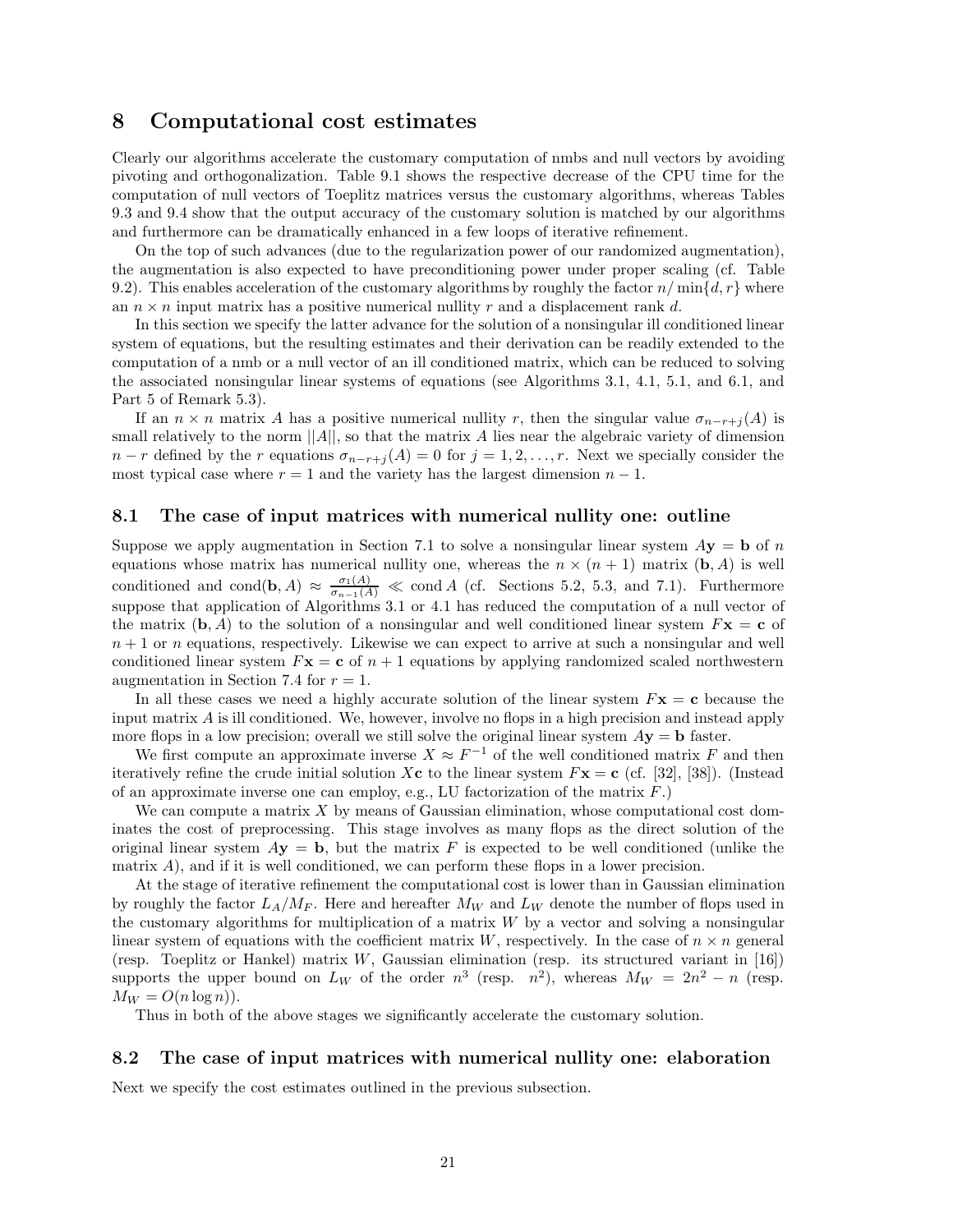# 8 Computational cost estimates

Clearly our algorithms accelerate the customary computation of nmbs and null vectors by avoiding pivoting and orthogonalization. Table 9.1 shows the respective decrease of the CPU time for the computation of null vectors of Toeplitz matrices versus the customary algorithms, whereas Tables 9.3 and 9.4 show that the output accuracy of the customary solution is matched by our algorithms and furthermore can be dramatically enhanced in a few loops of iterative refinement.

On the top of such advances (due to the regularization power of our randomized augmentation), the augmentation is also expected to have preconditioning power under proper scaling (cf. Table 9.2). This enables acceleration of the customary algorithms by roughly the factor $n/\min\{d,r\}$ where an $n \times n$ input matrix has a positive numerical nullity $r$ and a displacement rank $d$.

In this section we specify the latter advance for the solution of a nonsingular ill conditioned linear system of equations, but the resulting estimates and their derivation can be readily extended to the computation of a nmb or a null vector of an ill conditioned matrix, which can be reduced to solving the associated nonsingular linear systems of equations (see Algorithms 3.1, 4.1, 5.1, and 6.1, and Part 5 of Remark 5.3).

If an $n \times n$ matrix $A$ has a positive numerical nullity $r$, then the singular value $\sigma_{n-r+j}(A)$ is small relatively to the norm $||A||$, so that the matrix $A$ lies near the algebraic variety of dimension $n-r$ defined by the $r$ equations $\sigma_{n-r+j}(A) = 0$ for $j = 1, 2, \dots, r$. Next we specially consider the most typical case where $r = 1$ and the variety has the largest dimension $n-1$.

## 8.1 The case of input matrices with numerical nullity one: outline

Suppose we apply augmentation in Section 7.1 to solve a nonsingular linear system $A\mathbf{y} = \mathbf{b}$ of $n$ equations whose matrix has numerical nullity one, whereas the $n \times (n+1)$ matrix $(\mathbf{b}, A)$ is well conditioned and $\text{cond}(\mathbf{b}, A) \approx \frac{\sigma_1(A)}{\sigma_{n-1}(A)} \ll \text{cond}\, A$ (cf. Sections 5.2, 5.3, and 7.1). Furthermore suppose that application of Algorithms 3.1 or 4.1 has reduced the computation of a null vector of the matrix $(\mathbf{b}, A)$ to the solution of a nonsingular and well conditioned linear system $F\mathbf{x} = \mathbf{c}$ of $n+1$ or $n$ equations, respectively. Likewise we can expect to arrive at such a nonsingular and well conditioned linear system $F\mathbf{x} = \mathbf{c}$ of $n+1$ equations by applying randomized scaled northwestern augmentation in Section 7.4 for $r = 1$.

In all these cases we need a highly accurate solution of the linear system $F\mathbf{x} = \mathbf{c}$ because the input matrix $A$ is ill conditioned. We, however, involve no flops in a high precision and instead apply more flops in a low precision; overall we still solve the original linear system $A\mathbf{y} = \mathbf{b}$ faster.

We first compute an approximate inverse $X \approx F^{-1}$ of the well conditioned matrix $F$ and then iteratively refine the crude initial solution $X\mathbf{c}$ to the linear system $F\mathbf{x} = \mathbf{c}$ (cf. [32], [38]). (Instead of an approximate inverse one can employ, e.g., LU factorization of the matrix $F$.)

We can compute a matrix $X$ by means of Gaussian elimination, whose computational cost dominates the cost of preprocessing. This stage involves as many flops as the direct solution of the original linear system $A\mathbf{y} = \mathbf{b}$, but the matrix $F$ is expected to be well conditioned (unlike the matrix $A$), and if it is well conditioned, we can perform these flops in a lower precision.

At the stage of iterative refinement the computational cost is lower than in Gaussian elimination by roughly the factor $L_A/M_F$. Here and hereafter $M_W$ and $L_W$ denote the number of flops used in the customary algorithms for multiplication of a matrix $W$ by a vector and solving a nonsingular linear system of equations with the coefficient matrix $W$, respectively. In the case of $n \times n$ general (resp. Toeplitz or Hankel) matrix $W$, Gaussian elimination (resp. its structured variant in [16]) supports the upper bound on $L_W$ of the order $n^3$ (resp. $n^2$), whereas $M_W = 2n^2 - n$ (resp. $M_W = O(n \log n)$).

Thus in both of the above stages we significantly accelerate the customary solution.

## 8.2 The case of input matrices with numerical nullity one: elaboration

Next we specify the cost estimates outlined in the previous subsection.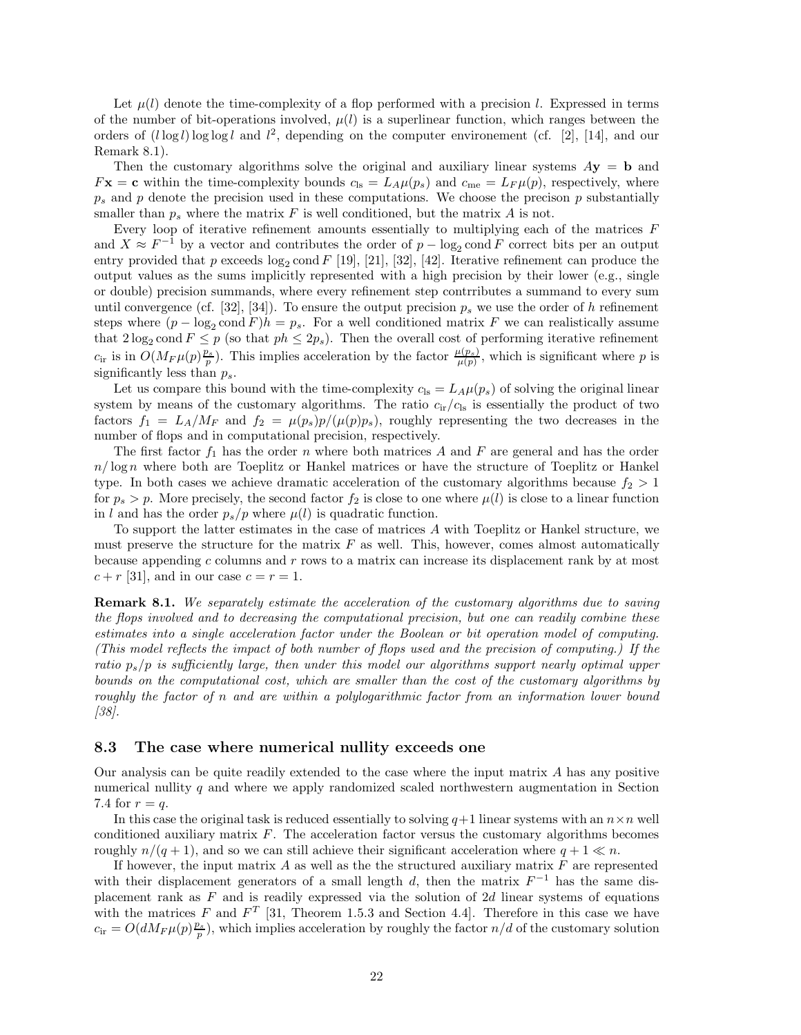Let $\mu(l)$ denote the time-complexity of a flop performed with a precision $l$. Expressed in terms of the number of bit-operations involved, $\mu(l)$ is a superlinear function, which ranges between the orders of $(l \log l) \log \log l$ and $l^2$, depending on the computer environement (cf. [2], [14], and our Remark 8.1).

Then the customary algorithms solve the original and auxiliary linear systems $A\mathbf{y} = \mathbf{b}$ and $F\mathbf{x} = \mathbf{c}$ within the time-complexity bounds $c_{\rm ls} = L_A \mu(p_s)$ and $c_{\rm me} = L_F \mu(p)$, respectively, where $p_s$ and $p$ denote the precision used in these computations. We choose the precison $p$ substantially smaller than $p_s$ where the matrix $F$ is well conditioned, but the matrix $A$ is not.

Every loop of iterative refinement amounts essentially to multiplying each of the matrices $F$ and $X \approx F^{-1}$ by a vector and contributes the order of $p - \log_2 \operatorname{cond} F$ correct bits per an output entry provided that $p$ exceeds $\log_2 \operatorname{cond} F$ [19], [21], [32], [42]. Iterative refinement can produce the output values as the sums implicitly represented with a high precision by their lower (e.g., single or double) precision summands, where every refinement step contrributes a summand to every sum until convergence (cf. [32], [34]). To ensure the output precision $p_s$ we use the order of $h$ refinement steps where $(p - \log_2 \operatorname{cond} F)h = p_s$. For a well conditioned matrix $F$ we can realistically assume that $2 \log_2 \operatorname{cond} F \leq p$ (so that $ph \leq 2p_s$). Then the overall cost of performing iterative refinement $c_{\rm ir}$ is in $O(M_F \mu(p) \frac{p_s}{p})$. This implies acceleration by the factor $\frac{\mu(p_s)}{\mu(p)}$, which is significant where $p$ is significantly less than $p_s$.

Let us compare this bound with the time-complexity $c_{\rm ls} = L_A \mu(p_s)$ of solving the original linear system by means of the customary algorithms. The ratio $c_{\rm ir}/c_{\rm ls}$ is essentially the product of two factors $f_1 = L_A/M_F$ and $f_2 = \mu(p_s)p/(\mu(p)p_s)$, roughly representing the two decreases in the number of flops and in computational precision, respectively.

The first factor $f_1$ has the order $n$ where both matrices $A$ and $F$ are general and has the order $n/\log n$ where both are Toeplitz or Hankel matrices or have the structure of Toeplitz or Hankel type. In both cases we achieve dramatic acceleration of the customary algorithms because $f_2 > 1$ for $p_s > p$. More precisely, the second factor $f_2$ is close to one where $\mu(l)$ is close to a linear function in $l$ and has the order $p_s/p$ where $\mu(l)$ is quadratic function.

To support the latter estimates in the case of matrices $A$ with Toeplitz or Hankel structure, we must preserve the structure for the matrix $F$ as well. This, however, comes almost automatically because appending $c$ columns and $r$ rows to a matrix can increase its displacement rank by at most $c + r$ [31], and in our case $c = r = 1$.

**Remark 8.1.** *We separately estimate the acceleration of the customary algorithms due to saving the flops involved and to decreasing the computational precision, but one can readily combine these estimates into a single acceleration factor under the Boolean or bit operation model of computing. (This model reflects the impact of both number of flops used and the precision of computing.) If the ratio $p_s/p$ is sufficiently large, then under this model our algorithms support nearly optimal upper bounds on the computational cost, which are smaller than the cost of the customary algorithms by roughly the factor of $n$ and are within a polylogarithmic factor from an information lower bound [38].*

### 8.3 The case where numerical nullity exceeds one

Our analysis can be quite readily extended to the case where the input matrix $A$ has any positive numerical nullity $q$ and where we apply randomized scaled northwestern augmentation in Section 7.4 for $r = q$.

In this case the original task is reduced essentially to solving $q+1$ linear systems with an $n \times n$ well conditioned auxiliary matrix $F$. The acceleration factor versus the customary algorithms becomes roughly $n/(q+1)$, and so we can still achieve their significant acceleration where $q + 1 \ll n$.

If however, the input matrix $A$ as well as the the structured auxiliary matrix $F$ are represented with their displacement generators of a small length $d$, then the matrix $F^{-1}$ has the same displacement rank as $F$ and is readily expressed via the solution of $2d$ linear systems of equations with the matrices $F$ and $F^T$ [31, Theorem 1.5.3 and Section 4.4]. Therefore in this case we have $c_{\rm ir} = O(dM_F \mu(p) \frac{p_s}{p})$, which implies acceleration by roughly the factor $n/d$ of the customary solution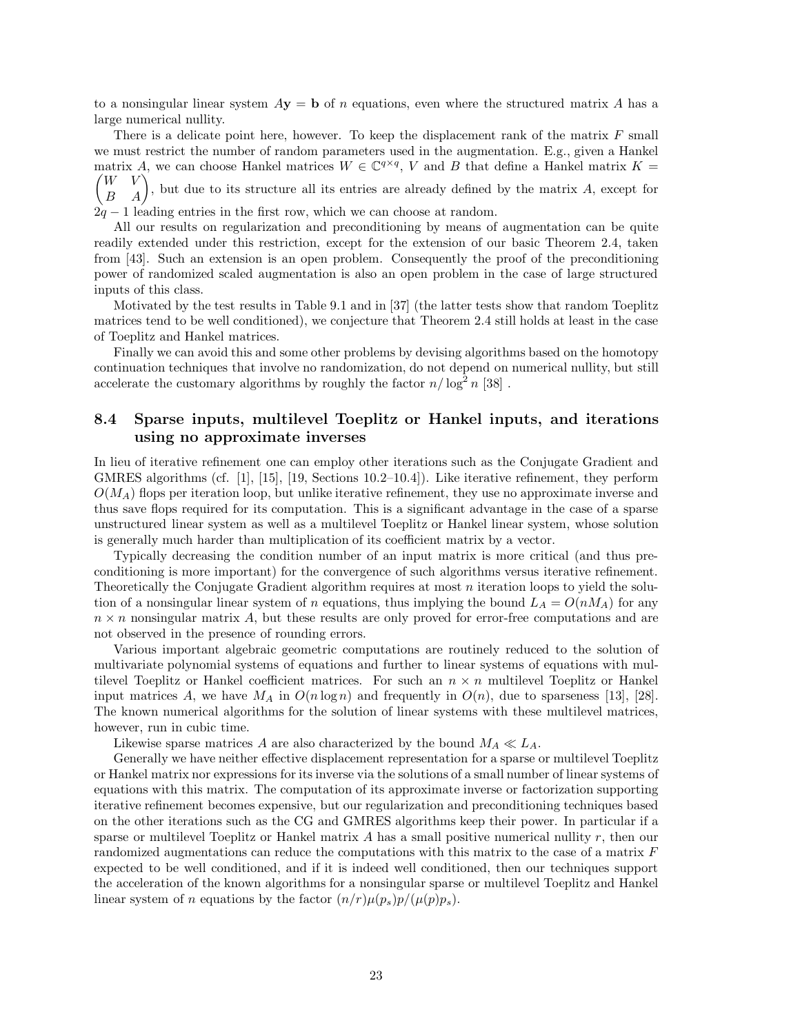to a nonsingular linear system $A\mathbf{y} = \mathbf{b}$ of $n$ equations, even where the structured matrix $A$ has a large numerical nullity.

There is a delicate point here, however. To keep the displacement rank of the matrix $F$ small we must restrict the number of random parameters used in the augmentation. E.g., given a Hankel matrix $A$, we can choose Hankel matrices $W \in \mathbb{C}^{q \times q}$, $V$ and $B$ that define a Hankel matrix $K = \begin{pmatrix} W & V \\ B & A \end{pmatrix}$, but due to its structure all its entries are already defined by the matrix $A$, except for $2q - 1$ leading entries in the first row, which we can choose at random.

All our results on regularization and preconditioning by means of augmentation can be quite readily extended under this restriction, except for the extension of our basic Theorem 2.4, taken from [43]. Such an extension is an open problem. Consequently the proof of the preconditioning power of randomized scaled augmentation is also an open problem in the case of large structured inputs of this class.

Motivated by the test results in Table 9.1 and in [37] (the latter tests show that random Toeplitz matrices tend to be well conditioned), we conjecture that Theorem 2.4 still holds at least in the case of Toeplitz and Hankel matrices.

Finally we can avoid this and some other problems by devising algorithms based on the homotopy continuation techniques that involve no randomization, do not depend on numerical nullity, but still accelerate the customary algorithms by roughly the factor $n/\log^2 n$ [38] .

### 8.4 Sparse inputs, multilevel Toeplitz or Hankel inputs, and iterations using no approximate inverses

In lieu of iterative refinement one can employ other iterations such as the Conjugate Gradient and GMRES algorithms (cf. [1], [15], [19, Sections 10.2–10.4]). Like iterative refinement, they perform $O(M_A)$ flops per iteration loop, but unlike iterative refinement, they use no approximate inverse and thus save flops required for its computation. This is a significant advantage in the case of a sparse unstructured linear system as well as a multilevel Toeplitz or Hankel linear system, whose solution is generally much harder than multiplication of its coefficient matrix by a vector.

Typically decreasing the condition number of an input matrix is more critical (and thus preconditioning is more important) for the convergence of such algorithms versus iterative refinement. Theoretically the Conjugate Gradient algorithm requires at most $n$ iteration loops to yield the solution of a nonsingular linear system of $n$ equations, thus implying the bound $L_A = O(nM_A)$ for any $n \times n$ nonsingular matrix $A$, but these results are only proved for error-free computations and are not observed in the presence of rounding errors.

Various important algebraic geometric computations are routinely reduced to the solution of multivariate polynomial systems of equations and further to linear systems of equations with multilevel Toeplitz or Hankel coefficient matrices. For such an $n \times n$ multilevel Toeplitz or Hankel input matrices $A$, we have $M_A$ in $O(n \log n)$ and frequently in $O(n)$, due to sparseness [13], [28]. The known numerical algorithms for the solution of linear systems with these multilevel matrices, however, run in cubic time.

Likewise sparse matrices $A$ are also characterized by the bound $M_A \ll L_A$.

Generally we have neither effective displacement representation for a sparse or multilevel Toeplitz or Hankel matrix nor expressions for its inverse via the solutions of a small number of linear systems of equations with this matrix. The computation of its approximate inverse or factorization supporting iterative refinement becomes expensive, but our regularization and preconditioning techniques based on the other iterations such as the CG and GMRES algorithms keep their power. In particular if a sparse or multilevel Toeplitz or Hankel matrix $A$ has a small positive numerical nullity $r$, then our randomized augmentations can reduce the computations with this matrix to the case of a matrix $F$ expected to be well conditioned, and if it is indeed well conditioned, then our techniques support the acceleration of the known algorithms for a nonsingular sparse or multilevel Toeplitz and Hankel linear system of $n$ equations by the factor $(n/r)\mu(p_s)p/(\mu(p)p_s)$.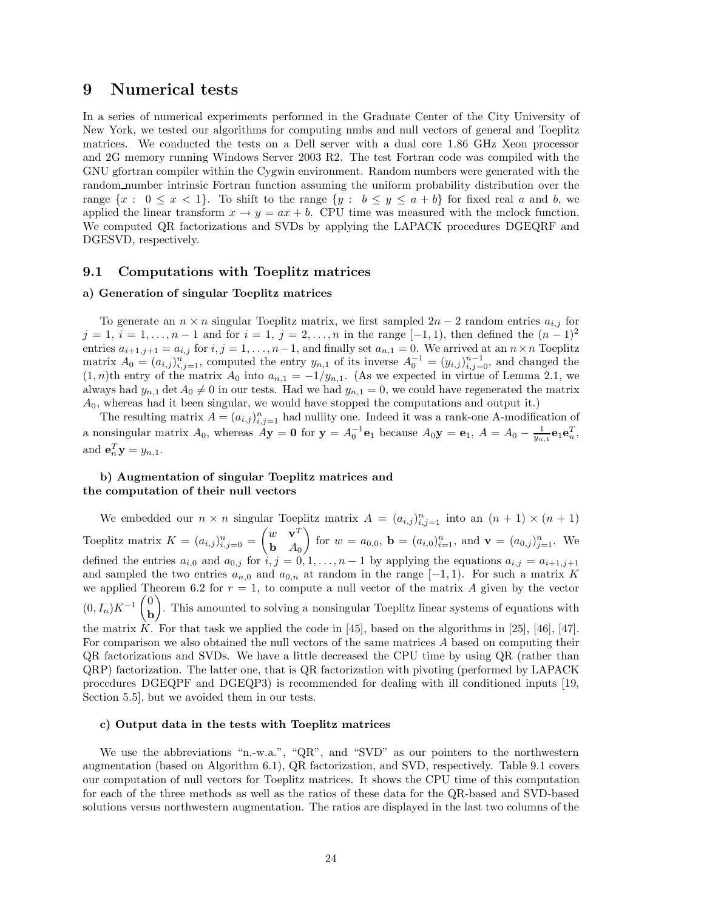# 9 Numerical tests

In a series of numerical experiments performed in the Graduate Center of the City University of New York, we tested our algorithms for computing nmbs and null vectors of general and Toeplitz matrices. We conducted the tests on a Dell server with a dual core 1.86 GHz Xeon processor and 2G memory running Windows Server 2003 R2. The test Fortran code was compiled with the GNU gfortran compiler within the Cygwin environment. Random numbers were generated with the random_number intrinsic Fortran function assuming the uniform probability distribution over the range $\{x: \ 0 \leq x < 1\}$. To shift to the range $\{y: \ b \leq y \leq a+b\}$ for fixed real $a$ and $b$, we applied the linear transform $x \rightarrow y = ax + b$. CPU time was measured with the mclock function. We computed QR factorizations and SVDs by applying the LAPACK procedures DGEQRF and DGESVD, respectively.

## 9.1 Computations with Toeplitz matrices

### a) Generation of singular Toeplitz matrices

To generate an $n \times n$ singular Toeplitz matrix, we first sampled $2n-2$ random entries $a_{i,j}$ for $j = 1$, $i = 1, \ldots, n-1$ and for $i = 1$, $j = 2, \ldots, n$ in the range $[-1, 1)$, then defined the $(n-1)^2$ entries $a_{i+1,j+1} = a_{i,j}$ for $i, j = 1, \ldots, n-1$, and finally set $a_{n,1} = 0$. We arrived at an $n \times n$ Toeplitz matrix $A_0 = (a_{i,j})_{i,j=1}^n$, computed the entry $y_{n,1}$ of its inverse $A_0^{-1} = (y_{i,j})_{i,j=0}^{n-1}$, and changed the $(1, n)$th entry of the matrix $A_0$ into $a_{n,1} = -1/y_{n,1}$. (As we expected in virtue of Lemma 2.1, we always had $y_{n,1} \det A_0 \neq 0$ in our tests. Had we had $y_{n,1} = 0$, we could have regenerated the matrix $A_0$, whereas had it been singular, we would have stopped the computations and output it.)

The resulting matrix $A = (a_{i,j})_{i,j=1}^n$ had nullity one. Indeed it was a rank-one A-modification of a nonsingular matrix $A_0$, whereas $A\mathbf{y} = \mathbf{0}$ for $\mathbf{y} = A_0^{-1}\mathbf{e}_1$ because $A_0\mathbf{y} = \mathbf{e}_1$, $A = A_0 - \frac{1}{y_{n,1}}\mathbf{e}_1\mathbf{e}_n^T$, and $\mathbf{e}_n^T\mathbf{y} = y_{n,1}$.

### b) Augmentation of singular Toeplitz matrices and the computation of their null vectors

We embedded our $n \times n$ singular Toeplitz matrix $A = (a_{i,j})_{i,j=1}^n$ into an $(n+1) \times (n+1)$ Toeplitz matrix $K = (a_{i,j})_{i,j=0}^n = \begin{pmatrix} w & \mathbf{v}^T \\ \mathbf{b} & A_0 \end{pmatrix}$ for $w = a_{0,0}$, $\mathbf{b} = (a_{i,0})_{i=1}^n$, and $\mathbf{v} = (a_{0,j})_{j=1}^n$. We defined the entries $a_{i,0}$ and $a_{0,j}$ for $i, j = 0, 1, \ldots, n-1$ by applying the equations $a_{i,j} = a_{i+1,j+1}$ and sampled the two entries $a_{n,0}$ and $a_{0,n}$ at random in the range $[-1, 1)$. For such a matrix $K$ we applied Theorem 6.2 for $r = 1$, to compute a null vector of the matrix $A$ given by the vector $(0, I_n)K^{-1}\begin{pmatrix} 0 \\ \mathbf{b} \end{pmatrix}$. This amounted to solving a nonsingular Toeplitz linear systems of equations with the matrix $K$. For that task we applied the code in [45], based on the algorithms in [25], [46], [47]. For comparison we also obtained the null vectors of the same matrices $A$ based on computing their QR factorizations and SVDs. We have a little decreased the CPU time by using QR (rather than QRP) factorization. The latter one, that is QR factorization with pivoting (performed by LAPACK procedures DGEQPF and DGEQP3) is recommended for dealing with ill conditioned inputs [19, Section 5.5], but we avoided them in our tests.

### c) Output data in the tests with Toeplitz matrices

We use the abbreviations "n.-w.a.", "QR", and "SVD" as our pointers to the northwestern augmentation (based on Algorithm 6.1), QR factorization, and SVD, respectively. Table 9.1 covers our computation of null vectors for Toeplitz matrices. It shows the CPU time of this computation for each of the three methods as well as the ratios of these data for the QR-based and SVD-based solutions versus northwestern augmentation. The ratios are displayed in the last two columns of the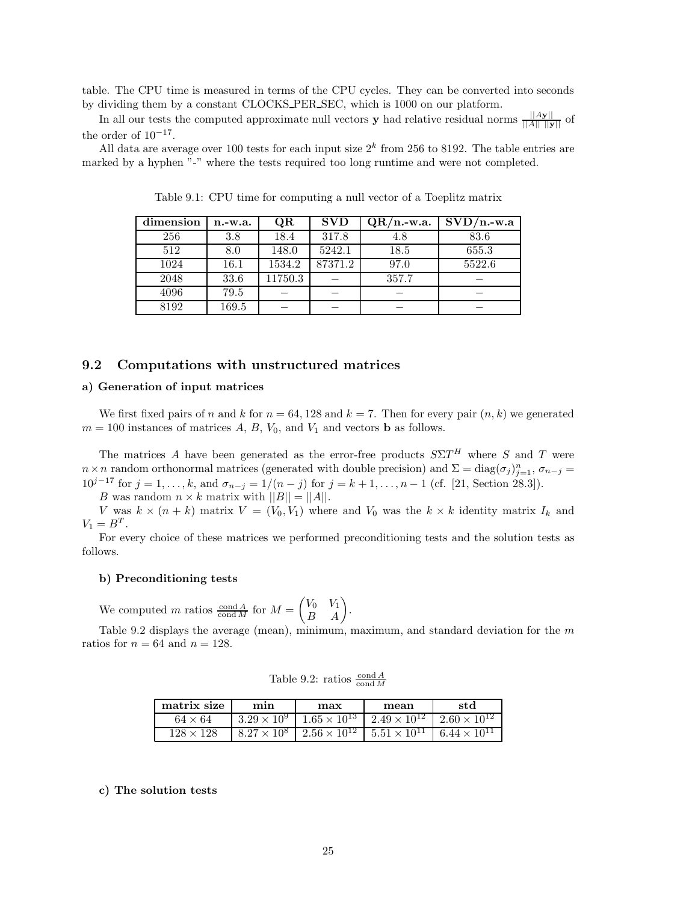table. The CPU time is measured in terms of the CPU cycles. They can be converted into seconds by dividing them by a constant CLOCKS_PER_SEC, which is 1000 on our platform.

In all our tests the computed approximate null vectors $\mathbf{y}$ had relative residual norms $\frac{||A\mathbf{y}||}{||A|| \, ||\mathbf{y}||}$ of the order of $10^{-17}$.

All data are average over 100 tests for each input size $2^k$ from 256 to 8192. The table entries are marked by a hyphen "-" where the tests required too long runtime and were not completed.

Table 9.1: CPU time for computing a null vector of a Toeplitz matrix

| dimension | n.-w.a. | QR | SVD | QR/n.-w.a. | SVD/n.-w.a |
|---|---|---|---|---|---|
| 256 | 3.8 | 18.4 | 317.8 | 4.8 | 83.6 |
| 512 | 8.0 | 148.0 | 5242.1 | 18.5 | 655.3 |
| 1024 | 16.1 | 1534.2 | 87371.2 | 97.0 | 5522.6 |
| 2048 | 33.6 | 11750.3 | – | 357.7 | – |
| 4096 | 79.5 | – | – | – | – |
| 8192 | 169.5 | – | – | – | – |

## 9.2 Computations with unstructured matrices

**a) Generation of input matrices**

We first fixed pairs of $n$ and $k$ for $n = 64, 128$ and $k = 7$. Then for every pair $(n, k)$ we generated $m = 100$ instances of matrices $A$, $B$, $V_0$, and $V_1$ and vectors $\mathbf{b}$ as follows.

The matrices $A$ have been generated as the error-free products $S\Sigma T^H$ where $S$ and $T$ were $n \times n$ random orthonormal matrices (generated with double precision) and $\Sigma = \operatorname{diag}(\sigma_j)_{j=1}^n$, $\sigma_{n-j} = 10^{j-17}$ for $j = 1, \ldots, k$, and $\sigma_{n-j} = 1/(n-j)$ for $j = k+1, \ldots, n-1$ (cf. [21, Section 28.3]).

$B$ was random $n \times k$ matrix with $||B|| = ||A||$.

$V$ was $k \times (n+k)$ matrix $V = (V_0, V_1)$ where and $V_0$ was the $k \times k$ identity matrix $I_k$ and $V_1 = B^T$.

For every choice of these matrices we performed preconditioning tests and the solution tests as follows.

**b) Preconditioning tests**

We computed $m$ ratios $\frac{\operatorname{cond} A}{\operatorname{cond} M}$ for $M = \begin{pmatrix} V_0 & V_1 \\ B & A \end{pmatrix}$.

Table 9.2 displays the average (mean), minimum, maximum, and standard deviation for the $m$ ratios for $n = 64$ and $n = 128$.

Table 9.2: ratios $\frac{\operatorname{cond} A}{\operatorname{cond} M}$

| matrix size | min | max | mean | std |
|---|---|---|---|---|
| $64 \times 64$ | $3.29 \times 10^9$ | $1.65 \times 10^{13}$ | $2.49 \times 10^{12}$ | $2.60 \times 10^{12}$ |
| $128 \times 128$ | $8.27 \times 10^8$ | $2.56 \times 10^{12}$ | $5.51 \times 10^{11}$ | $6.44 \times 10^{11}$ |

**c) The solution tests**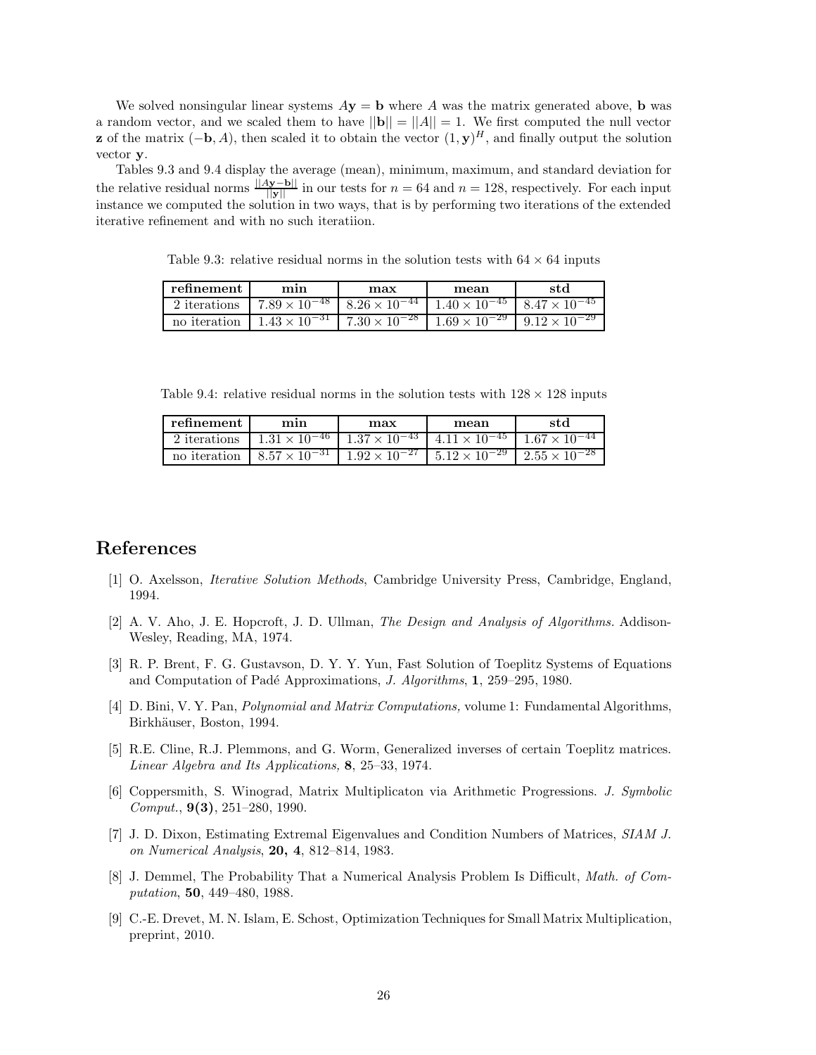We solved nonsingular linear systems $A\mathbf{y} = \mathbf{b}$ where $A$ was the matrix generated above, $\mathbf{b}$ was a random vector, and we scaled them to have $||\mathbf{b}|| = ||A|| = 1$. We first computed the null vector $\mathbf{z}$ of the matrix $(-\mathbf{b}, A)$, then scaled it to obtain the vector $(1, \mathbf{y})^H$, and finally output the solution vector $\mathbf{y}$.

Tables 9.3 and 9.4 display the average (mean), minimum, maximum, and standard deviation for the relative residual norms $\frac{||A\mathbf{y}-\mathbf{b}||}{||\mathbf{y}||}$ in our tests for $n = 64$ and $n = 128$, respectively. For each input instance we computed the solution in two ways, that is by performing two iterations of the extended iterative refinement and with no such iteratiion.

Table 9.3: relative residual norms in the solution tests with $64 \times 64$ inputs

| **refinement** | **min** | **max** | **mean** | **std** |
|---|---|---|---|---|
| 2 iterations | $7.89 \times 10^{-48}$ | $8.26 \times 10^{-44}$ | $1.40 \times 10^{-45}$ | $8.47 \times 10^{-45}$ |
| no iteration | $1.43 \times 10^{-31}$ | $7.30 \times 10^{-28}$ | $1.69 \times 10^{-29}$ | $9.12 \times 10^{-29}$ |

Table 9.4: relative residual norms in the solution tests with $128 \times 128$ inputs

| **refinement** | **min** | **max** | **mean** | **std** |
|---|---|---|---|---|
| 2 iterations | $1.31 \times 10^{-46}$ | $1.37 \times 10^{-43}$ | $4.11 \times 10^{-45}$ | $1.67 \times 10^{-44}$ |
| no iteration | $8.57 \times 10^{-31}$ | $1.92 \times 10^{-27}$ | $5.12 \times 10^{-29}$ | $2.55 \times 10^{-28}$ |

# References

[1] O. Axelsson, *Iterative Solution Methods*, Cambridge University Press, Cambridge, England, 1994.

[2] A. V. Aho, J. E. Hopcroft, J. D. Ullman, *The Design and Analysis of Algorithms.* Addison-Wesley, Reading, MA, 1974.

[3] R. P. Brent, F. G. Gustavson, D. Y. Y. Yun, Fast Solution of Toeplitz Systems of Equations and Computation of Padé Approximations, *J. Algorithms*, **1**, 259–295, 1980.

[4] D. Bini, V. Y. Pan, *Polynomial and Matrix Computations,* volume 1: Fundamental Algorithms, Birkhäuser, Boston, 1994.

[5] R.E. Cline, R.J. Plemmons, and G. Worm, Generalized inverses of certain Toeplitz matrices. *Linear Algebra and Its Applications,* **8**, 25–33, 1974.

[6] Coppersmith, S. Winograd, Matrix Multiplicaton via Arithmetic Progressions. *J. Symbolic Comput.*, **9(3)**, 251–280, 1990.

[7] J. D. Dixon, Estimating Extremal Eigenvalues and Condition Numbers of Matrices, *SIAM J. on Numerical Analysis*, **20, 4**, 812–814, 1983.

[8] J. Demmel, The Probability That a Numerical Analysis Problem Is Difficult, *Math. of Computation*, **50**, 449–480, 1988.

[9] C.-E. Drevet, M. N. Islam, E. Schost, Optimization Techniques for Small Matrix Multiplication, preprint, 2010.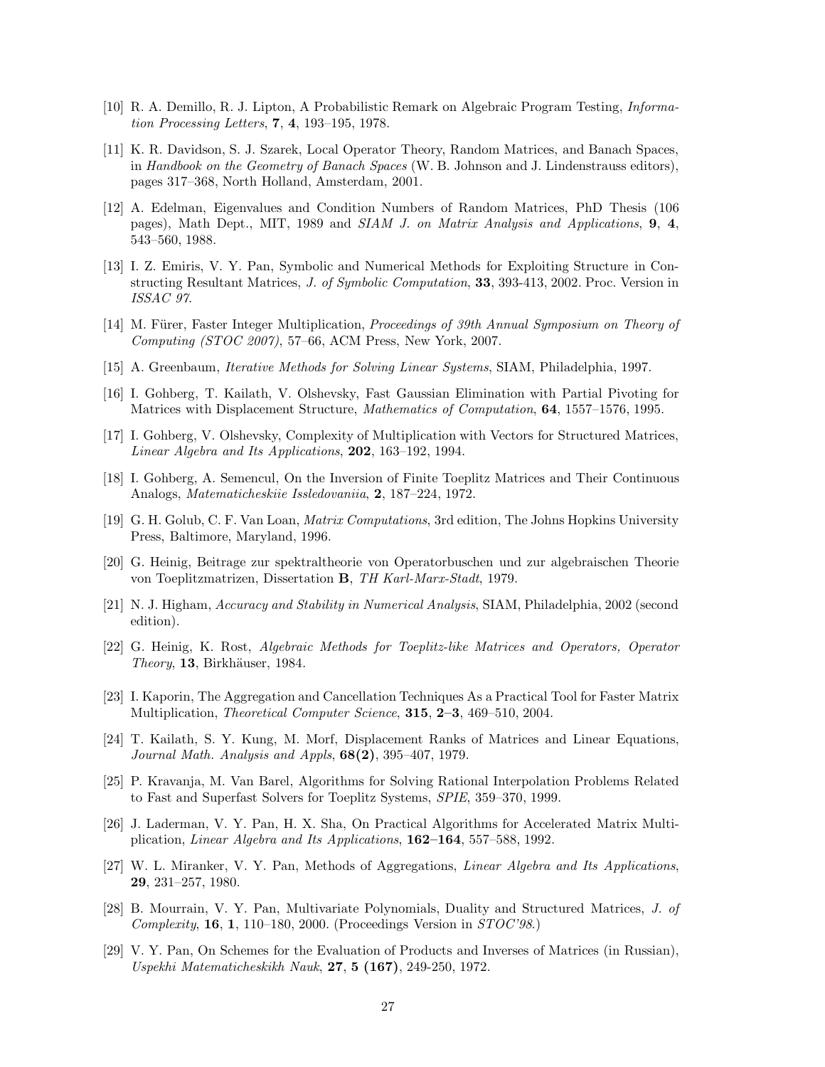[10] R. A. Demillo, R. J. Lipton, A Probabilistic Remark on Algebraic Program Testing, *Information Processing Letters*, **7**, **4**, 193–195, 1978.

[11] K. R. Davidson, S. J. Szarek, Local Operator Theory, Random Matrices, and Banach Spaces, in *Handbook on the Geometry of Banach Spaces* (W. B. Johnson and J. Lindenstrauss editors), pages 317–368, North Holland, Amsterdam, 2001.

[12] A. Edelman, Eigenvalues and Condition Numbers of Random Matrices, PhD Thesis (106 pages), Math Dept., MIT, 1989 and *SIAM J. on Matrix Analysis and Applications*, **9**, **4**, 543–560, 1988.

[13] I. Z. Emiris, V. Y. Pan, Symbolic and Numerical Methods for Exploiting Structure in Constructing Resultant Matrices, *J. of Symbolic Computation*, **33**, 393-413, 2002. Proc. Version in *ISSAC 97*.

[14] M. Fürer, Faster Integer Multiplication, *Proceedings of 39th Annual Symposium on Theory of Computing (STOC 2007)*, 57–66, ACM Press, New York, 2007.

[15] A. Greenbaum, *Iterative Methods for Solving Linear Systems*, SIAM, Philadelphia, 1997.

[16] I. Gohberg, T. Kailath, V. Olshevsky, Fast Gaussian Elimination with Partial Pivoting for Matrices with Displacement Structure, *Mathematics of Computation*, **64**, 1557–1576, 1995.

[17] I. Gohberg, V. Olshevsky, Complexity of Multiplication with Vectors for Structured Matrices, *Linear Algebra and Its Applications*, **202**, 163–192, 1994.

[18] I. Gohberg, A. Semencul, On the Inversion of Finite Toeplitz Matrices and Their Continuous Analogs, *Matematicheskiie Issledovaniia*, **2**, 187–224, 1972.

[19] G. H. Golub, C. F. Van Loan, *Matrix Computations*, 3rd edition, The Johns Hopkins University Press, Baltimore, Maryland, 1996.

[20] G. Heinig, Beitrage zur spektraltheorie von Operatorbuschen und zur algebraischen Theorie von Toeplitzmatrizen, Dissertation **B**, *TH Karl-Marx-Stadt*, 1979.

[21] N. J. Higham, *Accuracy and Stability in Numerical Analysis*, SIAM, Philadelphia, 2002 (second edition).

[22] G. Heinig, K. Rost, *Algebraic Methods for Toeplitz-like Matrices and Operators, Operator Theory*, **13**, Birkhäuser, 1984.

[23] I. Kaporin, The Aggregation and Cancellation Techniques As a Practical Tool for Faster Matrix Multiplication, *Theoretical Computer Science*, **315**, **2–3**, 469–510, 2004.

[24] T. Kailath, S. Y. Kung, M. Morf, Displacement Ranks of Matrices and Linear Equations, *Journal Math. Analysis and Appls*, **68(2)**, 395–407, 1979.

[25] P. Kravanja, M. Van Barel, Algorithms for Solving Rational Interpolation Problems Related to Fast and Superfast Solvers for Toeplitz Systems, *SPIE*, 359–370, 1999.

[26] J. Laderman, V. Y. Pan, H. X. Sha, On Practical Algorithms for Accelerated Matrix Multiplication, *Linear Algebra and Its Applications*, **162–164**, 557–588, 1992.

[27] W. L. Miranker, V. Y. Pan, Methods of Aggregations, *Linear Algebra and Its Applications*, **29**, 231–257, 1980.

[28] B. Mourrain, V. Y. Pan, Multivariate Polynomials, Duality and Structured Matrices, *J. of Complexity*, **16**, **1**, 110–180, 2000. (Proceedings Version in *STOC'98*.)

[29] V. Y. Pan, On Schemes for the Evaluation of Products and Inverses of Matrices (in Russian), *Uspekhi Matematicheskikh Nauk*, **27**, **5 (167)**, 249-250, 1972.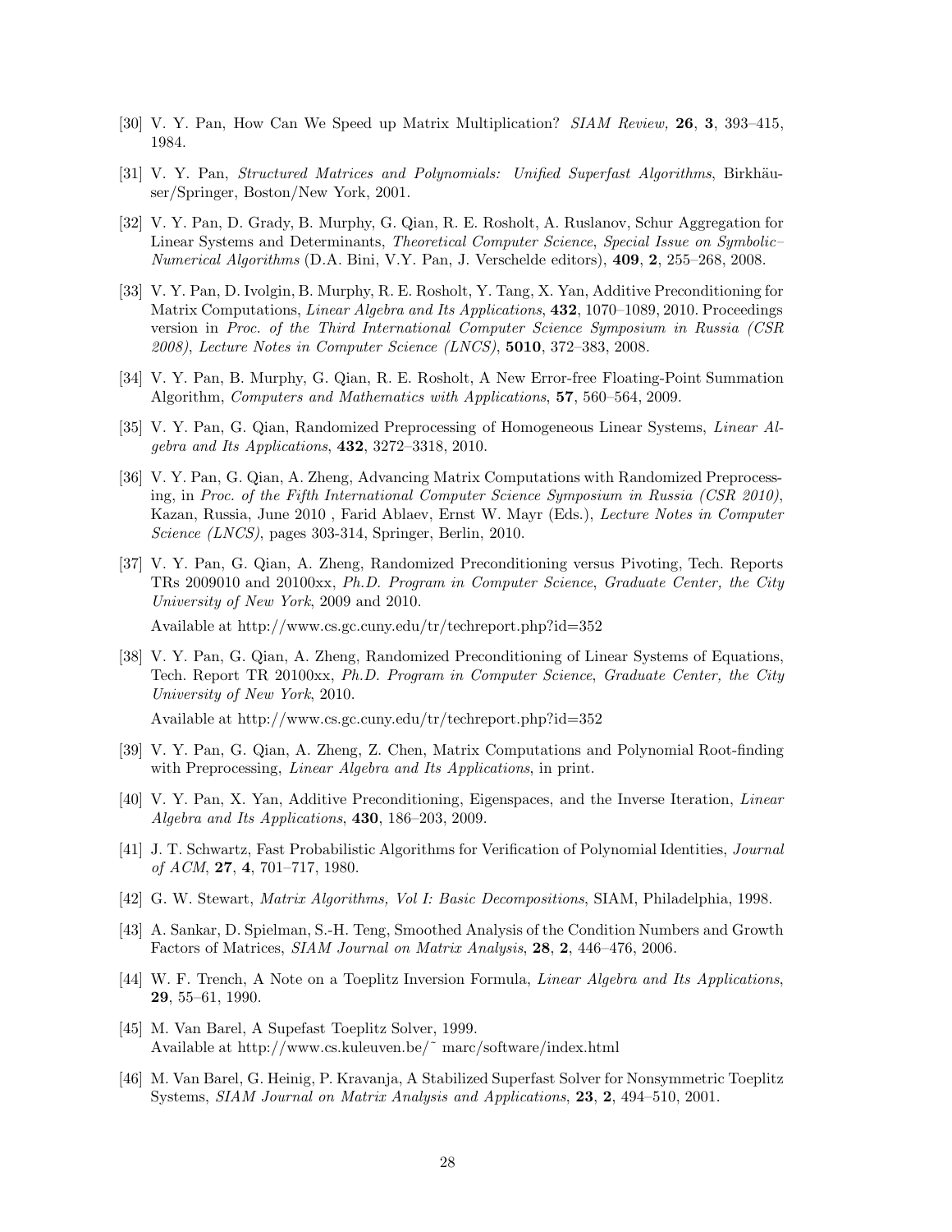[30] V. Y. Pan, How Can We Speed up Matrix Multiplication? *SIAM Review,* **26**, **3**, 393–415, 1984.

[31] V. Y. Pan, *Structured Matrices and Polynomials: Unified Superfast Algorithms*, Birkhäuser/Springer, Boston/New York, 2001.

[32] V. Y. Pan, D. Grady, B. Murphy, G. Qian, R. E. Rosholt, A. Ruslanov, Schur Aggregation for Linear Systems and Determinants, *Theoretical Computer Science*, *Special Issue on Symbolic–Numerical Algorithms* (D.A. Bini, V.Y. Pan, J. Verschelde editors), **409**, **2**, 255–268, 2008.

[33] V. Y. Pan, D. Ivolgin, B. Murphy, R. E. Rosholt, Y. Tang, X. Yan, Additive Preconditioning for Matrix Computations, *Linear Algebra and Its Applications*, **432**, 1070–1089, 2010. Proceedings version in *Proc. of the Third International Computer Science Symposium in Russia (CSR 2008)*, *Lecture Notes in Computer Science (LNCS)*, **5010**, 372–383, 2008.

[34] V. Y. Pan, B. Murphy, G. Qian, R. E. Rosholt, A New Error-free Floating-Point Summation Algorithm, *Computers and Mathematics with Applications*, **57**, 560–564, 2009.

[35] V. Y. Pan, G. Qian, Randomized Preprocessing of Homogeneous Linear Systems, *Linear Algebra and Its Applications*, **432**, 3272–3318, 2010.

[36] V. Y. Pan, G. Qian, A. Zheng, Advancing Matrix Computations with Randomized Preprocessing, in *Proc. of the Fifth International Computer Science Symposium in Russia (CSR 2010)*, Kazan, Russia, June 2010 , Farid Ablaev, Ernst W. Mayr (Eds.), *Lecture Notes in Computer Science (LNCS)*, pages 303-314, Springer, Berlin, 2010.

[37] V. Y. Pan, G. Qian, A. Zheng, Randomized Preconditioning versus Pivoting, Tech. Reports TRs 2009010 and 20100xx, *Ph.D. Program in Computer Science*, *Graduate Center, the City University of New York*, 2009 and 2010.

Available at http://www.cs.gc.cuny.edu/tr/techreport.php?id=352

[38] V. Y. Pan, G. Qian, A. Zheng, Randomized Preconditioning of Linear Systems of Equations, Tech. Report TR 20100xx, *Ph.D. Program in Computer Science*, *Graduate Center, the City University of New York*, 2010.

Available at http://www.cs.gc.cuny.edu/tr/techreport.php?id=352

[39] V. Y. Pan, G. Qian, A. Zheng, Z. Chen, Matrix Computations and Polynomial Root-finding with Preprocessing, *Linear Algebra and Its Applications*, in print.

[40] V. Y. Pan, X. Yan, Additive Preconditioning, Eigenspaces, and the Inverse Iteration, *Linear Algebra and Its Applications*, **430**, 186–203, 2009.

[41] J. T. Schwartz, Fast Probabilistic Algorithms for Verification of Polynomial Identities, *Journal of ACM*, **27**, **4**, 701–717, 1980.

[42] G. W. Stewart, *Matrix Algorithms, Vol I: Basic Decompositions*, SIAM, Philadelphia, 1998.

[43] A. Sankar, D. Spielman, S.-H. Teng, Smoothed Analysis of the Condition Numbers and Growth Factors of Matrices, *SIAM Journal on Matrix Analysis*, **28**, **2**, 446–476, 2006.

[44] W. F. Trench, A Note on a Toeplitz Inversion Formula, *Linear Algebra and Its Applications*, **29**, 55–61, 1990.

[45] M. Van Barel, A Supefast Toeplitz Solver, 1999.
Available at http://www.cs.kuleuven.be/~ marc/software/index.html

[46] M. Van Barel, G. Heinig, P. Kravanja, A Stabilized Superfast Solver for Nonsymmetric Toeplitz Systems, *SIAM Journal on Matrix Analysis and Applications*, **23**, **2**, 494–510, 2001.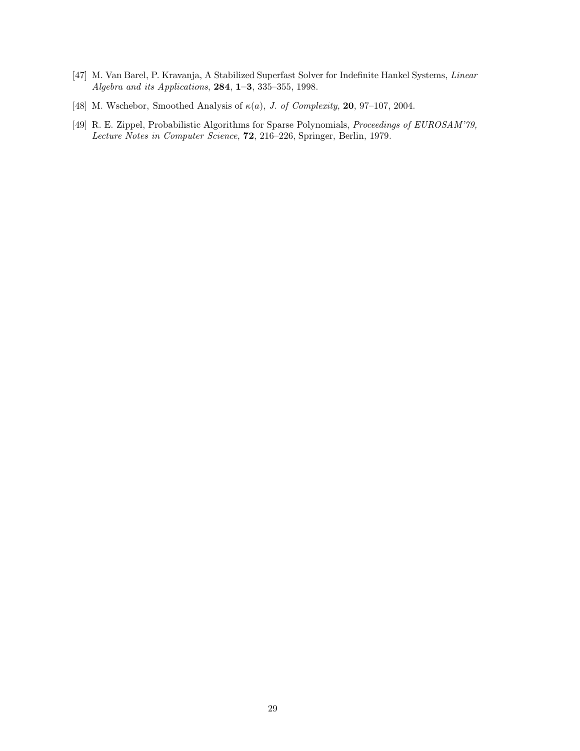[47] M. Van Barel, P. Kravanja, A Stabilized Superfast Solver for Indefinite Hankel Systems, *Linear Algebra and its Applications*, **284**, **1–3**, 335–355, 1998.

[48] M. Wschebor, Smoothed Analysis of $\kappa(a)$, *J. of Complexity*, **20**, 97–107, 2004.

[49] R. E. Zippel, Probabilistic Algorithms for Sparse Polynomials, *Proceedings of EUROSAM'79, Lecture Notes in Computer Science*, **72**, 216–226, Springer, Berlin, 1979.